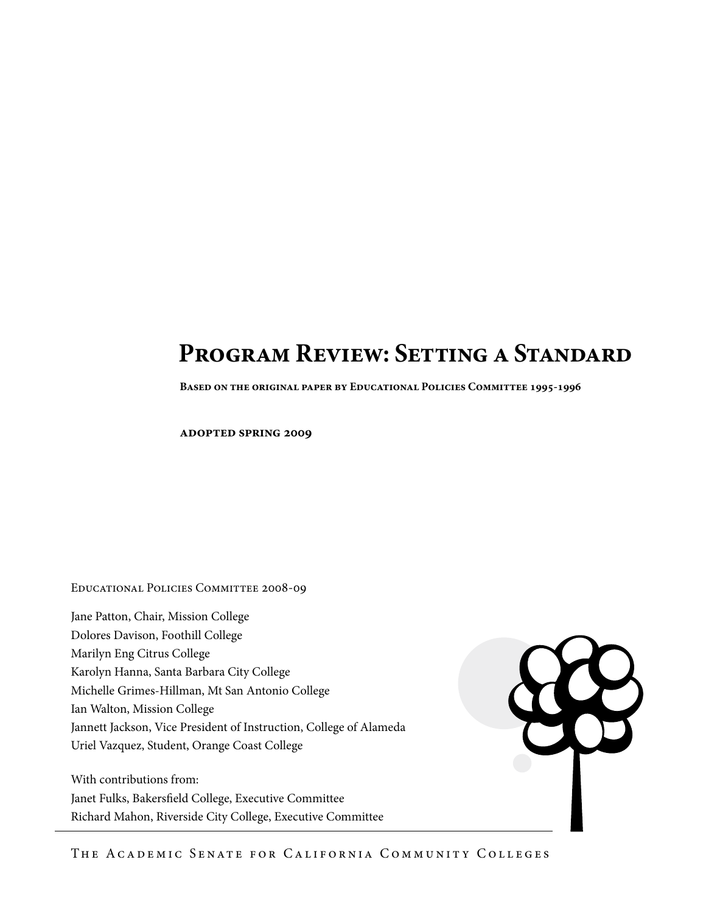# Program Review: Setting a Standard

**Based on the original paper by Educational Policies Committee 1995-1996**

**adopted spring 2009**

Educational Policies Committee 2008-09

Jane Patton, Chair, Mission College
Dolores Davison, Foothill College
Marilyn Eng Citrus College
Karolyn Hanna, Santa Barbara City College
Michelle Grimes-Hillman, Mt San Antonio College
Ian Walton, Mission College
Jannett Jackson, Vice President of Instruction, College of Alameda
Uriel Vazquez, Student, Orange Coast College

With contributions from:
Janet Fulks, Bakersfield College, Executive Committee
Richard Mahon, Riverside City College, Executive Committee

The Academic Senate for California Community Colleges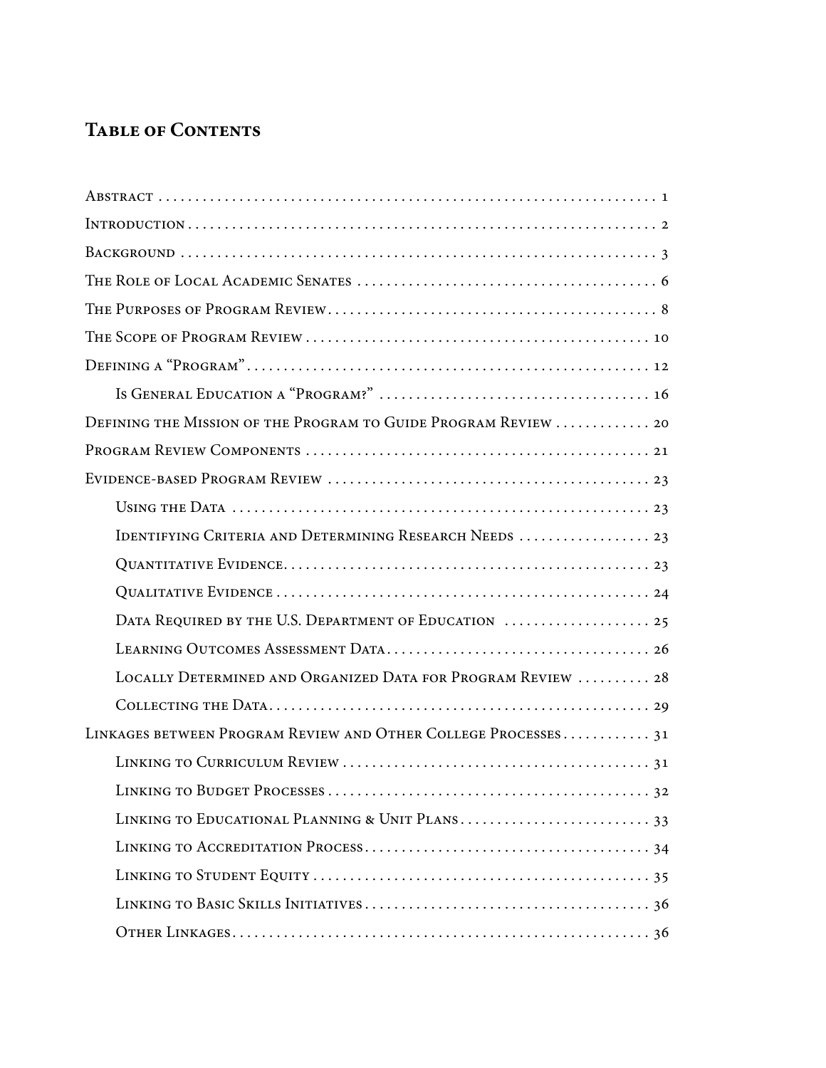## Table of Contents

Abstract . . . . . . . . . . 1

Introduction . . . . . . . . . . 2

Background . . . . . . . . . . 3

The Role of Local Academic Senates . . . . . . . . . . 6

The Purposes of Program Review . . . . . . . . . . 8

The Scope of Program Review . . . . . . . . . . 10

Defining a "Program" . . . . . . . . . . 12

- Is General Education a "Program?" . . . . . . . . . . 16

Defining the Mission of the Program to Guide Program Review . . . . . . . . . . 20

Program Review Components . . . . . . . . . . 21

Evidence-based Program Review . . . . . . . . . . 23

- Using the Data . . . . . . . . . . 23
- Identifying Criteria and Determining Research Needs . . . . . . . . . . 23
- Quantitative Evidence . . . . . . . . . . 23
- Qualitative Evidence . . . . . . . . . . 24
- Data Required by the U.S. Department of Education . . . . . . . . . . 25
- Learning Outcomes Assessment Data . . . . . . . . . . 26
- Locally Determined and Organized Data for Program Review . . . . . . . . . . 28
- Collecting the Data . . . . . . . . . . 29

Linkages between Program Review and Other College Processes . . . . . . . . . . 31

- Linking to Curriculum Review . . . . . . . . . . 31
- Linking to Budget Processes . . . . . . . . . . 32
- Linking to Educational Planning & Unit Plans . . . . . . . . . . 33
- Linking to Accreditation Process . . . . . . . . . . 34
- Linking to Student Equity . . . . . . . . . . 35
- Linking to Basic Skills Initiatives . . . . . . . . . . 36
- Other Linkages . . . . . . . . . . 36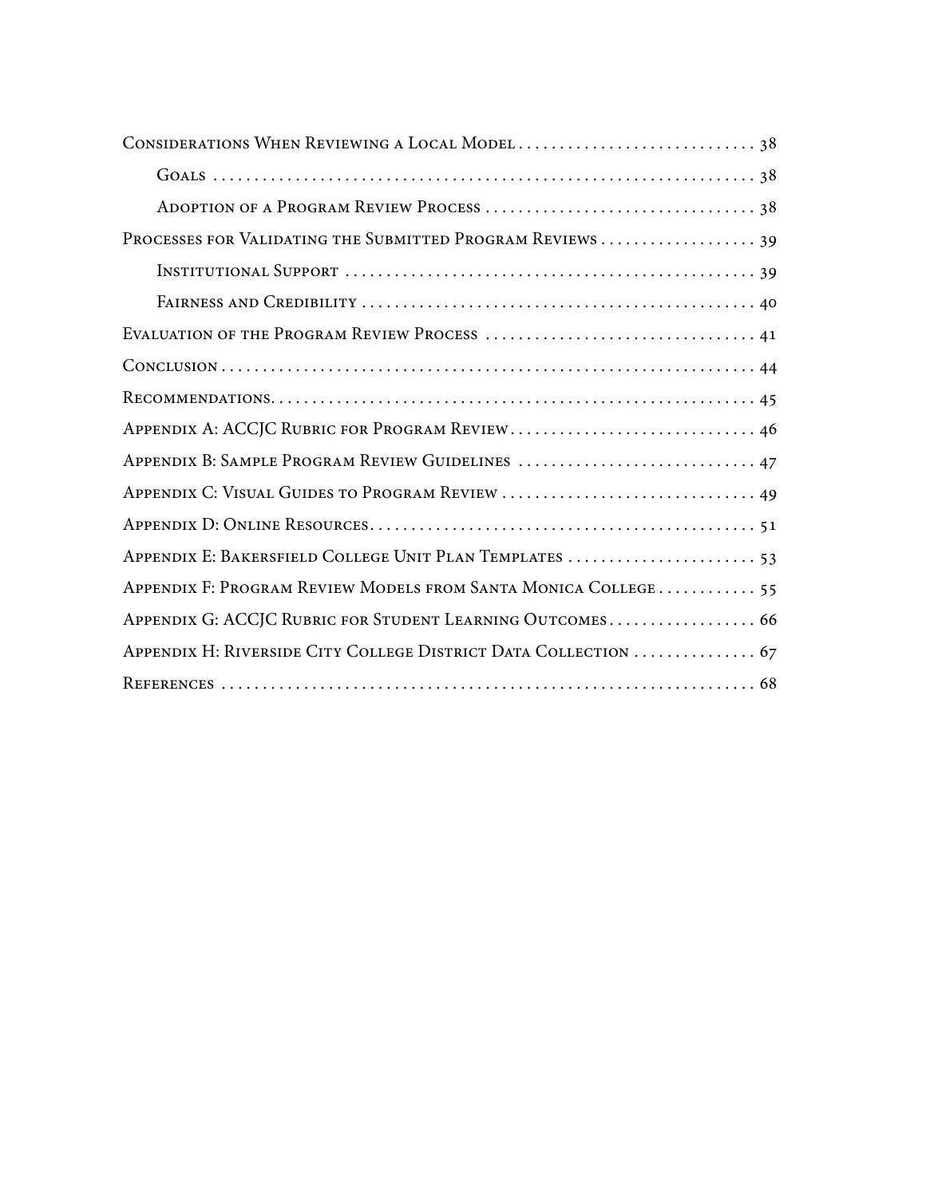Considerations When Reviewing a Local Model . . . . . . . . . . . . . . . . . . . . . . . . . . . . . 38

Goals . . . . . . . . . . . . . . . . . . . . . . . . . . . . . . . . . . . . . . . . . . . . . . . . . . . . . . . . . . . . . . . . 38

Adoption of a Program Review Process . . . . . . . . . . . . . . . . . . . . . . . . . . . . . . . . 38

Processes for Validating the Submitted Program Reviews . . . . . . . . . . . . . . . . . . . 39

Institutional Support . . . . . . . . . . . . . . . . . . . . . . . . . . . . . . . . . . . . . . . . . . . . . . . . . 39

Fairness and Credibility . . . . . . . . . . . . . . . . . . . . . . . . . . . . . . . . . . . . . . . . . . . . . . . 40

Evaluation of the Program Review Process . . . . . . . . . . . . . . . . . . . . . . . . . . . . . . . . 41

Conclusion . . . . . . . . . . . . . . . . . . . . . . . . . . . . . . . . . . . . . . . . . . . . . . . . . . . . . . . . . . . . . . . 44

Recommendations. . . . . . . . . . . . . . . . . . . . . . . . . . . . . . . . . . . . . . . . . . . . . . . . . . . . . . . . . 45

Appendix A: ACCJC Rubric for Program Review . . . . . . . . . . . . . . . . . . . . . . . . . . . . . 46

Appendix B: Sample Program Review Guidelines . . . . . . . . . . . . . . . . . . . . . . . . . . . . 47

Appendix C: Visual Guides to Program Review . . . . . . . . . . . . . . . . . . . . . . . . . . . . . . 49

Appendix D: Online Resources. . . . . . . . . . . . . . . . . . . . . . . . . . . . . . . . . . . . . . . . . . . . . . 51

Appendix E: Bakersfield College Unit Plan Templates . . . . . . . . . . . . . . . . . . . . . . . 53

Appendix F: Program Review Models from Santa Monica College . . . . . . . . . . . . 55

Appendix G: ACCJC Rubric for Student Learning Outcomes . . . . . . . . . . . . . . . . . . 66

Appendix H: Riverside City College District Data Collection . . . . . . . . . . . . . . . 67

References . . . . . . . . . . . . . . . . . . . . . . . . . . . . . . . . . . . . . . . . . . . . . . . . . . . . . . . . . . . . . . . 68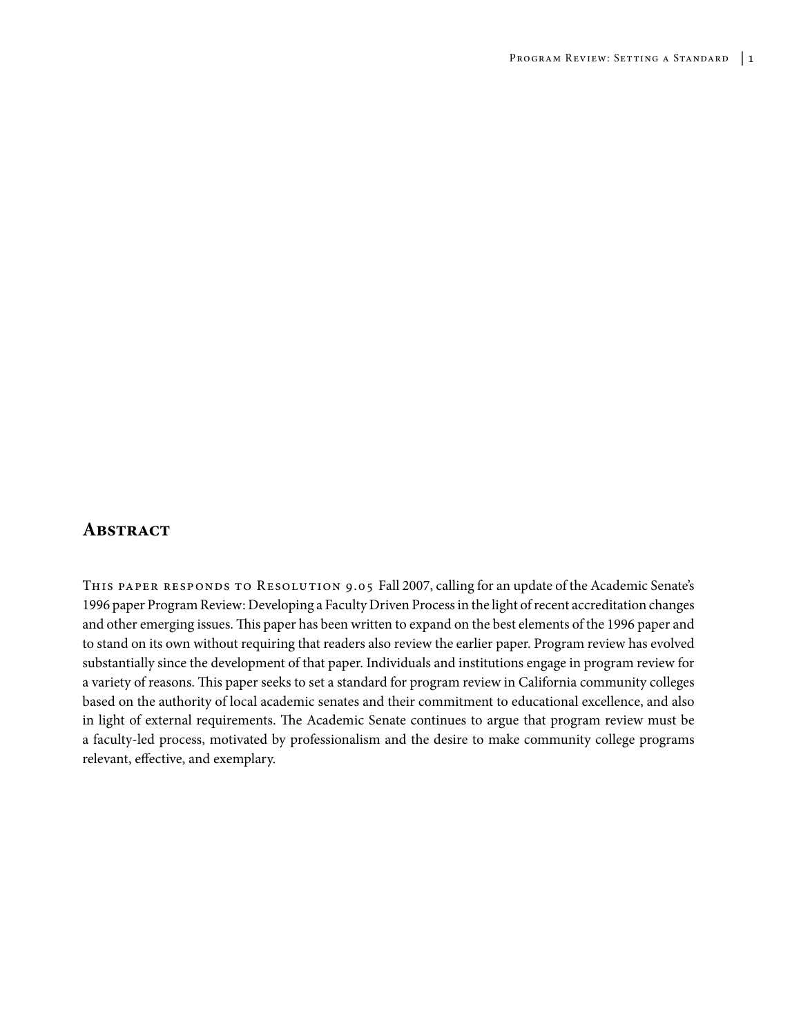## Abstract

This paper responds to Resolution 9.05 Fall 2007, calling for an update of the Academic Senate's 1996 paper Program Review: Developing a Faculty Driven Process in the light of recent accreditation changes and other emerging issues. This paper has been written to expand on the best elements of the 1996 paper and to stand on its own without requiring that readers also review the earlier paper. Program review has evolved substantially since the development of that paper. Individuals and institutions engage in program review for a variety of reasons. This paper seeks to set a standard for program review in California community colleges based on the authority of local academic senates and their commitment to educational excellence, and also in light of external requirements. The Academic Senate continues to argue that program review must be a faculty-led process, motivated by professionalism and the desire to make community college programs relevant, effective, and exemplary.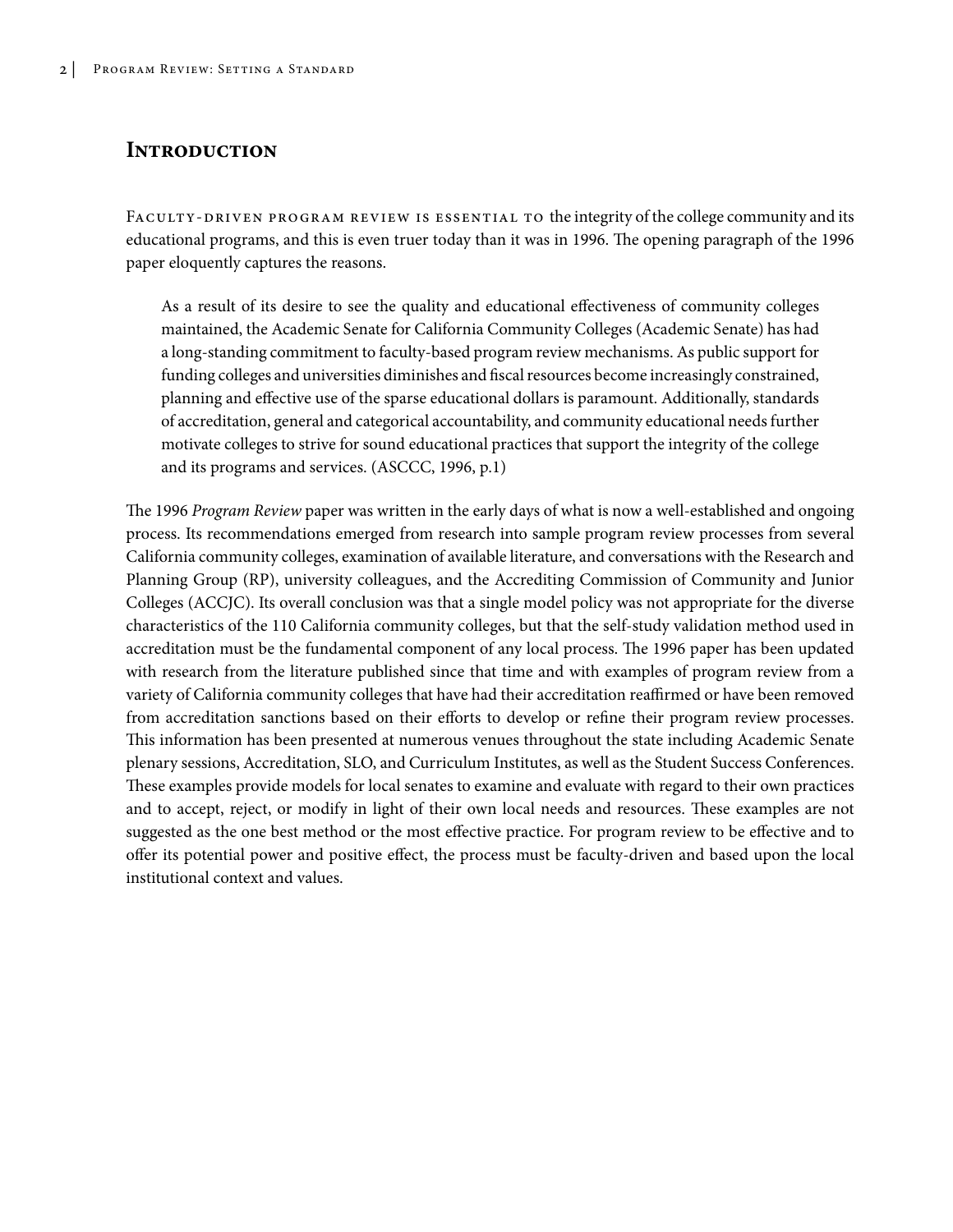## Introduction

Faculty-driven program review is essential to the integrity of the college community and its educational programs, and this is even truer today than it was in 1996. The opening paragraph of the 1996 paper eloquently captures the reasons.

> As a result of its desire to see the quality and educational effectiveness of community colleges maintained, the Academic Senate for California Community Colleges (Academic Senate) has had a long-standing commitment to faculty-based program review mechanisms. As public support for funding colleges and universities diminishes and fiscal resources become increasingly constrained, planning and effective use of the sparse educational dollars is paramount. Additionally, standards of accreditation, general and categorical accountability, and community educational needs further motivate colleges to strive for sound educational practices that support the integrity of the college and its programs and services. (ASCCC, 1996, p.1)

The 1996 *Program Review* paper was written in the early days of what is now a well-established and ongoing process. Its recommendations emerged from research into sample program review processes from several California community colleges, examination of available literature, and conversations with the Research and Planning Group (RP), university colleagues, and the Accrediting Commission of Community and Junior Colleges (ACCJC). Its overall conclusion was that a single model policy was not appropriate for the diverse characteristics of the 110 California community colleges, but that the self-study validation method used in accreditation must be the fundamental component of any local process. The 1996 paper has been updated with research from the literature published since that time and with examples of program review from a variety of California community colleges that have had their accreditation reaffirmed or have been removed from accreditation sanctions based on their efforts to develop or refine their program review processes. This information has been presented at numerous venues throughout the state including Academic Senate plenary sessions, Accreditation, SLO, and Curriculum Institutes, as well as the Student Success Conferences. These examples provide models for local senates to examine and evaluate with regard to their own practices and to accept, reject, or modify in light of their own local needs and resources. These examples are not suggested as the one best method or the most effective practice. For program review to be effective and to offer its potential power and positive effect, the process must be faculty-driven and based upon the local institutional context and values.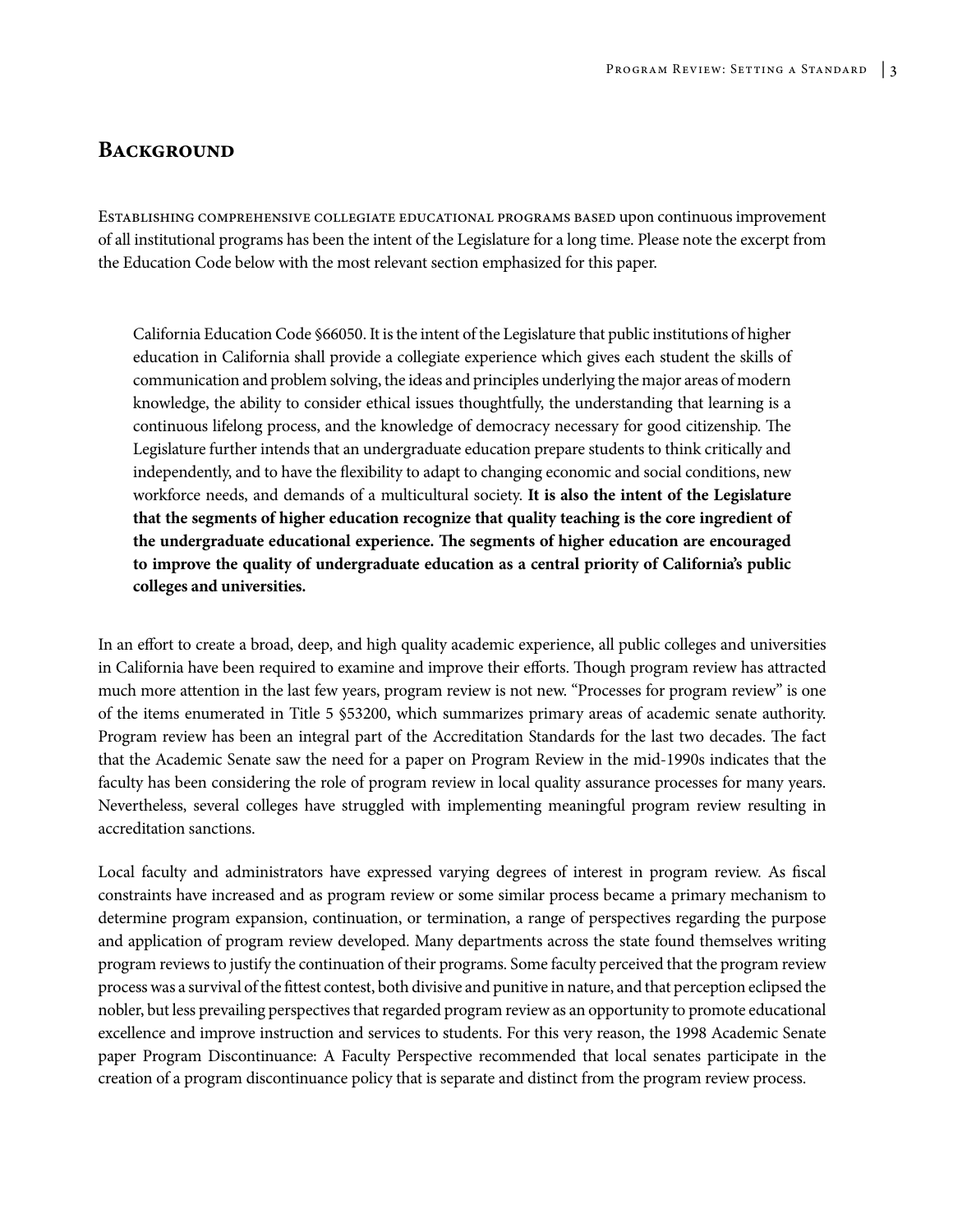# Background

Establishing comprehensive collegiate educational programs based upon continuous improvement of all institutional programs has been the intent of the Legislature for a long time. Please note the excerpt from the Education Code below with the most relevant section emphasized for this paper.

> California Education Code §66050. It is the intent of the Legislature that public institutions of higher education in California shall provide a collegiate experience which gives each student the skills of communication and problem solving, the ideas and principles underlying the major areas of modern knowledge, the ability to consider ethical issues thoughtfully, the understanding that learning is a continuous lifelong process, and the knowledge of democracy necessary for good citizenship. The Legislature further intends that an undergraduate education prepare students to think critically and independently, and to have the flexibility to adapt to changing economic and social conditions, new workforce needs, and demands of a multicultural society. **It is also the intent of the Legislature that the segments of higher education recognize that quality teaching is the core ingredient of the undergraduate educational experience. The segments of higher education are encouraged to improve the quality of undergraduate education as a central priority of California's public colleges and universities.**

In an effort to create a broad, deep, and high quality academic experience, all public colleges and universities in California have been required to examine and improve their efforts. Though program review has attracted much more attention in the last few years, program review is not new. "Processes for program review" is one of the items enumerated in Title 5 §53200, which summarizes primary areas of academic senate authority. Program review has been an integral part of the Accreditation Standards for the last two decades. The fact that the Academic Senate saw the need for a paper on Program Review in the mid-1990s indicates that the faculty has been considering the role of program review in local quality assurance processes for many years. Nevertheless, several colleges have struggled with implementing meaningful program review resulting in accreditation sanctions.

Local faculty and administrators have expressed varying degrees of interest in program review. As fiscal constraints have increased and as program review or some similar process became a primary mechanism to determine program expansion, continuation, or termination, a range of perspectives regarding the purpose and application of program review developed. Many departments across the state found themselves writing program reviews to justify the continuation of their programs. Some faculty perceived that the program review process was a survival of the fittest contest, both divisive and punitive in nature, and that perception eclipsed the nobler, but less prevailing perspectives that regarded program review as an opportunity to promote educational excellence and improve instruction and services to students. For this very reason, the 1998 Academic Senate paper Program Discontinuance: A Faculty Perspective recommended that local senates participate in the creation of a program discontinuance policy that is separate and distinct from the program review process.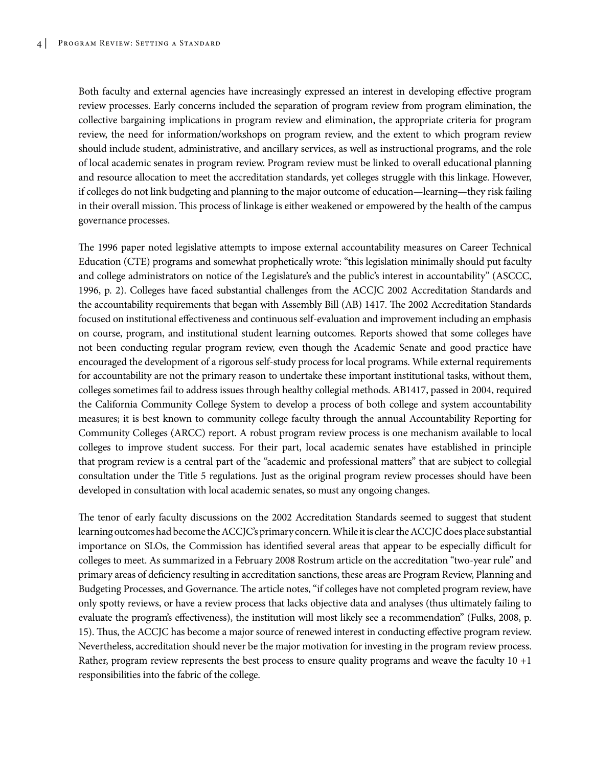Both faculty and external agencies have increasingly expressed an interest in developing effective program review processes. Early concerns included the separation of program review from program elimination, the collective bargaining implications in program review and elimination, the appropriate criteria for program review, the need for information/workshops on program review, and the extent to which program review should include student, administrative, and ancillary services, as well as instructional programs, and the role of local academic senates in program review. Program review must be linked to overall educational planning and resource allocation to meet the accreditation standards, yet colleges struggle with this linkage. However, if colleges do not link budgeting and planning to the major outcome of education—learning—they risk failing in their overall mission. This process of linkage is either weakened or empowered by the health of the campus governance processes.

The 1996 paper noted legislative attempts to impose external accountability measures on Career Technical Education (CTE) programs and somewhat prophetically wrote: "this legislation minimally should put faculty and college administrators on notice of the Legislature's and the public's interest in accountability" (ASCCC, 1996, p. 2). Colleges have faced substantial challenges from the ACCJC 2002 Accreditation Standards and the accountability requirements that began with Assembly Bill (AB) 1417. The 2002 Accreditation Standards focused on institutional effectiveness and continuous self-evaluation and improvement including an emphasis on course, program, and institutional student learning outcomes. Reports showed that some colleges have not been conducting regular program review, even though the Academic Senate and good practice have encouraged the development of a rigorous self-study process for local programs. While external requirements for accountability are not the primary reason to undertake these important institutional tasks, without them, colleges sometimes fail to address issues through healthy collegial methods. AB1417, passed in 2004, required the California Community College System to develop a process of both college and system accountability measures; it is best known to community college faculty through the annual Accountability Reporting for Community Colleges (ARCC) report. A robust program review process is one mechanism available to local colleges to improve student success. For their part, local academic senates have established in principle that program review is a central part of the "academic and professional matters" that are subject to collegial consultation under the Title 5 regulations. Just as the original program review processes should have been developed in consultation with local academic senates, so must any ongoing changes.

The tenor of early faculty discussions on the 2002 Accreditation Standards seemed to suggest that student learning outcomes had become the ACCJC's primary concern. While it is clear the ACCJC does place substantial importance on SLOs, the Commission has identified several areas that appear to be especially difficult for colleges to meet. As summarized in a February 2008 Rostrum article on the accreditation "two-year rule" and primary areas of deficiency resulting in accreditation sanctions, these areas are Program Review, Planning and Budgeting Processes, and Governance. The article notes, "if colleges have not completed program review, have only spotty reviews, or have a review process that lacks objective data and analyses (thus ultimately failing to evaluate the program's effectiveness), the institution will most likely see a recommendation" (Fulks, 2008, p. 15). Thus, the ACCJC has become a major source of renewed interest in conducting effective program review. Nevertheless, accreditation should never be the major motivation for investing in the program review process. Rather, program review represents the best process to ensure quality programs and weave the faculty 10 +1 responsibilities into the fabric of the college.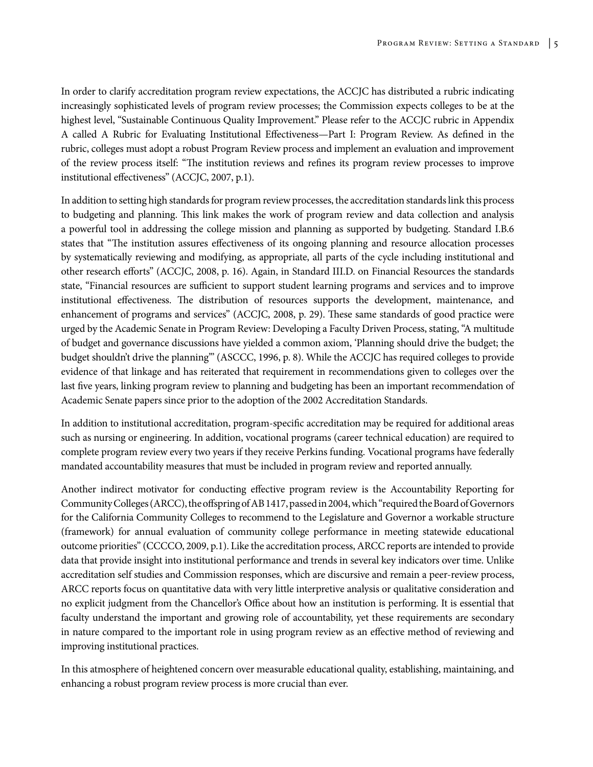In order to clarify accreditation program review expectations, the ACCJC has distributed a rubric indicating increasingly sophisticated levels of program review processes; the Commission expects colleges to be at the highest level, "Sustainable Continuous Quality Improvement." Please refer to the ACCJC rubric in Appendix A called A Rubric for Evaluating Institutional Effectiveness—Part I: Program Review. As defined in the rubric, colleges must adopt a robust Program Review process and implement an evaluation and improvement of the review process itself: "The institution reviews and refines its program review processes to improve institutional effectiveness" (ACCJC, 2007, p.1).

In addition to setting high standards for program review processes, the accreditation standards link this process to budgeting and planning. This link makes the work of program review and data collection and analysis a powerful tool in addressing the college mission and planning as supported by budgeting. Standard I.B.6 states that "The institution assures effectiveness of its ongoing planning and resource allocation processes by systematically reviewing and modifying, as appropriate, all parts of the cycle including institutional and other research efforts" (ACCJC, 2008, p. 16). Again, in Standard III.D. on Financial Resources the standards state, "Financial resources are sufficient to support student learning programs and services and to improve institutional effectiveness. The distribution of resources supports the development, maintenance, and enhancement of programs and services" (ACCJC, 2008, p. 29). These same standards of good practice were urged by the Academic Senate in Program Review: Developing a Faculty Driven Process, stating, "A multitude of budget and governance discussions have yielded a common axiom, 'Planning should drive the budget; the budget shouldn't drive the planning'" (ASCCC, 1996, p. 8). While the ACCJC has required colleges to provide evidence of that linkage and has reiterated that requirement in recommendations given to colleges over the last five years, linking program review to planning and budgeting has been an important recommendation of Academic Senate papers since prior to the adoption of the 2002 Accreditation Standards.

In addition to institutional accreditation, program-specific accreditation may be required for additional areas such as nursing or engineering. In addition, vocational programs (career technical education) are required to complete program review every two years if they receive Perkins funding. Vocational programs have federally mandated accountability measures that must be included in program review and reported annually.

Another indirect motivator for conducting effective program review is the Accountability Reporting for Community Colleges (ARCC), the offspring of AB 1417, passed in 2004, which "required the Board of Governors for the California Community Colleges to recommend to the Legislature and Governor a workable structure (framework) for annual evaluation of community college performance in meeting statewide educational outcome priorities" (CCCCO, 2009, p.1). Like the accreditation process, ARCC reports are intended to provide data that provide insight into institutional performance and trends in several key indicators over time. Unlike accreditation self studies and Commission responses, which are discursive and remain a peer-review process, ARCC reports focus on quantitative data with very little interpretive analysis or qualitative consideration and no explicit judgment from the Chancellor's Office about how an institution is performing. It is essential that faculty understand the important and growing role of accountability, yet these requirements are secondary in nature compared to the important role in using program review as an effective method of reviewing and improving institutional practices.

In this atmosphere of heightened concern over measurable educational quality, establishing, maintaining, and enhancing a robust program review process is more crucial than ever.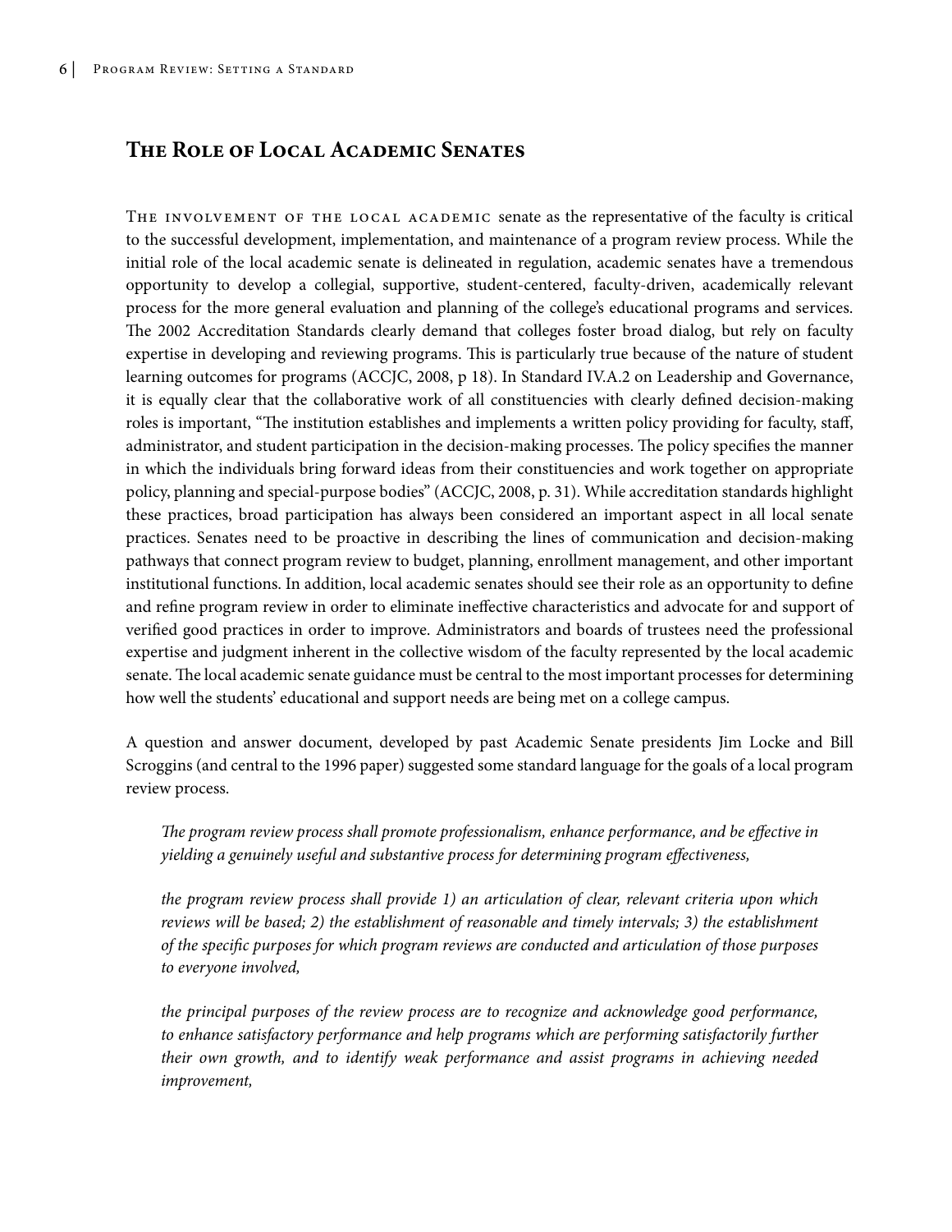## The Role of Local Academic Senates

The involvement of the local academic senate as the representative of the faculty is critical to the successful development, implementation, and maintenance of a program review process. While the initial role of the local academic senate is delineated in regulation, academic senates have a tremendous opportunity to develop a collegial, supportive, student-centered, faculty-driven, academically relevant process for the more general evaluation and planning of the college's educational programs and services. The 2002 Accreditation Standards clearly demand that colleges foster broad dialog, but rely on faculty expertise in developing and reviewing programs. This is particularly true because of the nature of student learning outcomes for programs (ACCJC, 2008, p 18). In Standard IV.A.2 on Leadership and Governance, it is equally clear that the collaborative work of all constituencies with clearly defined decision-making roles is important, "The institution establishes and implements a written policy providing for faculty, staff, administrator, and student participation in the decision-making processes. The policy specifies the manner in which the individuals bring forward ideas from their constituencies and work together on appropriate policy, planning and special-purpose bodies" (ACCJC, 2008, p. 31). While accreditation standards highlight these practices, broad participation has always been considered an important aspect in all local senate practices. Senates need to be proactive in describing the lines of communication and decision-making pathways that connect program review to budget, planning, enrollment management, and other important institutional functions. In addition, local academic senates should see their role as an opportunity to define and refine program review in order to eliminate ineffective characteristics and advocate for and support of verified good practices in order to improve. Administrators and boards of trustees need the professional expertise and judgment inherent in the collective wisdom of the faculty represented by the local academic senate. The local academic senate guidance must be central to the most important processes for determining how well the students' educational and support needs are being met on a college campus.

A question and answer document, developed by past Academic Senate presidents Jim Locke and Bill Scroggins (and central to the 1996 paper) suggested some standard language for the goals of a local program review process.

> *The program review process shall promote professionalism, enhance performance, and be effective in yielding a genuinely useful and substantive process for determining program effectiveness,*
>
> *the program review process shall provide 1) an articulation of clear, relevant criteria upon which reviews will be based; 2) the establishment of reasonable and timely intervals; 3) the establishment of the specific purposes for which program reviews are conducted and articulation of those purposes to everyone involved,*
>
> *the principal purposes of the review process are to recognize and acknowledge good performance, to enhance satisfactory performance and help programs which are performing satisfactorily further their own growth, and to identify weak performance and assist programs in achieving needed improvement,*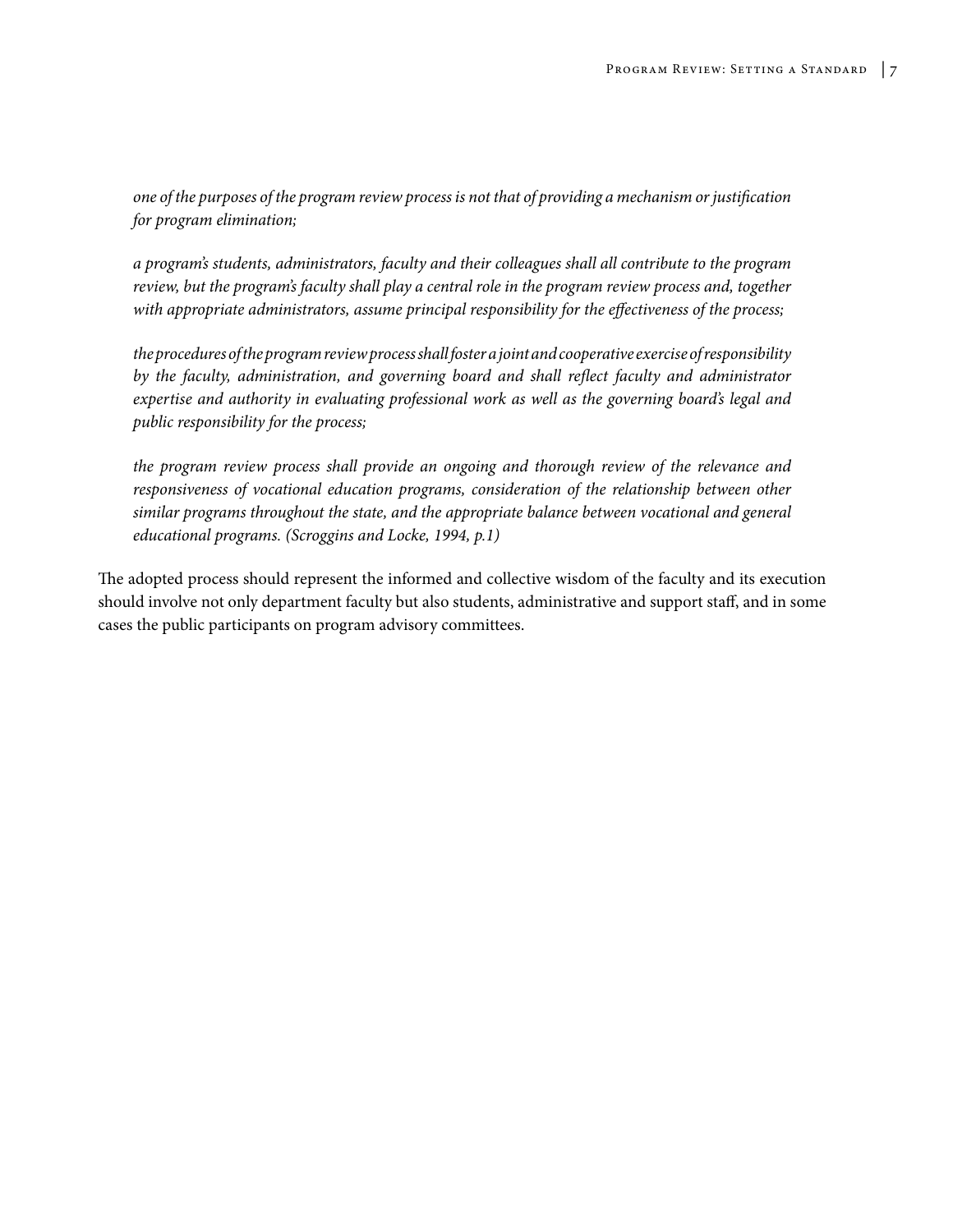*one of the purposes of the program review process is not that of providing a mechanism or justification for program elimination;*

*a program's students, administrators, faculty and their colleagues shall all contribute to the program review, but the program's faculty shall play a central role in the program review process and, together with appropriate administrators, assume principal responsibility for the effectiveness of the process;*

*the procedures of the program review process shall foster a joint and cooperative exercise of responsibility by the faculty, administration, and governing board and shall reflect faculty and administrator expertise and authority in evaluating professional work as well as the governing board's legal and public responsibility for the process;*

*the program review process shall provide an ongoing and thorough review of the relevance and responsiveness of vocational education programs, consideration of the relationship between other similar programs throughout the state, and the appropriate balance between vocational and general educational programs. (Scroggins and Locke, 1994, p.1)*

The adopted process should represent the informed and collective wisdom of the faculty and its execution should involve not only department faculty but also students, administrative and support staff, and in some cases the public participants on program advisory committees.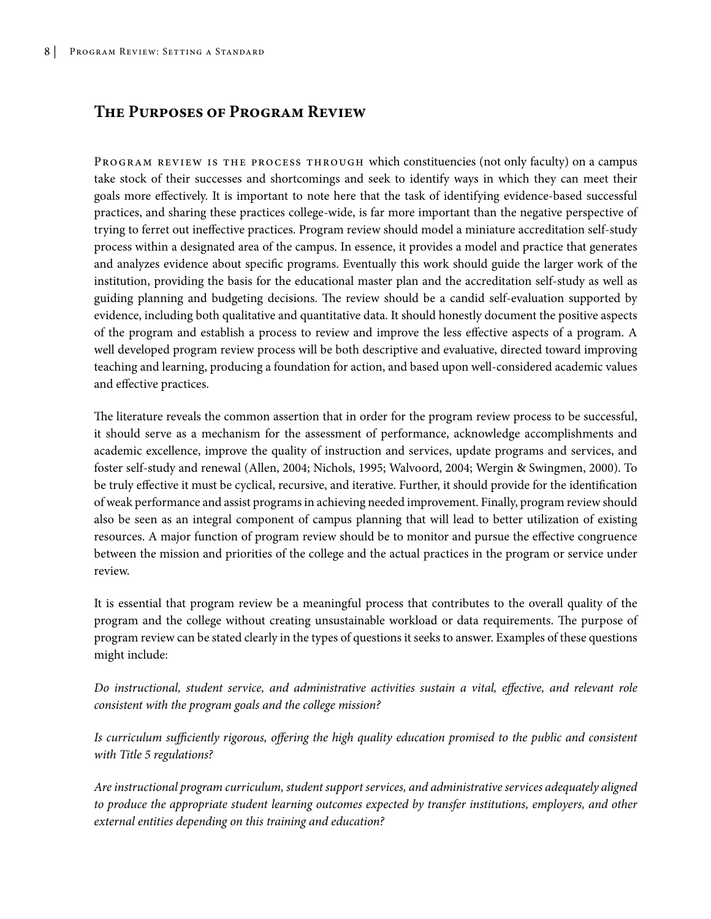## The Purposes of Program Review

Program review is the process through which constituencies (not only faculty) on a campus take stock of their successes and shortcomings and seek to identify ways in which they can meet their goals more effectively. It is important to note here that the task of identifying evidence-based successful practices, and sharing these practices college-wide, is far more important than the negative perspective of trying to ferret out ineffective practices. Program review should model a miniature accreditation self-study process within a designated area of the campus. In essence, it provides a model and practice that generates and analyzes evidence about specific programs. Eventually this work should guide the larger work of the institution, providing the basis for the educational master plan and the accreditation self-study as well as guiding planning and budgeting decisions. The review should be a candid self-evaluation supported by evidence, including both qualitative and quantitative data. It should honestly document the positive aspects of the program and establish a process to review and improve the less effective aspects of a program. A well developed program review process will be both descriptive and evaluative, directed toward improving teaching and learning, producing a foundation for action, and based upon well-considered academic values and effective practices.

The literature reveals the common assertion that in order for the program review process to be successful, it should serve as a mechanism for the assessment of performance, acknowledge accomplishments and academic excellence, improve the quality of instruction and services, update programs and services, and foster self-study and renewal (Allen, 2004; Nichols, 1995; Walvoord, 2004; Wergin & Swingmen, 2000). To be truly effective it must be cyclical, recursive, and iterative. Further, it should provide for the identification of weak performance and assist programs in achieving needed improvement. Finally, program review should also be seen as an integral component of campus planning that will lead to better utilization of existing resources. A major function of program review should be to monitor and pursue the effective congruence between the mission and priorities of the college and the actual practices in the program or service under review.

It is essential that program review be a meaningful process that contributes to the overall quality of the program and the college without creating unsustainable workload or data requirements. The purpose of program review can be stated clearly in the types of questions it seeks to answer. Examples of these questions might include:

*Do instructional, student service, and administrative activities sustain a vital, effective, and relevant role consistent with the program goals and the college mission?*

*Is curriculum sufficiently rigorous, offering the high quality education promised to the public and consistent with Title 5 regulations?*

*Are instructional program curriculum, student support services, and administrative services adequately aligned to produce the appropriate student learning outcomes expected by transfer institutions, employers, and other external entities depending on this training and education?*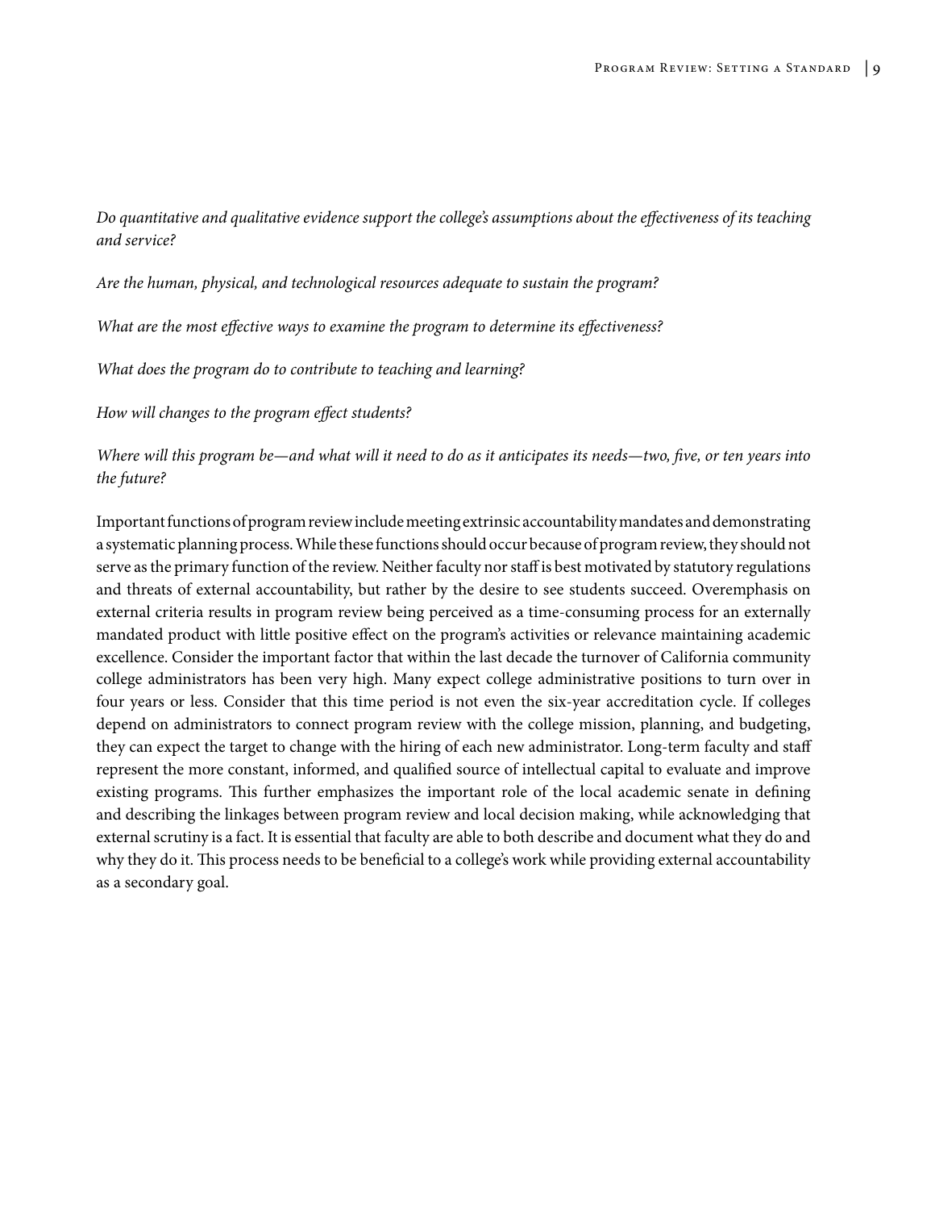*Do quantitative and qualitative evidence support the college's assumptions about the effectiveness of its teaching and service?*

*Are the human, physical, and technological resources adequate to sustain the program?*

*What are the most effective ways to examine the program to determine its effectiveness?*

*What does the program do to contribute to teaching and learning?*

*How will changes to the program effect students?*

*Where will this program be—and what will it need to do as it anticipates its needs—two, five, or ten years into the future?*

Important functions of program review include meeting extrinsic accountability mandates and demonstrating a systematic planning process. While these functions should occur because of program review, they should not serve as the primary function of the review. Neither faculty nor staff is best motivated by statutory regulations and threats of external accountability, but rather by the desire to see students succeed. Overemphasis on external criteria results in program review being perceived as a time-consuming process for an externally mandated product with little positive effect on the program's activities or relevance maintaining academic excellence. Consider the important factor that within the last decade the turnover of California community college administrators has been very high. Many expect college administrative positions to turn over in four years or less. Consider that this time period is not even the six-year accreditation cycle. If colleges depend on administrators to connect program review with the college mission, planning, and budgeting, they can expect the target to change with the hiring of each new administrator. Long-term faculty and staff represent the more constant, informed, and qualified source of intellectual capital to evaluate and improve existing programs. This further emphasizes the important role of the local academic senate in defining and describing the linkages between program review and local decision making, while acknowledging that external scrutiny is a fact. It is essential that faculty are able to both describe and document what they do and why they do it. This process needs to be beneficial to a college's work while providing external accountability as a secondary goal.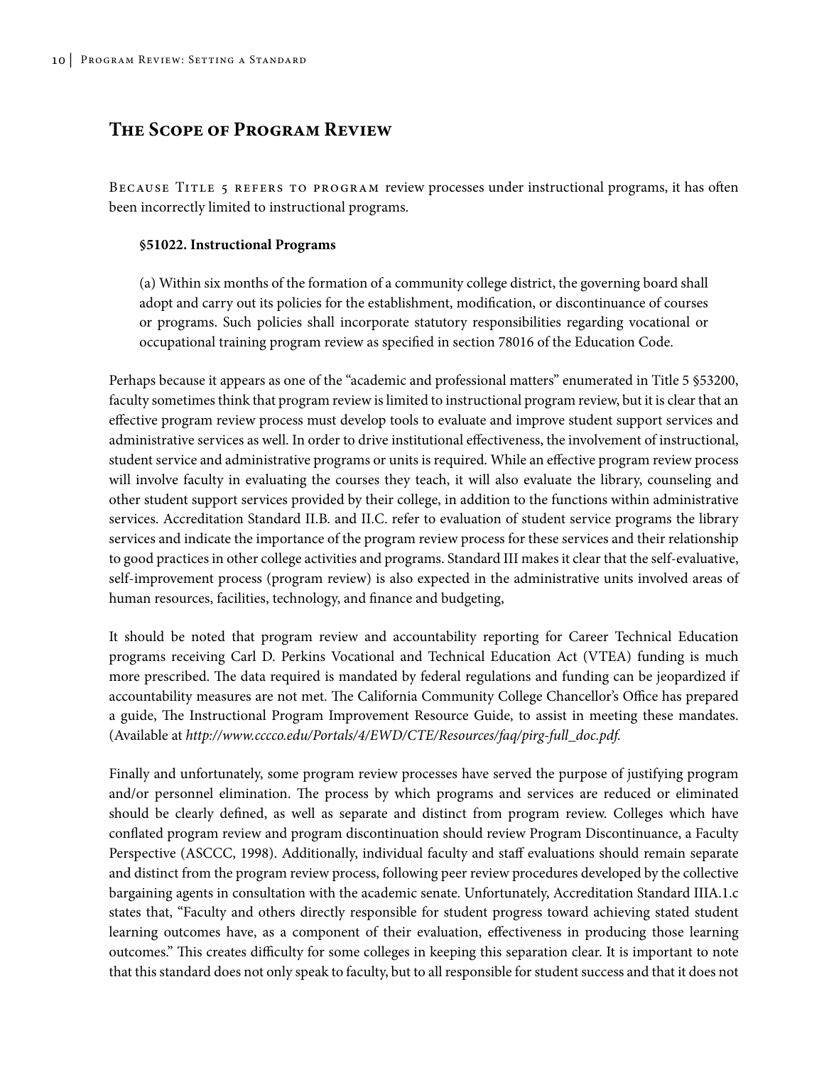## The Scope of Program Review

Because Title 5 refers to program review processes under instructional programs, it has often been incorrectly limited to instructional programs.

> **§51022. Instructional Programs**
>
> (a) Within six months of the formation of a community college district, the governing board shall adopt and carry out its policies for the establishment, modification, or discontinuance of courses or programs. Such policies shall incorporate statutory responsibilities regarding vocational or occupational training program review as specified in section 78016 of the Education Code.

Perhaps because it appears as one of the "academic and professional matters" enumerated in Title 5 §53200, faculty sometimes think that program review is limited to instructional program review, but it is clear that an effective program review process must develop tools to evaluate and improve student support services and administrative services as well. In order to drive institutional effectiveness, the involvement of instructional, student service and administrative programs or units is required. While an effective program review process will involve faculty in evaluating the courses they teach, it will also evaluate the library, counseling and other student support services provided by their college, in addition to the functions within administrative services. Accreditation Standard II.B. and II.C. refer to evaluation of student service programs the library services and indicate the importance of the program review process for these services and their relationship to good practices in other college activities and programs. Standard III makes it clear that the self-evaluative, self-improvement process (program review) is also expected in the administrative units involved areas of human resources, facilities, technology, and finance and budgeting,

It should be noted that program review and accountability reporting for Career Technical Education programs receiving Carl D. Perkins Vocational and Technical Education Act (VTEA) funding is much more prescribed. The data required is mandated by federal regulations and funding can be jeopardized if accountability measures are not met. The California Community College Chancellor's Office has prepared a guide, The Instructional Program Improvement Resource Guide, to assist in meeting these mandates. (Available at *http://www.cccco.edu/Portals/4/EWD/CTE/Resources/faq/pirg-full_doc.pdf.*

Finally and unfortunately, some program review processes have served the purpose of justifying program and/or personnel elimination. The process by which programs and services are reduced or eliminated should be clearly defined, as well as separate and distinct from program review. Colleges which have conflated program review and program discontinuation should review Program Discontinuance, a Faculty Perspective (ASCCC, 1998). Additionally, individual faculty and staff evaluations should remain separate and distinct from the program review process, following peer review procedures developed by the collective bargaining agents in consultation with the academic senate. Unfortunately, Accreditation Standard IIIA.1.c states that, "Faculty and others directly responsible for student progress toward achieving stated student learning outcomes have, as a component of their evaluation, effectiveness in producing those learning outcomes." This creates difficulty for some colleges in keeping this separation clear. It is important to note that this standard does not only speak to faculty, but to all responsible for student success and that it does not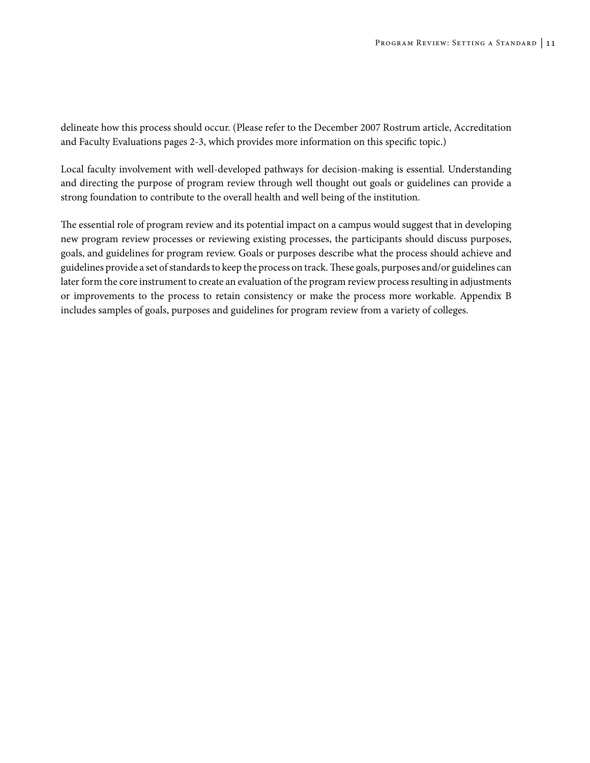delineate how this process should occur. (Please refer to the December 2007 Rostrum article, Accreditation and Faculty Evaluations pages 2-3, which provides more information on this specific topic.)

Local faculty involvement with well-developed pathways for decision-making is essential. Understanding and directing the purpose of program review through well thought out goals or guidelines can provide a strong foundation to contribute to the overall health and well being of the institution.

The essential role of program review and its potential impact on a campus would suggest that in developing new program review processes or reviewing existing processes, the participants should discuss purposes, goals, and guidelines for program review. Goals or purposes describe what the process should achieve and guidelines provide a set of standards to keep the process on track. These goals, purposes and/or guidelines can later form the core instrument to create an evaluation of the program review process resulting in adjustments or improvements to the process to retain consistency or make the process more workable. Appendix B includes samples of goals, purposes and guidelines for program review from a variety of colleges.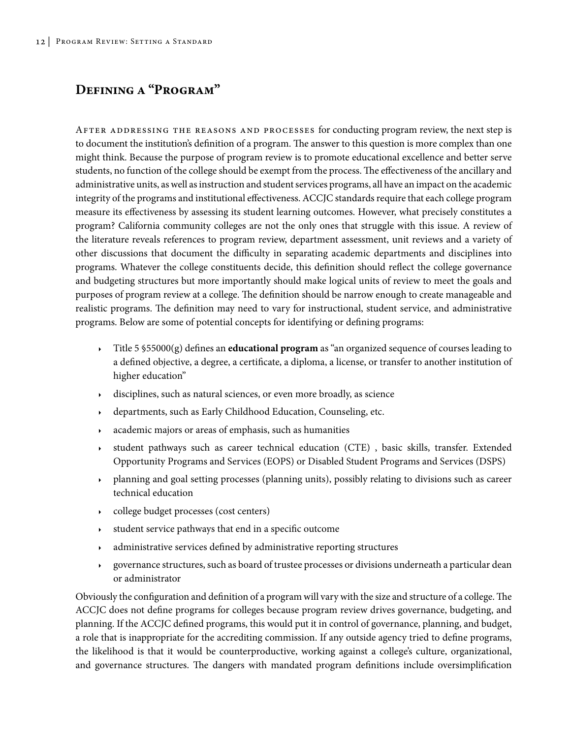## Defining a "Program"

After addressing the reasons and processes for conducting program review, the next step is to document the institution's definition of a program. The answer to this question is more complex than one might think. Because the purpose of program review is to promote educational excellence and better serve students, no function of the college should be exempt from the process. The effectiveness of the ancillary and administrative units, as well as instruction and student services programs, all have an impact on the academic integrity of the programs and institutional effectiveness. ACCJC standards require that each college program measure its effectiveness by assessing its student learning outcomes. However, what precisely constitutes a program? California community colleges are not the only ones that struggle with this issue. A review of the literature reveals references to program review, department assessment, unit reviews and a variety of other discussions that document the difficulty in separating academic departments and disciplines into programs. Whatever the college constituents decide, this definition should reflect the college governance and budgeting structures but more importantly should make logical units of review to meet the goals and purposes of program review at a college. The definition should be narrow enough to create manageable and realistic programs. The definition may need to vary for instructional, student service, and administrative programs. Below are some of potential concepts for identifying or defining programs:

- Title 5 §55000(g) defines an **educational program** as "an organized sequence of courses leading to a defined objective, a degree, a certificate, a diploma, a license, or transfer to another institution of higher education"
- disciplines, such as natural sciences, or even more broadly, as science
- departments, such as Early Childhood Education, Counseling, etc.
- academic majors or areas of emphasis, such as humanities
- student pathways such as career technical education (CTE) , basic skills, transfer. Extended Opportunity Programs and Services (EOPS) or Disabled Student Programs and Services (DSPS)
- planning and goal setting processes (planning units), possibly relating to divisions such as career technical education
- college budget processes (cost centers)
- student service pathways that end in a specific outcome
- administrative services defined by administrative reporting structures
- governance structures, such as board of trustee processes or divisions underneath a particular dean or administrator

Obviously the configuration and definition of a program will vary with the size and structure of a college. The ACCJC does not define programs for colleges because program review drives governance, budgeting, and planning. If the ACCJC defined programs, this would put it in control of governance, planning, and budget, a role that is inappropriate for the accrediting commission. If any outside agency tried to define programs, the likelihood is that it would be counterproductive, working against a college's culture, organizational, and governance structures. The dangers with mandated program definitions include oversimplification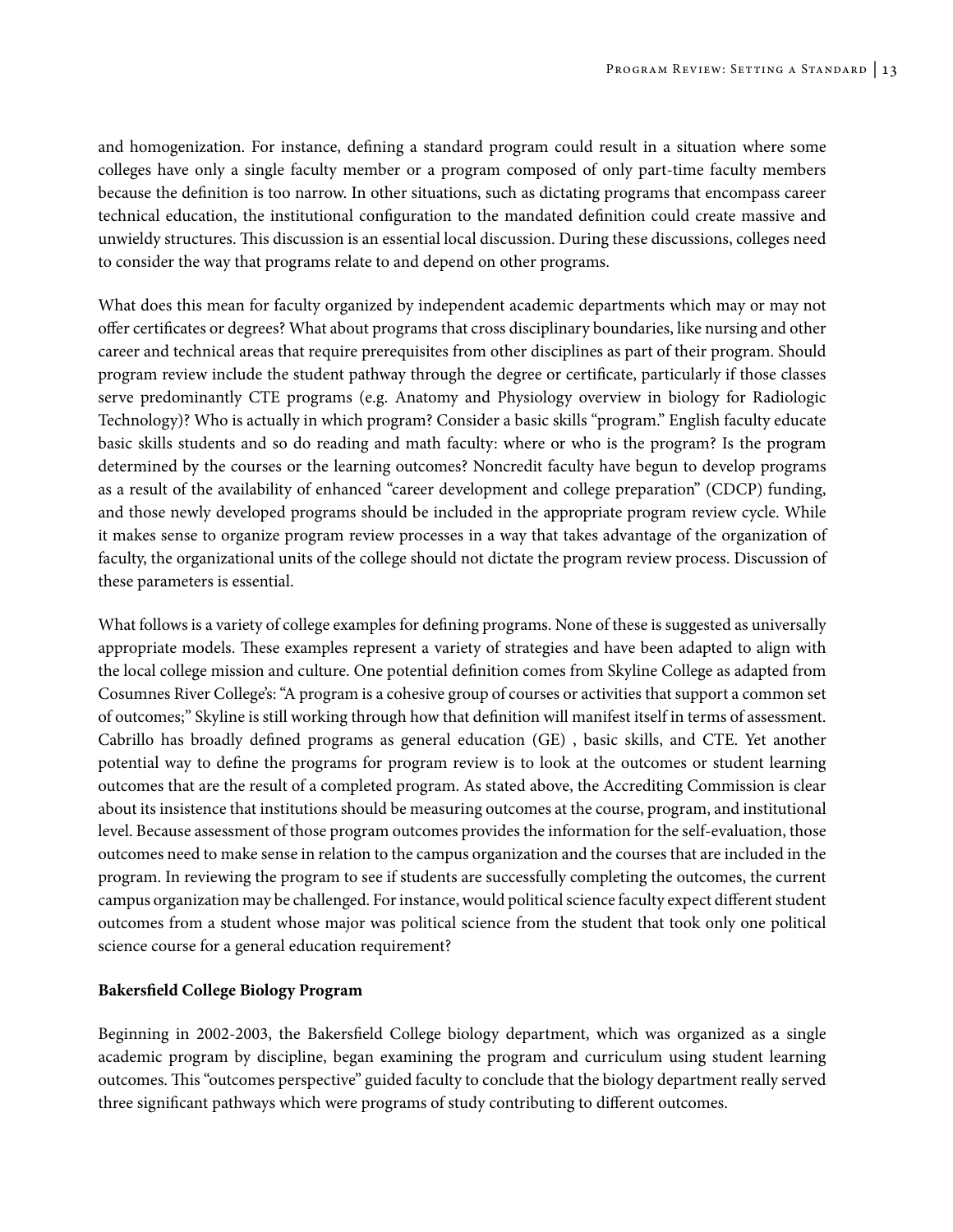and homogenization. For instance, defining a standard program could result in a situation where some colleges have only a single faculty member or a program composed of only part-time faculty members because the definition is too narrow. In other situations, such as dictating programs that encompass career technical education, the institutional configuration to the mandated definition could create massive and unwieldy structures. This discussion is an essential local discussion. During these discussions, colleges need to consider the way that programs relate to and depend on other programs.

What does this mean for faculty organized by independent academic departments which may or may not offer certificates or degrees? What about programs that cross disciplinary boundaries, like nursing and other career and technical areas that require prerequisites from other disciplines as part of their program. Should program review include the student pathway through the degree or certificate, particularly if those classes serve predominantly CTE programs (e.g. Anatomy and Physiology overview in biology for Radiologic Technology)? Who is actually in which program? Consider a basic skills "program." English faculty educate basic skills students and so do reading and math faculty: where or who is the program? Is the program determined by the courses or the learning outcomes? Noncredit faculty have begun to develop programs as a result of the availability of enhanced "career development and college preparation" (CDCP) funding, and those newly developed programs should be included in the appropriate program review cycle. While it makes sense to organize program review processes in a way that takes advantage of the organization of faculty, the organizational units of the college should not dictate the program review process. Discussion of these parameters is essential.

What follows is a variety of college examples for defining programs. None of these is suggested as universally appropriate models. These examples represent a variety of strategies and have been adapted to align with the local college mission and culture. One potential definition comes from Skyline College as adapted from Cosumnes River College's: "A program is a cohesive group of courses or activities that support a common set of outcomes;" Skyline is still working through how that definition will manifest itself in terms of assessment. Cabrillo has broadly defined programs as general education (GE) , basic skills, and CTE. Yet another potential way to define the programs for program review is to look at the outcomes or student learning outcomes that are the result of a completed program. As stated above, the Accrediting Commission is clear about its insistence that institutions should be measuring outcomes at the course, program, and institutional level. Because assessment of those program outcomes provides the information for the self-evaluation, those outcomes need to make sense in relation to the campus organization and the courses that are included in the program. In reviewing the program to see if students are successfully completing the outcomes, the current campus organization may be challenged. For instance, would political science faculty expect different student outcomes from a student whose major was political science from the student that took only one political science course for a general education requirement?

**Bakersfield College Biology Program**

Beginning in 2002-2003, the Bakersfield College biology department, which was organized as a single academic program by discipline, began examining the program and curriculum using student learning outcomes. This "outcomes perspective" guided faculty to conclude that the biology department really served three significant pathways which were programs of study contributing to different outcomes.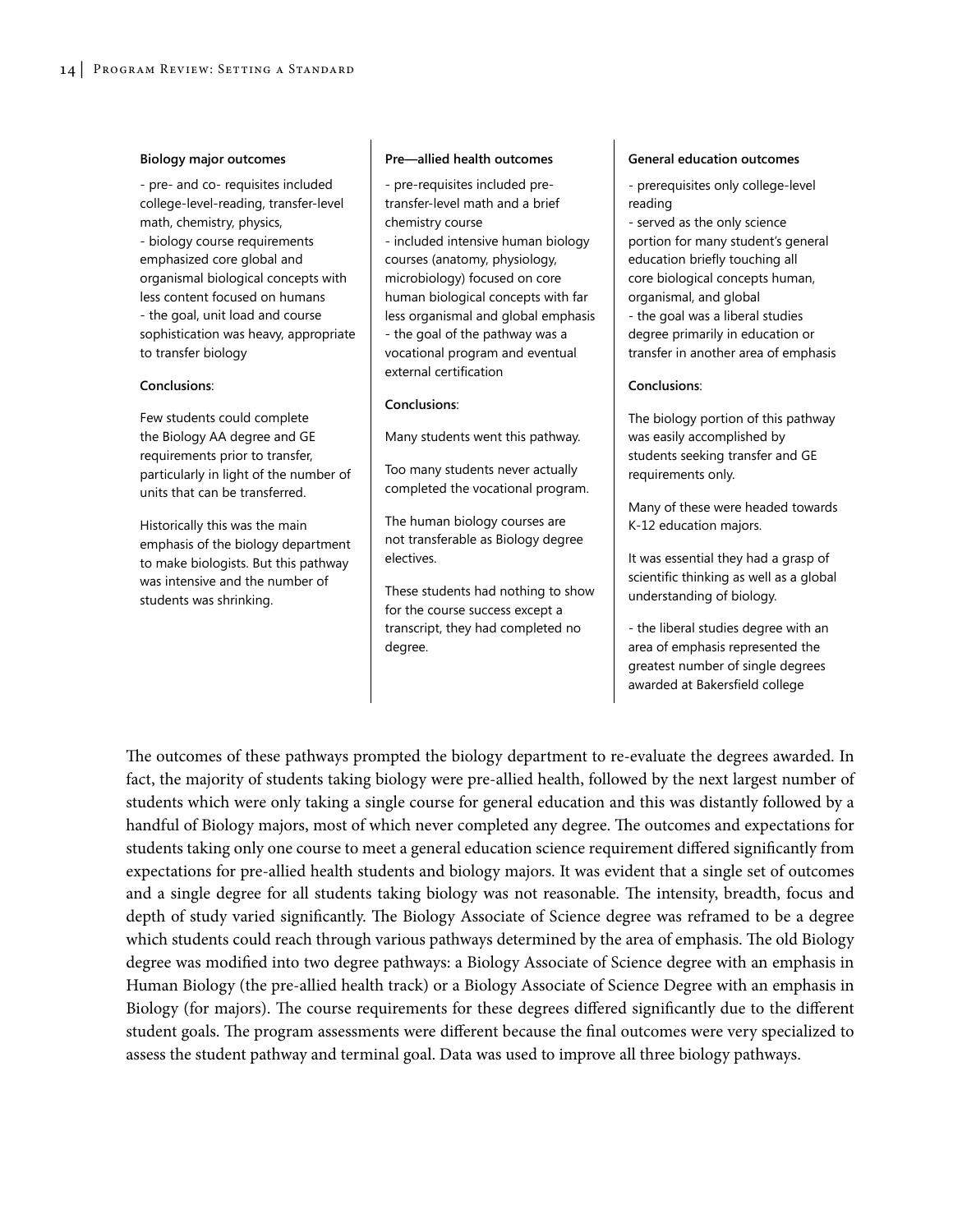**Biology major outcomes**

- pre- and co- requisites included college-level-reading, transfer-level math, chemistry, physics,
- biology course requirements emphasized core global and organismal biological concepts with less content focused on humans
- the goal, unit load and course sophistication was heavy, appropriate to transfer biology

**Conclusions**:

Few students could complete the Biology AA degree and GE requirements prior to transfer, particularly in light of the number of units that can be transferred.

Historically this was the main emphasis of the biology department to make biologists. But this pathway was intensive and the number of students was shrinking.

**Pre—allied health outcomes**

- pre-requisites included pre-transfer-level math and a brief chemistry course
- included intensive human biology courses (anatomy, physiology, microbiology) focused on core human biological concepts with far less organismal and global emphasis
- the goal of the pathway was a vocational program and eventual external certification

**Conclusions**:

Many students went this pathway.

Too many students never actually completed the vocational program.

The human biology courses are not transferable as Biology degree electives.

These students had nothing to show for the course success except a transcript, they had completed no degree.

**General education outcomes**

- prerequisites only college-level reading
- served as the only science portion for many student's general education briefly touching all core biological concepts human, organismal, and global
- the goal was a liberal studies degree primarily in education or transfer in another area of emphasis

**Conclusions**:

The biology portion of this pathway was easily accomplished by students seeking transfer and GE requirements only.

Many of these were headed towards K-12 education majors.

It was essential they had a grasp of scientific thinking as well as a global understanding of biology.

- the liberal studies degree with an area of emphasis represented the greatest number of single degrees awarded at Bakersfield college

The outcomes of these pathways prompted the biology department to re-evaluate the degrees awarded. In fact, the majority of students taking biology were pre-allied health, followed by the next largest number of students which were only taking a single course for general education and this was distantly followed by a handful of Biology majors, most of which never completed any degree. The outcomes and expectations for students taking only one course to meet a general education science requirement differed significantly from expectations for pre-allied health students and biology majors. It was evident that a single set of outcomes and a single degree for all students taking biology was not reasonable. The intensity, breadth, focus and depth of study varied significantly. The Biology Associate of Science degree was reframed to be a degree which students could reach through various pathways determined by the area of emphasis. The old Biology degree was modified into two degree pathways: a Biology Associate of Science degree with an emphasis in Human Biology (the pre-allied health track) or a Biology Associate of Science Degree with an emphasis in Biology (for majors). The course requirements for these degrees differed significantly due to the different student goals. The program assessments were different because the final outcomes were very specialized to assess the student pathway and terminal goal. Data was used to improve all three biology pathways.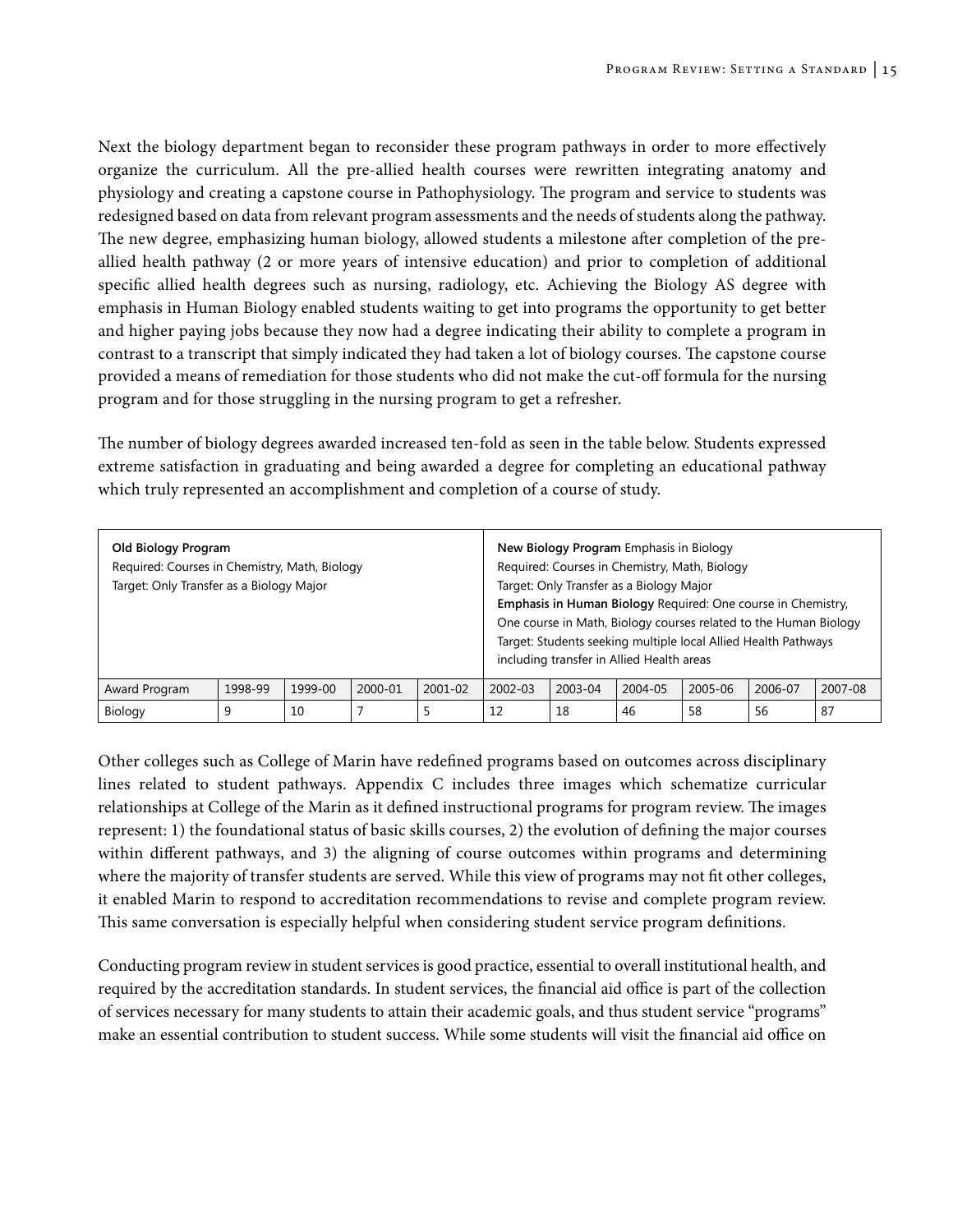Next the biology department began to reconsider these program pathways in order to more effectively organize the curriculum. All the pre-allied health courses were rewritten integrating anatomy and physiology and creating a capstone course in Pathophysiology. The program and service to students was redesigned based on data from relevant program assessments and the needs of students along the pathway. The new degree, emphasizing human biology, allowed students a milestone after completion of the pre-allied health pathway (2 or more years of intensive education) and prior to completion of additional specific allied health degrees such as nursing, radiology, etc. Achieving the Biology AS degree with emphasis in Human Biology enabled students waiting to get into programs the opportunity to get better and higher paying jobs because they now had a degree indicating their ability to complete a program in contrast to a transcript that simply indicated they had taken a lot of biology courses. The capstone course provided a means of remediation for those students who did not make the cut-off formula for the nursing program and for those struggling in the nursing program to get a refresher.

The number of biology degrees awarded increased ten-fold as seen in the table below. Students expressed extreme satisfaction in graduating and being awarded a degree for completing an educational pathway which truly represented an accomplishment and completion of a course of study.

| **Old Biology Program**<br>Required: Courses in Chemistry, Math, Biology<br>Target: Only Transfer as a Biology Major | | | | | **New Biology Program** Emphasis in Biology<br>Required: Courses in Chemistry, Math, Biology<br>Target: Only Transfer as a Biology Major<br>**Emphasis in Human Biology** Required: One course in Chemistry, One course in Math, Biology courses related to the Human Biology<br>Target: Students seeking multiple local Allied Health Pathways including transfer in Allied Health areas | | | | | |
|---|---|---|---|---|---|---|---|---|---|---|
| Award Program | 1998-99 | 1999-00 | 2000-01 | 2001-02 | 2002-03 | 2003-04 | 2004-05 | 2005-06 | 2006-07 | 2007-08 |
| Biology | 9 | 10 | 7 | 5 | 12 | 18 | 46 | 58 | 56 | 87 |

Other colleges such as College of Marin have redefined programs based on outcomes across disciplinary lines related to student pathways. Appendix C includes three images which schematize curricular relationships at College of the Marin as it defined instructional programs for program review. The images represent: 1) the foundational status of basic skills courses, 2) the evolution of defining the major courses within different pathways, and 3) the aligning of course outcomes within programs and determining where the majority of transfer students are served. While this view of programs may not fit other colleges, it enabled Marin to respond to accreditation recommendations to revise and complete program review. This same conversation is especially helpful when considering student service program definitions.

Conducting program review in student services is good practice, essential to overall institutional health, and required by the accreditation standards. In student services, the financial aid office is part of the collection of services necessary for many students to attain their academic goals, and thus student service "programs" make an essential contribution to student success. While some students will visit the financial aid office on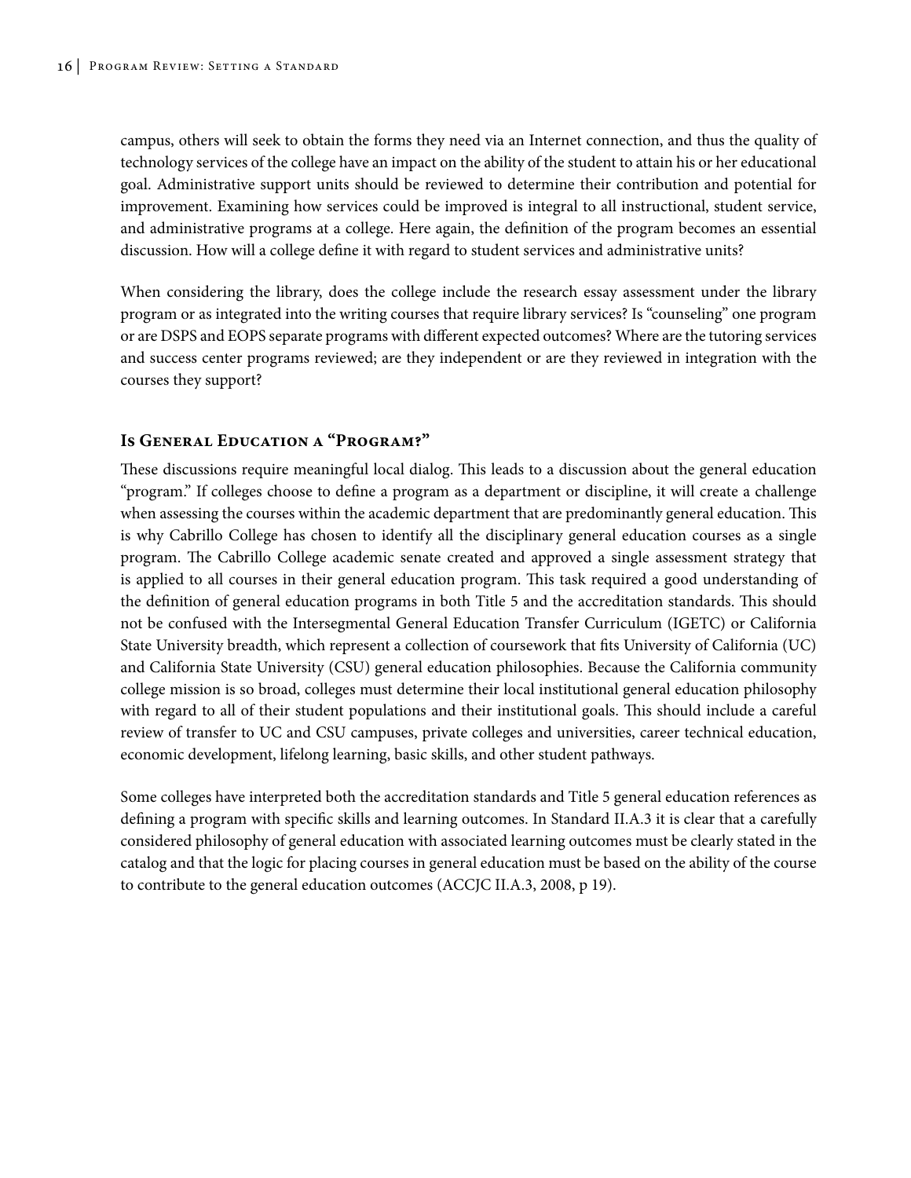campus, others will seek to obtain the forms they need via an Internet connection, and thus the quality of technology services of the college have an impact on the ability of the student to attain his or her educational goal. Administrative support units should be reviewed to determine their contribution and potential for improvement. Examining how services could be improved is integral to all instructional, student service, and administrative programs at a college. Here again, the definition of the program becomes an essential discussion. How will a college define it with regard to student services and administrative units?

When considering the library, does the college include the research essay assessment under the library program or as integrated into the writing courses that require library services? Is "counseling" one program or are DSPS and EOPS separate programs with different expected outcomes? Where are the tutoring services and success center programs reviewed; are they independent or are they reviewed in integration with the courses they support?

## Is General Education a "Program?"

These discussions require meaningful local dialog. This leads to a discussion about the general education "program." If colleges choose to define a program as a department or discipline, it will create a challenge when assessing the courses within the academic department that are predominantly general education. This is why Cabrillo College has chosen to identify all the disciplinary general education courses as a single program. The Cabrillo College academic senate created and approved a single assessment strategy that is applied to all courses in their general education program. This task required a good understanding of the definition of general education programs in both Title 5 and the accreditation standards. This should not be confused with the Intersegmental General Education Transfer Curriculum (IGETC) or California State University breadth, which represent a collection of coursework that fits University of California (UC) and California State University (CSU) general education philosophies. Because the California community college mission is so broad, colleges must determine their local institutional general education philosophy with regard to all of their student populations and their institutional goals. This should include a careful review of transfer to UC and CSU campuses, private colleges and universities, career technical education, economic development, lifelong learning, basic skills, and other student pathways.

Some colleges have interpreted both the accreditation standards and Title 5 general education references as defining a program with specific skills and learning outcomes. In Standard II.A.3 it is clear that a carefully considered philosophy of general education with associated learning outcomes must be clearly stated in the catalog and that the logic for placing courses in general education must be based on the ability of the course to contribute to the general education outcomes (ACCJC II.A.3, 2008, p 19).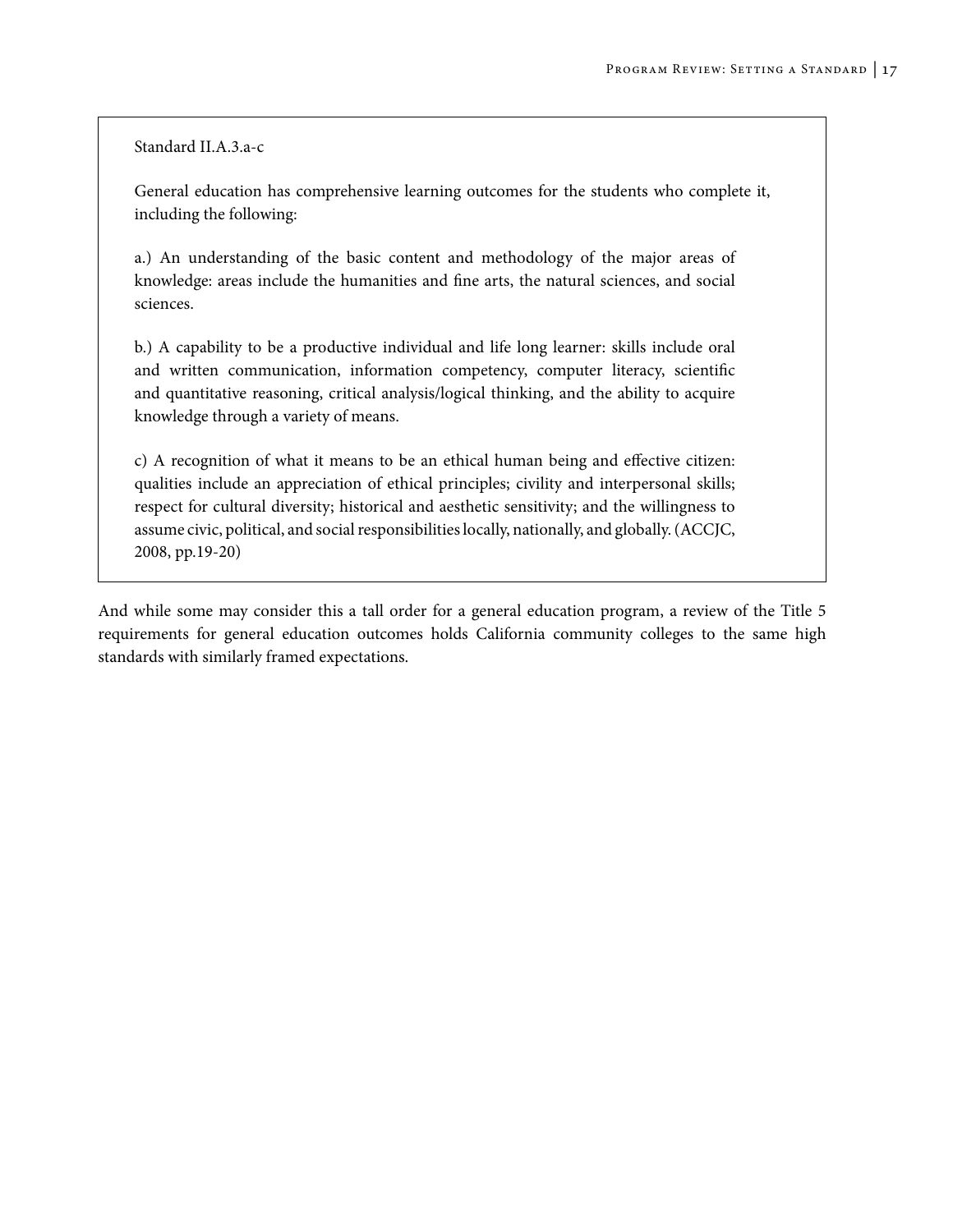> Standard II.A.3.a-c
>
> General education has comprehensive learning outcomes for the students who complete it, including the following:
>
> a.) An understanding of the basic content and methodology of the major areas of knowledge: areas include the humanities and fine arts, the natural sciences, and social sciences.
>
> b.) A capability to be a productive individual and life long learner: skills include oral and written communication, information competency, computer literacy, scientific and quantitative reasoning, critical analysis/logical thinking, and the ability to acquire knowledge through a variety of means.
>
> c) A recognition of what it means to be an ethical human being and effective citizen: qualities include an appreciation of ethical principles; civility and interpersonal skills; respect for cultural diversity; historical and aesthetic sensitivity; and the willingness to assume civic, political, and social responsibilities locally, nationally, and globally. (ACCJC, 2008, pp.19-20)

And while some may consider this a tall order for a general education program, a review of the Title 5 requirements for general education outcomes holds California community colleges to the same high standards with similarly framed expectations.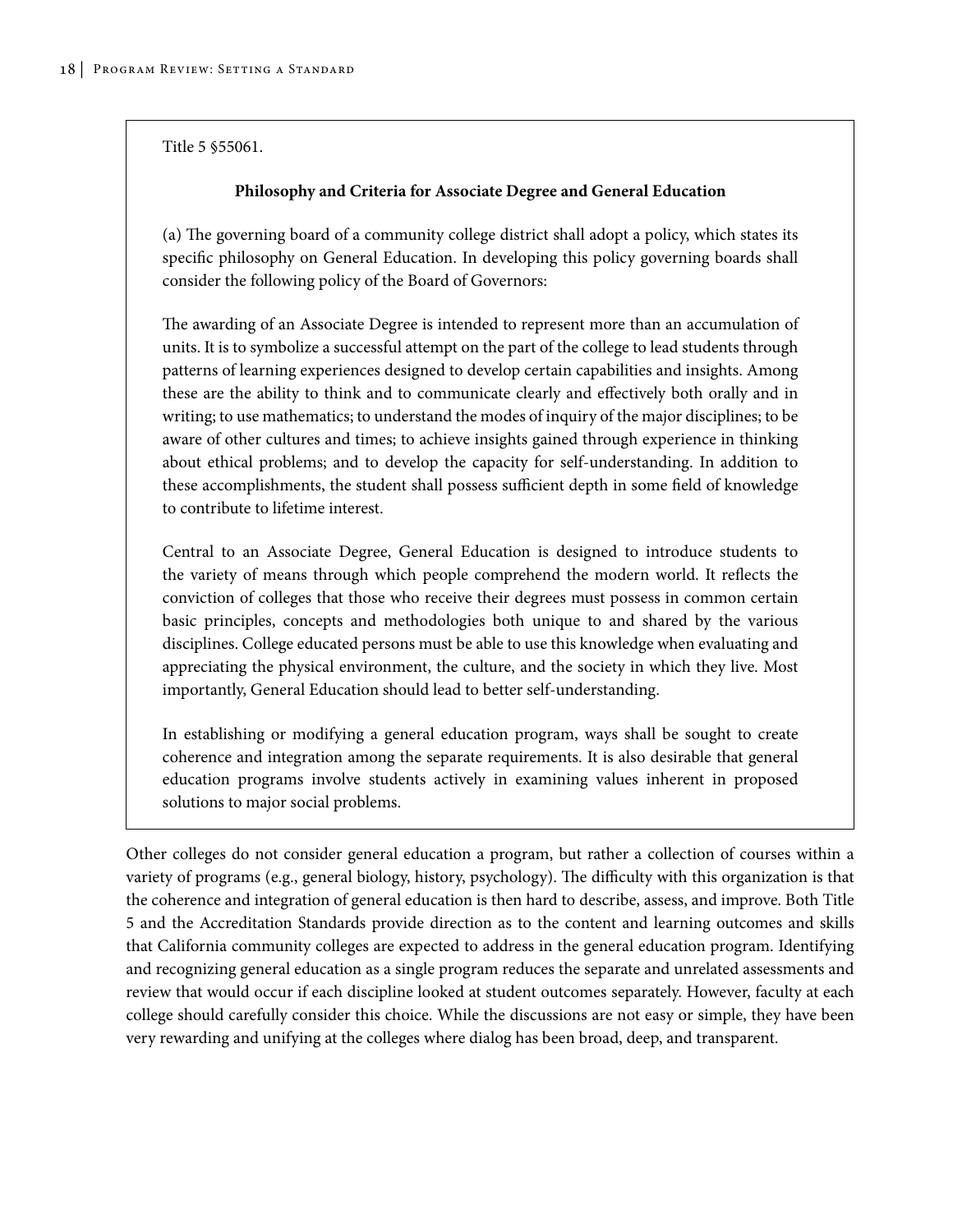Title 5 §55061.

**Philosophy and Criteria for Associate Degree and General Education**

(a) The governing board of a community college district shall adopt a policy, which states its specific philosophy on General Education. In developing this policy governing boards shall consider the following policy of the Board of Governors:

The awarding of an Associate Degree is intended to represent more than an accumulation of units. It is to symbolize a successful attempt on the part of the college to lead students through patterns of learning experiences designed to develop certain capabilities and insights. Among these are the ability to think and to communicate clearly and effectively both orally and in writing; to use mathematics; to understand the modes of inquiry of the major disciplines; to be aware of other cultures and times; to achieve insights gained through experience in thinking about ethical problems; and to develop the capacity for self-understanding. In addition to these accomplishments, the student shall possess sufficient depth in some field of knowledge to contribute to lifetime interest.

Central to an Associate Degree, General Education is designed to introduce students to the variety of means through which people comprehend the modern world. It reflects the conviction of colleges that those who receive their degrees must possess in common certain basic principles, concepts and methodologies both unique to and shared by the various disciplines. College educated persons must be able to use this knowledge when evaluating and appreciating the physical environment, the culture, and the society in which they live. Most importantly, General Education should lead to better self-understanding.

In establishing or modifying a general education program, ways shall be sought to create coherence and integration among the separate requirements. It is also desirable that general education programs involve students actively in examining values inherent in proposed solutions to major social problems.

Other colleges do not consider general education a program, but rather a collection of courses within a variety of programs (e.g., general biology, history, psychology). The difficulty with this organization is that the coherence and integration of general education is then hard to describe, assess, and improve. Both Title 5 and the Accreditation Standards provide direction as to the content and learning outcomes and skills that California community colleges are expected to address in the general education program. Identifying and recognizing general education as a single program reduces the separate and unrelated assessments and review that would occur if each discipline looked at student outcomes separately. However, faculty at each college should carefully consider this choice. While the discussions are not easy or simple, they have been very rewarding and unifying at the colleges where dialog has been broad, deep, and transparent.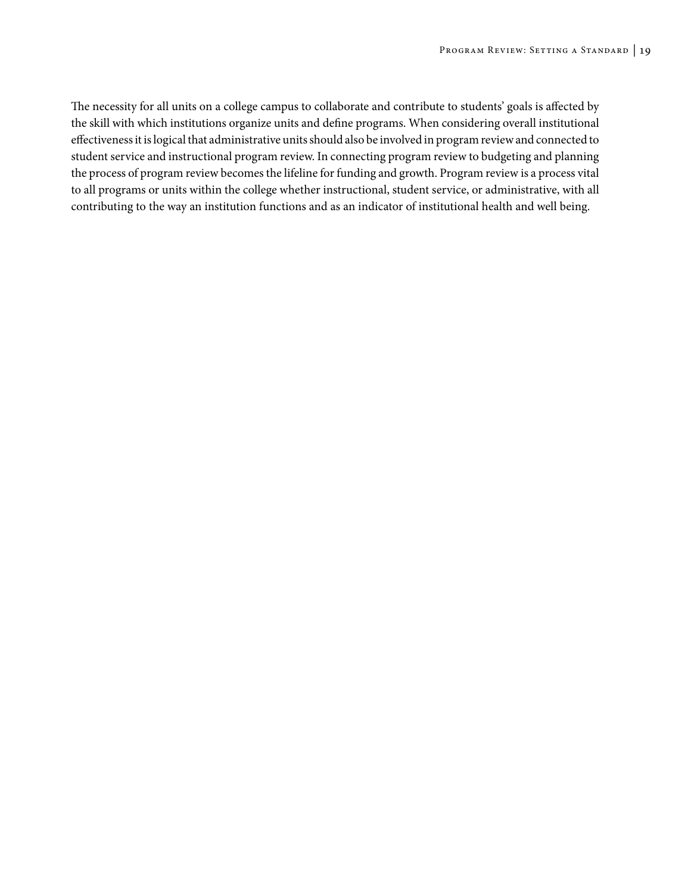The necessity for all units on a college campus to collaborate and contribute to students' goals is affected by the skill with which institutions organize units and define programs. When considering overall institutional effectiveness it is logical that administrative units should also be involved in program review and connected to student service and instructional program review. In connecting program review to budgeting and planning the process of program review becomes the lifeline for funding and growth. Program review is a process vital to all programs or units within the college whether instructional, student service, or administrative, with all contributing to the way an institution functions and as an indicator of institutional health and well being.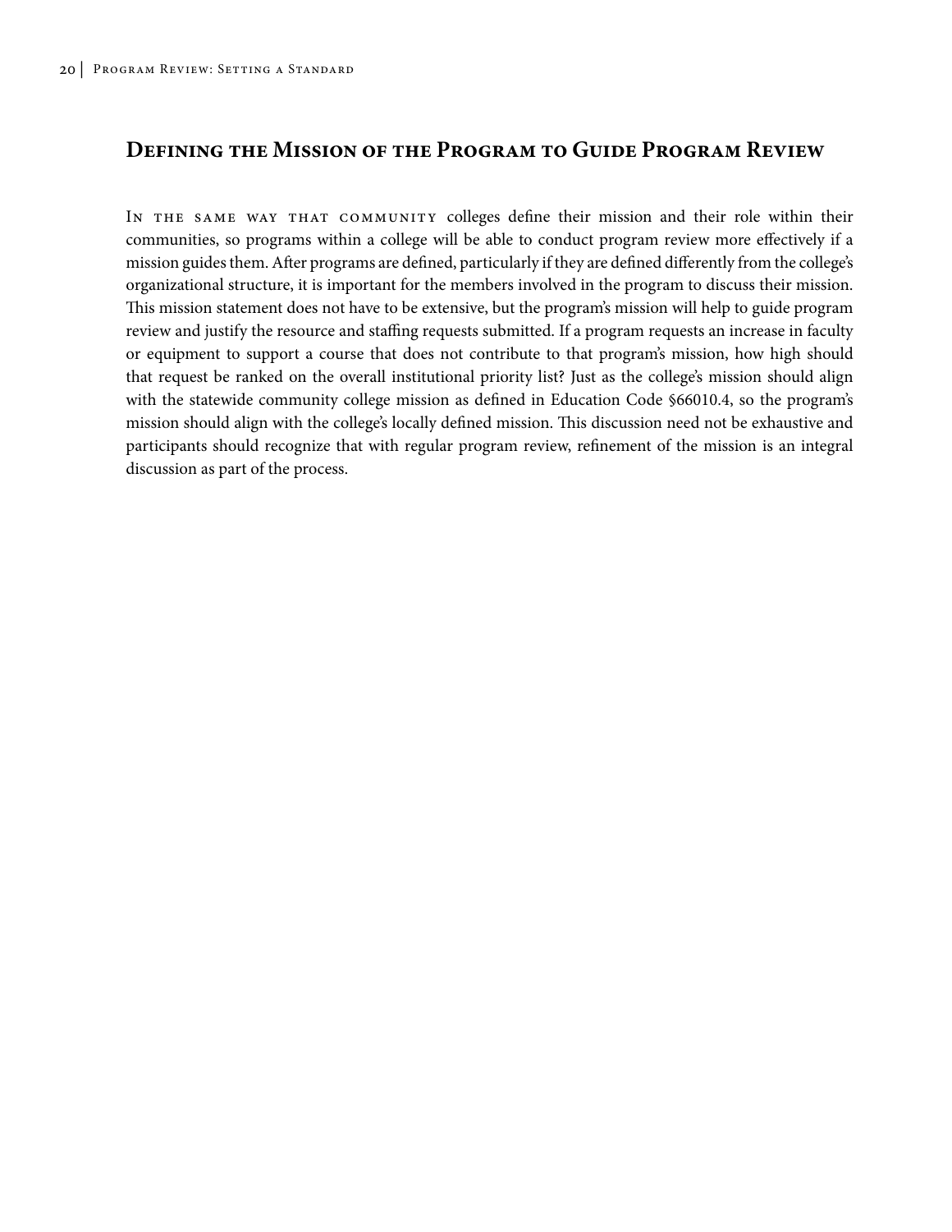## Defining the Mission of the Program to Guide Program Review

In the same way that community colleges define their mission and their role within their communities, so programs within a college will be able to conduct program review more effectively if a mission guides them. After programs are defined, particularly if they are defined differently from the college's organizational structure, it is important for the members involved in the program to discuss their mission. This mission statement does not have to be extensive, but the program's mission will help to guide program review and justify the resource and staffing requests submitted. If a program requests an increase in faculty or equipment to support a course that does not contribute to that program's mission, how high should that request be ranked on the overall institutional priority list? Just as the college's mission should align with the statewide community college mission as defined in Education Code §66010.4, so the program's mission should align with the college's locally defined mission. This discussion need not be exhaustive and participants should recognize that with regular program review, refinement of the mission is an integral discussion as part of the process.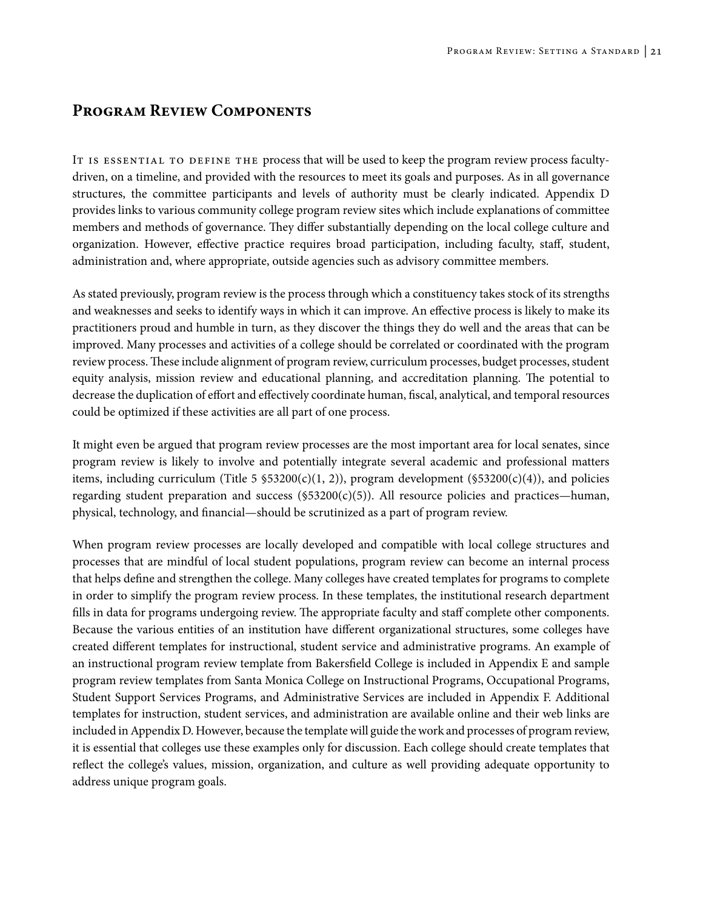## Program Review Components

It is essential to define the process that will be used to keep the program review process faculty-driven, on a timeline, and provided with the resources to meet its goals and purposes. As in all governance structures, the committee participants and levels of authority must be clearly indicated. Appendix D provides links to various community college program review sites which include explanations of committee members and methods of governance. They differ substantially depending on the local college culture and organization. However, effective practice requires broad participation, including faculty, staff, student, administration and, where appropriate, outside agencies such as advisory committee members.

As stated previously, program review is the process through which a constituency takes stock of its strengths and weaknesses and seeks to identify ways in which it can improve. An effective process is likely to make its practitioners proud and humble in turn, as they discover the things they do well and the areas that can be improved. Many processes and activities of a college should be correlated or coordinated with the program review process. These include alignment of program review, curriculum processes, budget processes, student equity analysis, mission review and educational planning, and accreditation planning. The potential to decrease the duplication of effort and effectively coordinate human, fiscal, analytical, and temporal resources could be optimized if these activities are all part of one process.

It might even be argued that program review processes are the most important area for local senates, since program review is likely to involve and potentially integrate several academic and professional matters items, including curriculum (Title 5 §53200(c)(1, 2)), program development (§53200(c)(4)), and policies regarding student preparation and success (§53200(c)(5)). All resource policies and practices—human, physical, technology, and financial—should be scrutinized as a part of program review.

When program review processes are locally developed and compatible with local college structures and processes that are mindful of local student populations, program review can become an internal process that helps define and strengthen the college. Many colleges have created templates for programs to complete in order to simplify the program review process. In these templates, the institutional research department fills in data for programs undergoing review. The appropriate faculty and staff complete other components. Because the various entities of an institution have different organizational structures, some colleges have created different templates for instructional, student service and administrative programs. An example of an instructional program review template from Bakersfield College is included in Appendix E and sample program review templates from Santa Monica College on Instructional Programs, Occupational Programs, Student Support Services Programs, and Administrative Services are included in Appendix F. Additional templates for instruction, student services, and administration are available online and their web links are included in Appendix D. However, because the template will guide the work and processes of program review, it is essential that colleges use these examples only for discussion. Each college should create templates that reflect the college's values, mission, organization, and culture as well providing adequate opportunity to address unique program goals.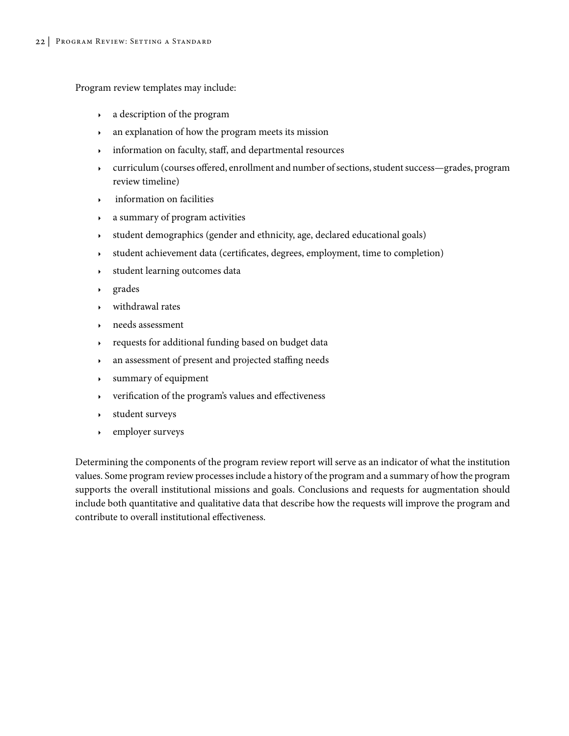Program review templates may include:

- a description of the program
- an explanation of how the program meets its mission
- information on faculty, staff, and departmental resources
- curriculum (courses offered, enrollment and number of sections, student success—grades, program review timeline)
- information on facilities
- a summary of program activities
- student demographics (gender and ethnicity, age, declared educational goals)
- student achievement data (certificates, degrees, employment, time to completion)
- student learning outcomes data
- grades
- withdrawal rates
- needs assessment
- requests for additional funding based on budget data
- an assessment of present and projected staffing needs
- summary of equipment
- verification of the program's values and effectiveness
- student surveys
- employer surveys

Determining the components of the program review report will serve as an indicator of what the institution values. Some program review processes include a history of the program and a summary of how the program supports the overall institutional missions and goals. Conclusions and requests for augmentation should include both quantitative and qualitative data that describe how the requests will improve the program and contribute to overall institutional effectiveness.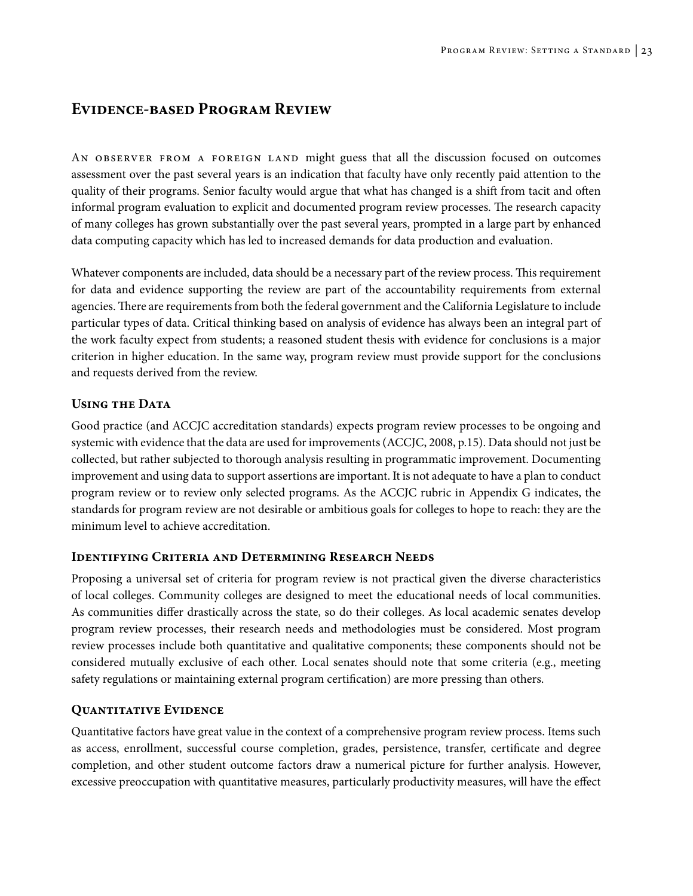## Evidence-based Program Review

An observer from a foreign land might guess that all the discussion focused on outcomes assessment over the past several years is an indication that faculty have only recently paid attention to the quality of their programs. Senior faculty would argue that what has changed is a shift from tacit and often informal program evaluation to explicit and documented program review processes. The research capacity of many colleges has grown substantially over the past several years, prompted in a large part by enhanced data computing capacity which has led to increased demands for data production and evaluation.

Whatever components are included, data should be a necessary part of the review process. This requirement for data and evidence supporting the review are part of the accountability requirements from external agencies. There are requirements from both the federal government and the California Legislature to include particular types of data. Critical thinking based on analysis of evidence has always been an integral part of the work faculty expect from students; a reasoned student thesis with evidence for conclusions is a major criterion in higher education. In the same way, program review must provide support for the conclusions and requests derived from the review.

### Using the Data

Good practice (and ACCJC accreditation standards) expects program review processes to be ongoing and systemic with evidence that the data are used for improvements (ACCJC, 2008, p.15). Data should not just be collected, but rather subjected to thorough analysis resulting in programmatic improvement. Documenting improvement and using data to support assertions are important. It is not adequate to have a plan to conduct program review or to review only selected programs. As the ACCJC rubric in Appendix G indicates, the standards for program review are not desirable or ambitious goals for colleges to hope to reach: they are the minimum level to achieve accreditation.

### Identifying Criteria and Determining Research Needs

Proposing a universal set of criteria for program review is not practical given the diverse characteristics of local colleges. Community colleges are designed to meet the educational needs of local communities. As communities differ drastically across the state, so do their colleges. As local academic senates develop program review processes, their research needs and methodologies must be considered. Most program review processes include both quantitative and qualitative components; these components should not be considered mutually exclusive of each other. Local senates should note that some criteria (e.g., meeting safety regulations or maintaining external program certification) are more pressing than others.

### Quantitative Evidence

Quantitative factors have great value in the context of a comprehensive program review process. Items such as access, enrollment, successful course completion, grades, persistence, transfer, certificate and degree completion, and other student outcome factors draw a numerical picture for further analysis. However, excessive preoccupation with quantitative measures, particularly productivity measures, will have the effect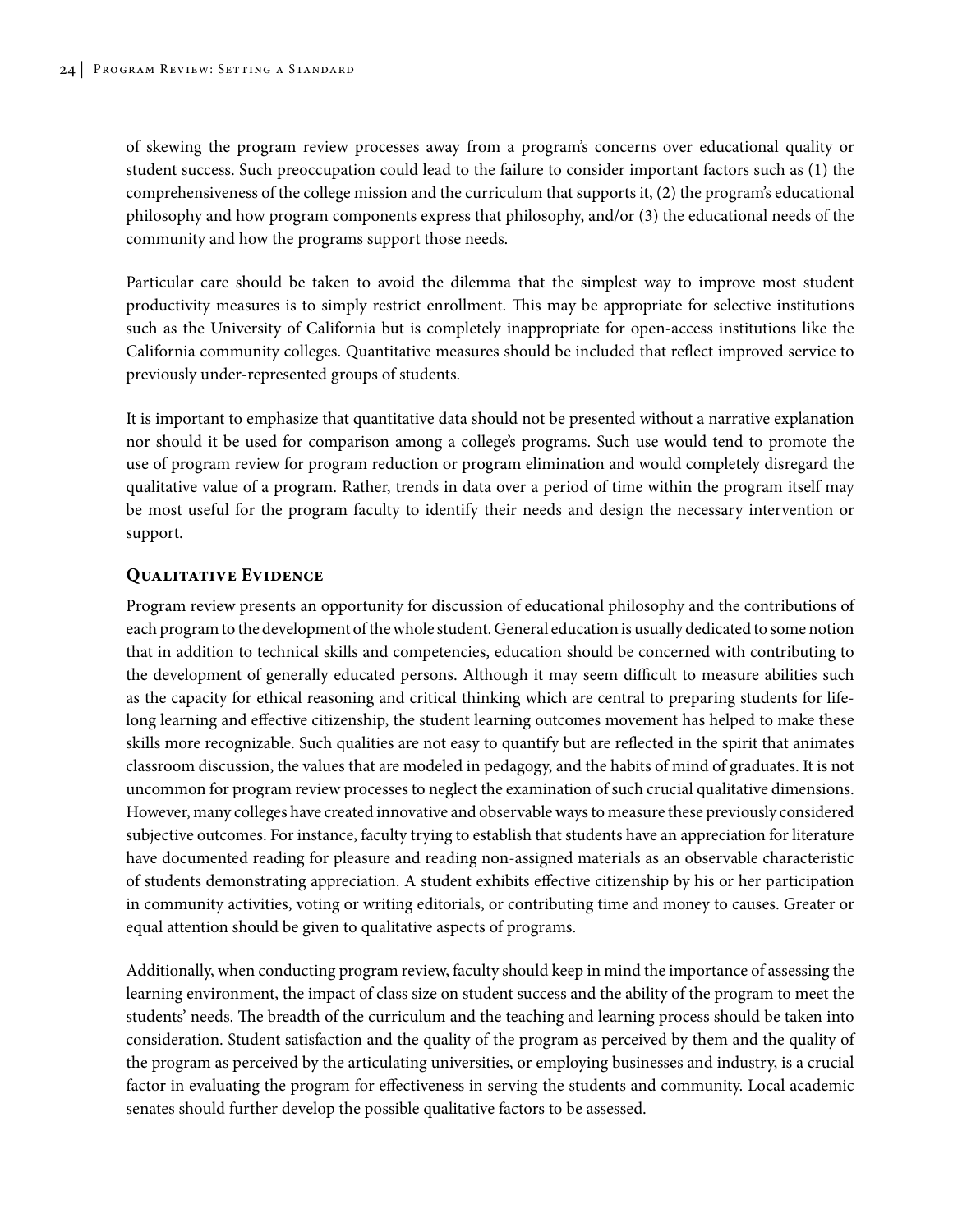of skewing the program review processes away from a program's concerns over educational quality or student success. Such preoccupation could lead to the failure to consider important factors such as (1) the comprehensiveness of the college mission and the curriculum that supports it, (2) the program's educational philosophy and how program components express that philosophy, and/or (3) the educational needs of the community and how the programs support those needs.

Particular care should be taken to avoid the dilemma that the simplest way to improve most student productivity measures is to simply restrict enrollment. This may be appropriate for selective institutions such as the University of California but is completely inappropriate for open-access institutions like the California community colleges. Quantitative measures should be included that reflect improved service to previously under-represented groups of students.

It is important to emphasize that quantitative data should not be presented without a narrative explanation nor should it be used for comparison among a college's programs. Such use would tend to promote the use of program review for program reduction or program elimination and would completely disregard the qualitative value of a program. Rather, trends in data over a period of time within the program itself may be most useful for the program faculty to identify their needs and design the necessary intervention or support.

### Qualitative Evidence

Program review presents an opportunity for discussion of educational philosophy and the contributions of each program to the development of the whole student. General education is usually dedicated to some notion that in addition to technical skills and competencies, education should be concerned with contributing to the development of generally educated persons. Although it may seem difficult to measure abilities such as the capacity for ethical reasoning and critical thinking which are central to preparing students for life-long learning and effective citizenship, the student learning outcomes movement has helped to make these skills more recognizable. Such qualities are not easy to quantify but are reflected in the spirit that animates classroom discussion, the values that are modeled in pedagogy, and the habits of mind of graduates. It is not uncommon for program review processes to neglect the examination of such crucial qualitative dimensions. However, many colleges have created innovative and observable ways to measure these previously considered subjective outcomes. For instance, faculty trying to establish that students have an appreciation for literature have documented reading for pleasure and reading non-assigned materials as an observable characteristic of students demonstrating appreciation. A student exhibits effective citizenship by his or her participation in community activities, voting or writing editorials, or contributing time and money to causes. Greater or equal attention should be given to qualitative aspects of programs.

Additionally, when conducting program review, faculty should keep in mind the importance of assessing the learning environment, the impact of class size on student success and the ability of the program to meet the students' needs. The breadth of the curriculum and the teaching and learning process should be taken into consideration. Student satisfaction and the quality of the program as perceived by them and the quality of the program as perceived by the articulating universities, or employing businesses and industry, is a crucial factor in evaluating the program for effectiveness in serving the students and community. Local academic senates should further develop the possible qualitative factors to be assessed.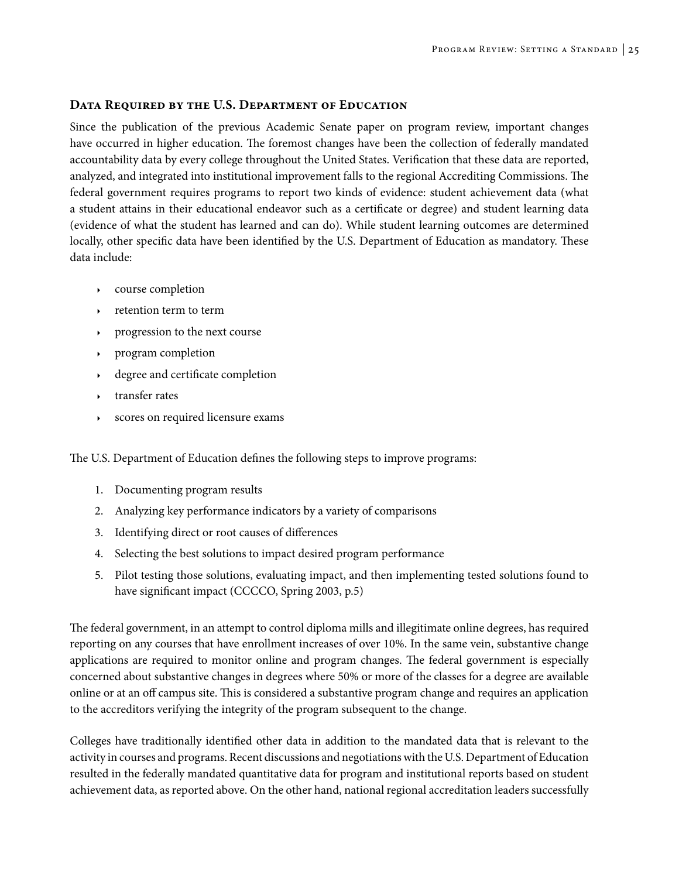## Data Required by the U.S. Department of Education

Since the publication of the previous Academic Senate paper on program review, important changes have occurred in higher education. The foremost changes have been the collection of federally mandated accountability data by every college throughout the United States. Verification that these data are reported, analyzed, and integrated into institutional improvement falls to the regional Accrediting Commissions. The federal government requires programs to report two kinds of evidence: student achievement data (what a student attains in their educational endeavor such as a certificate or degree) and student learning data (evidence of what the student has learned and can do). While student learning outcomes are determined locally, other specific data have been identified by the U.S. Department of Education as mandatory. These data include:

- course completion
- retention term to term
- progression to the next course
- program completion
- degree and certificate completion
- transfer rates
- scores on required licensure exams

The U.S. Department of Education defines the following steps to improve programs:

1. Documenting program results
2. Analyzing key performance indicators by a variety of comparisons
3. Identifying direct or root causes of differences
4. Selecting the best solutions to impact desired program performance
5. Pilot testing those solutions, evaluating impact, and then implementing tested solutions found to have significant impact (CCCCO, Spring 2003, p.5)

The federal government, in an attempt to control diploma mills and illegitimate online degrees, has required reporting on any courses that have enrollment increases of over 10%. In the same vein, substantive change applications are required to monitor online and program changes. The federal government is especially concerned about substantive changes in degrees where 50% or more of the classes for a degree are available online or at an off campus site. This is considered a substantive program change and requires an application to the accreditors verifying the integrity of the program subsequent to the change.

Colleges have traditionally identified other data in addition to the mandated data that is relevant to the activity in courses and programs. Recent discussions and negotiations with the U.S. Department of Education resulted in the federally mandated quantitative data for program and institutional reports based on student achievement data, as reported above. On the other hand, national regional accreditation leaders successfully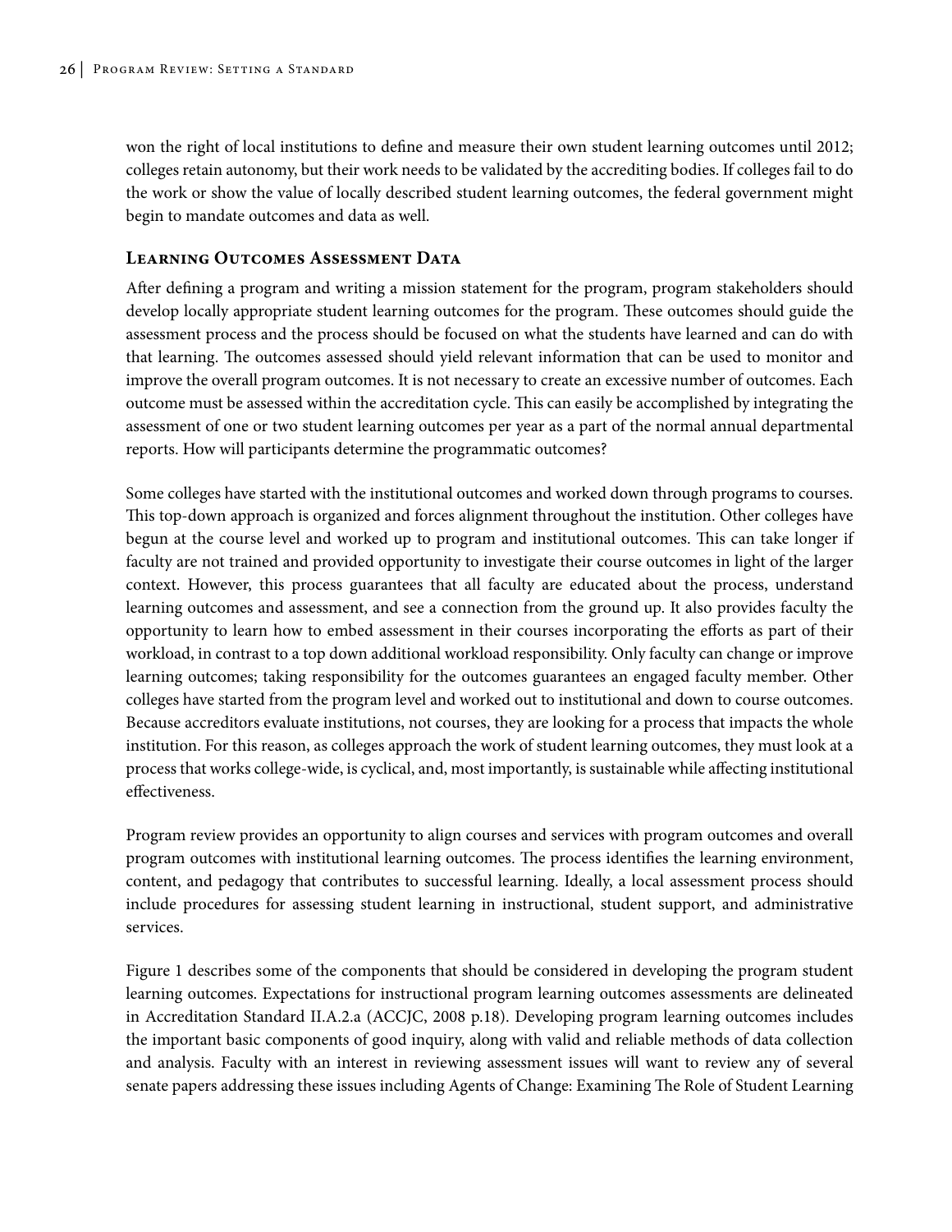won the right of local institutions to define and measure their own student learning outcomes until 2012; colleges retain autonomy, but their work needs to be validated by the accrediting bodies. If colleges fail to do the work or show the value of locally described student learning outcomes, the federal government might begin to mandate outcomes and data as well.

### Learning Outcomes Assessment Data

After defining a program and writing a mission statement for the program, program stakeholders should develop locally appropriate student learning outcomes for the program. These outcomes should guide the assessment process and the process should be focused on what the students have learned and can do with that learning. The outcomes assessed should yield relevant information that can be used to monitor and improve the overall program outcomes. It is not necessary to create an excessive number of outcomes. Each outcome must be assessed within the accreditation cycle. This can easily be accomplished by integrating the assessment of one or two student learning outcomes per year as a part of the normal annual departmental reports. How will participants determine the programmatic outcomes?

Some colleges have started with the institutional outcomes and worked down through programs to courses. This top-down approach is organized and forces alignment throughout the institution. Other colleges have begun at the course level and worked up to program and institutional outcomes. This can take longer if faculty are not trained and provided opportunity to investigate their course outcomes in light of the larger context. However, this process guarantees that all faculty are educated about the process, understand learning outcomes and assessment, and see a connection from the ground up. It also provides faculty the opportunity to learn how to embed assessment in their courses incorporating the efforts as part of their workload, in contrast to a top down additional workload responsibility. Only faculty can change or improve learning outcomes; taking responsibility for the outcomes guarantees an engaged faculty member. Other colleges have started from the program level and worked out to institutional and down to course outcomes. Because accreditors evaluate institutions, not courses, they are looking for a process that impacts the whole institution. For this reason, as colleges approach the work of student learning outcomes, they must look at a process that works college-wide, is cyclical, and, most importantly, is sustainable while affecting institutional effectiveness.

Program review provides an opportunity to align courses and services with program outcomes and overall program outcomes with institutional learning outcomes. The process identifies the learning environment, content, and pedagogy that contributes to successful learning. Ideally, a local assessment process should include procedures for assessing student learning in instructional, student support, and administrative services.

Figure 1 describes some of the components that should be considered in developing the program student learning outcomes. Expectations for instructional program learning outcomes assessments are delineated in Accreditation Standard II.A.2.a (ACCJC, 2008 p.18). Developing program learning outcomes includes the important basic components of good inquiry, along with valid and reliable methods of data collection and analysis. Faculty with an interest in reviewing assessment issues will want to review any of several senate papers addressing these issues including Agents of Change: Examining The Role of Student Learning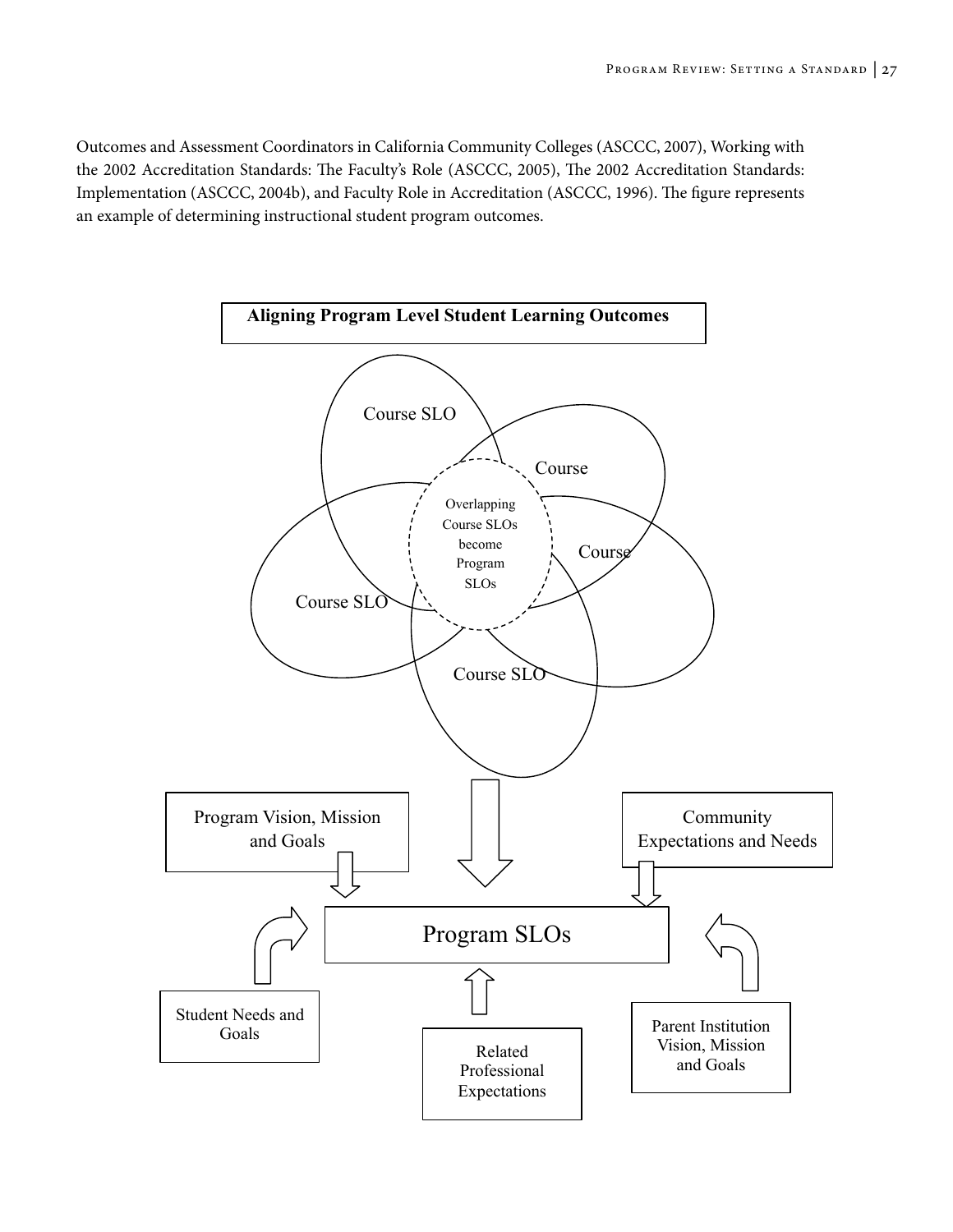Outcomes and Assessment Coordinators in California Community Colleges (ASCCC, 2007), Working with the 2002 Accreditation Standards: The Faculty's Role (ASCCC, 2005), The 2002 Accreditation Standards: Implementation (ASCCC, 2004b), and Faculty Role in Accreditation (ASCCC, 1996). The figure represents an example of determining instructional student program outcomes.

**Aligning Program Level Student Learning Outcomes**

Course SLO

Course

Course

Course SLO

Course SLO

Overlapping Course SLOs become Program SLOs

Program Vision, Mission and Goals

Community Expectations and Needs

Program SLOs

Student Needs and Goals

Related Professional Expectations

Parent Institution Vision, Mission and Goals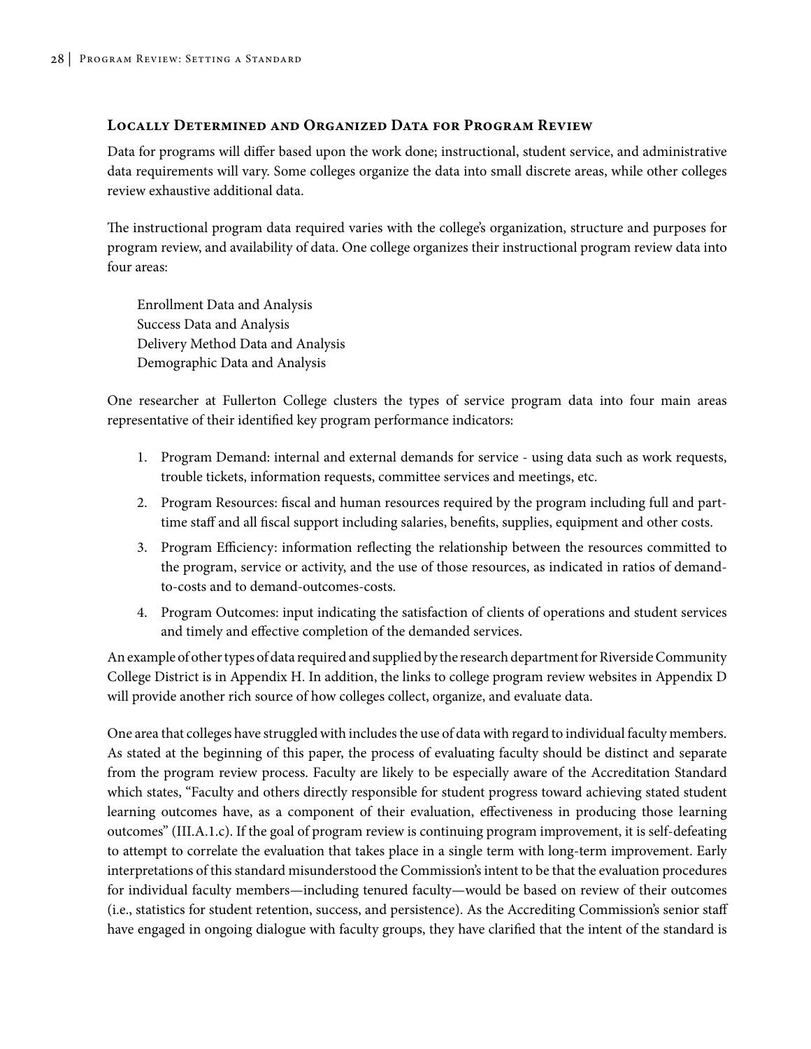### Locally Determined and Organized Data for Program Review

Data for programs will differ based upon the work done; instructional, student service, and administrative data requirements will vary. Some colleges organize the data into small discrete areas, while other colleges review exhaustive additional data.

The instructional program data required varies with the college's organization, structure and purposes for program review, and availability of data. One college organizes their instructional program review data into four areas:

Enrollment Data and Analysis
Success Data and Analysis
Delivery Method Data and Analysis
Demographic Data and Analysis

One researcher at Fullerton College clusters the types of service program data into four main areas representative of their identified key program performance indicators:

1. Program Demand: internal and external demands for service - using data such as work requests, trouble tickets, information requests, committee services and meetings, etc.
2. Program Resources: fiscal and human resources required by the program including full and part-time staff and all fiscal support including salaries, benefits, supplies, equipment and other costs.
3. Program Efficiency: information reflecting the relationship between the resources committed to the program, service or activity, and the use of those resources, as indicated in ratios of demand-to-costs and to demand-outcomes-costs.
4. Program Outcomes: input indicating the satisfaction of clients of operations and student services and timely and effective completion of the demanded services.

An example of other types of data required and supplied by the research department for Riverside Community College District is in Appendix H. In addition, the links to college program review websites in Appendix D will provide another rich source of how colleges collect, organize, and evaluate data.

One area that colleges have struggled with includes the use of data with regard to individual faculty members. As stated at the beginning of this paper, the process of evaluating faculty should be distinct and separate from the program review process. Faculty are likely to be especially aware of the Accreditation Standard which states, "Faculty and others directly responsible for student progress toward achieving stated student learning outcomes have, as a component of their evaluation, effectiveness in producing those learning outcomes" (III.A.1.c). If the goal of program review is continuing program improvement, it is self-defeating to attempt to correlate the evaluation that takes place in a single term with long-term improvement. Early interpretations of this standard misunderstood the Commission's intent to be that the evaluation procedures for individual faculty members—including tenured faculty—would be based on review of their outcomes (i.e., statistics for student retention, success, and persistence). As the Accrediting Commission's senior staff have engaged in ongoing dialogue with faculty groups, they have clarified that the intent of the standard is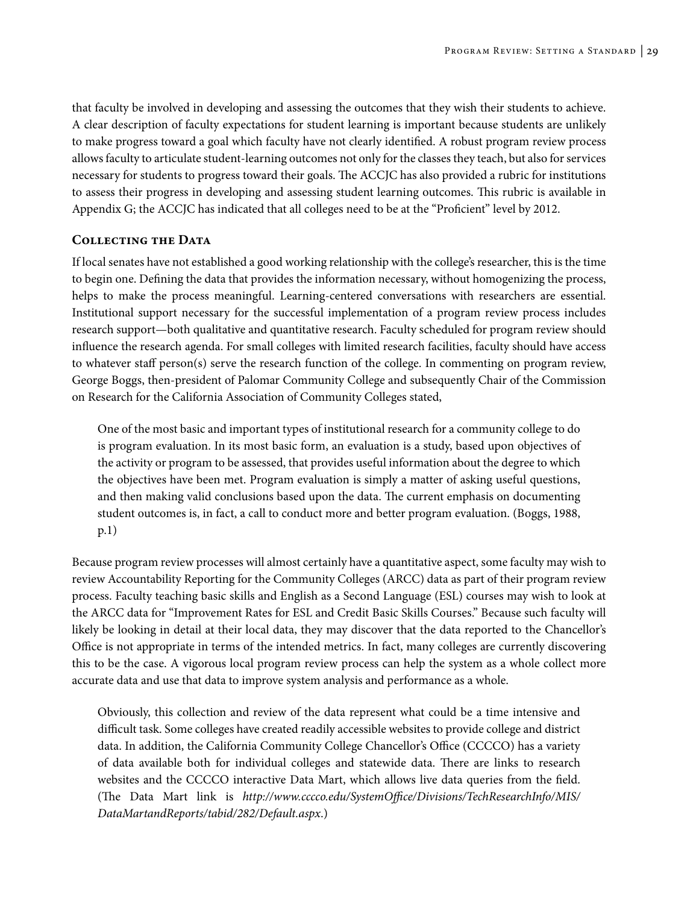that faculty be involved in developing and assessing the outcomes that they wish their students to achieve. A clear description of faculty expectations for student learning is important because students are unlikely to make progress toward a goal which faculty have not clearly identified. A robust program review process allows faculty to articulate student-learning outcomes not only for the classes they teach, but also for services necessary for students to progress toward their goals. The ACCJC has also provided a rubric for institutions to assess their progress in developing and assessing student learning outcomes. This rubric is available in Appendix G; the ACCJC has indicated that all colleges need to be at the "Proficient" level by 2012.

### Collecting the Data

If local senates have not established a good working relationship with the college's researcher, this is the time to begin one. Defining the data that provides the information necessary, without homogenizing the process, helps to make the process meaningful. Learning-centered conversations with researchers are essential. Institutional support necessary for the successful implementation of a program review process includes research support—both qualitative and quantitative research. Faculty scheduled for program review should influence the research agenda. For small colleges with limited research facilities, faculty should have access to whatever staff person(s) serve the research function of the college. In commenting on program review, George Boggs, then-president of Palomar Community College and subsequently Chair of the Commission on Research for the California Association of Community Colleges stated,

> One of the most basic and important types of institutional research for a community college to do is program evaluation. In its most basic form, an evaluation is a study, based upon objectives of the activity or program to be assessed, that provides useful information about the degree to which the objectives have been met. Program evaluation is simply a matter of asking useful questions, and then making valid conclusions based upon the data. The current emphasis on documenting student outcomes is, in fact, a call to conduct more and better program evaluation. (Boggs, 1988, p.1)

Because program review processes will almost certainly have a quantitative aspect, some faculty may wish to review Accountability Reporting for the Community Colleges (ARCC) data as part of their program review process. Faculty teaching basic skills and English as a Second Language (ESL) courses may wish to look at the ARCC data for "Improvement Rates for ESL and Credit Basic Skills Courses." Because such faculty will likely be looking in detail at their local data, they may discover that the data reported to the Chancellor's Office is not appropriate in terms of the intended metrics. In fact, many colleges are currently discovering this to be the case. A vigorous local program review process can help the system as a whole collect more accurate data and use that data to improve system analysis and performance as a whole.

> Obviously, this collection and review of the data represent what could be a time intensive and difficult task. Some colleges have created readily accessible websites to provide college and district data. In addition, the California Community College Chancellor's Office (CCCCO) has a variety of data available both for individual colleges and statewide data. There are links to research websites and the CCCCO interactive Data Mart, which allows live data queries from the field. (The Data Mart link is *http://www.cccco.edu/SystemOffice/Divisions/TechResearchInfo/MIS/DataMartandReports/tabid/282/Default.aspx*.)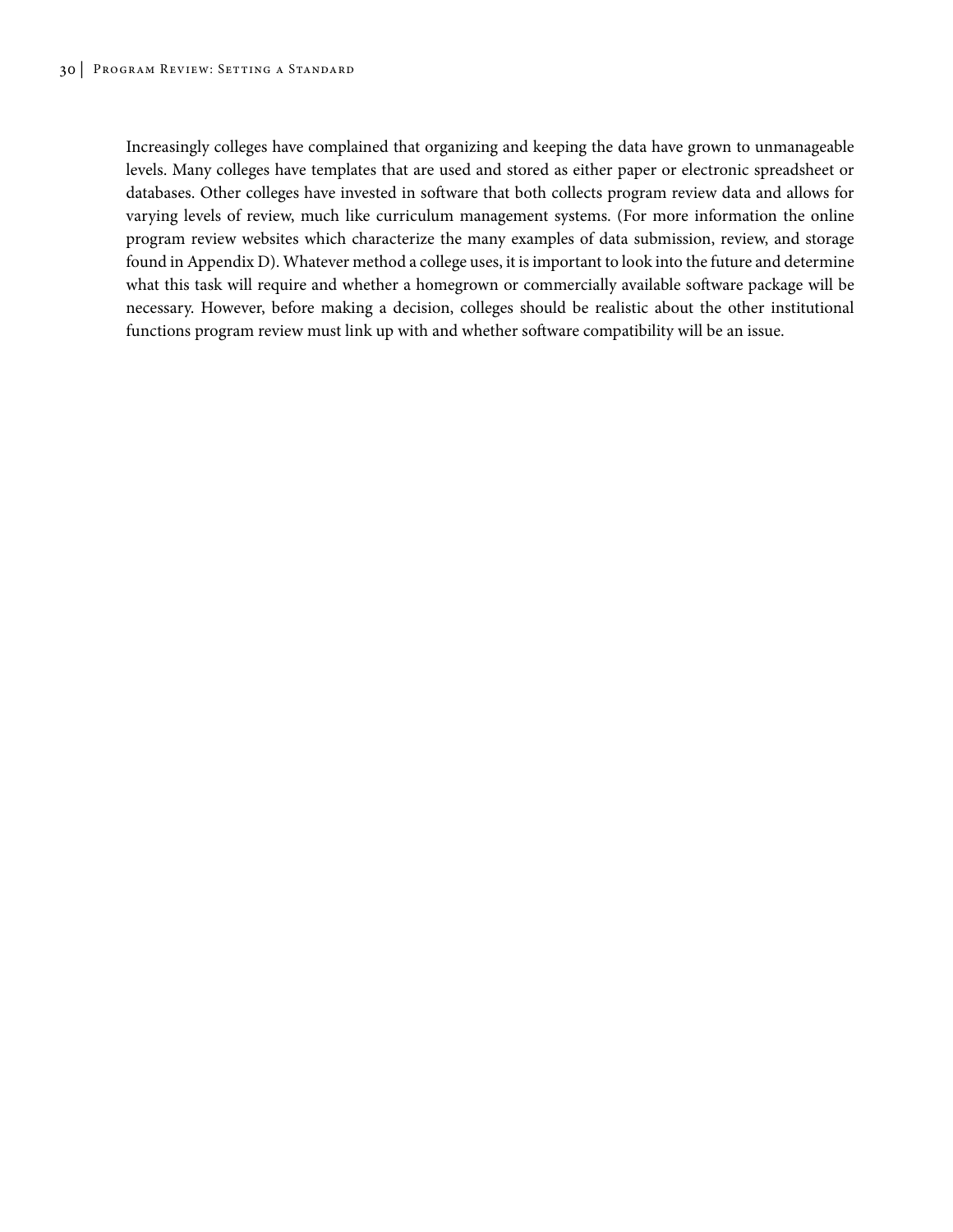Increasingly colleges have complained that organizing and keeping the data have grown to unmanageable levels. Many colleges have templates that are used and stored as either paper or electronic spreadsheet or databases. Other colleges have invested in software that both collects program review data and allows for varying levels of review, much like curriculum management systems. (For more information the online program review websites which characterize the many examples of data submission, review, and storage found in Appendix D). Whatever method a college uses, it is important to look into the future and determine what this task will require and whether a homegrown or commercially available software package will be necessary. However, before making a decision, colleges should be realistic about the other institutional functions program review must link up with and whether software compatibility will be an issue.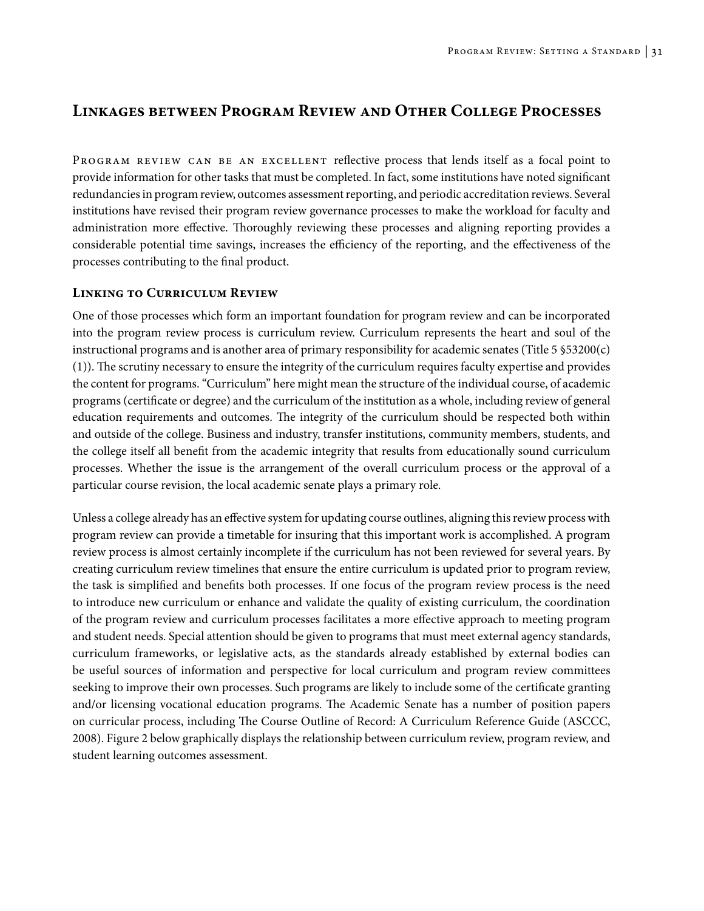## Linkages between Program Review and Other College Processes

Program review can be an excellent reflective process that lends itself as a focal point to provide information for other tasks that must be completed. In fact, some institutions have noted significant redundancies in program review, outcomes assessment reporting, and periodic accreditation reviews. Several institutions have revised their program review governance processes to make the workload for faculty and administration more effective. Thoroughly reviewing these processes and aligning reporting provides a considerable potential time savings, increases the efficiency of the reporting, and the effectiveness of the processes contributing to the final product.

### Linking to Curriculum Review

One of those processes which form an important foundation for program review and can be incorporated into the program review process is curriculum review. Curriculum represents the heart and soul of the instructional programs and is another area of primary responsibility for academic senates (Title 5 §53200(c)(1)). The scrutiny necessary to ensure the integrity of the curriculum requires faculty expertise and provides the content for programs. "Curriculum" here might mean the structure of the individual course, of academic programs (certificate or degree) and the curriculum of the institution as a whole, including review of general education requirements and outcomes. The integrity of the curriculum should be respected both within and outside of the college. Business and industry, transfer institutions, community members, students, and the college itself all benefit from the academic integrity that results from educationally sound curriculum processes. Whether the issue is the arrangement of the overall curriculum process or the approval of a particular course revision, the local academic senate plays a primary role.

Unless a college already has an effective system for updating course outlines, aligning this review process with program review can provide a timetable for insuring that this important work is accomplished. A program review process is almost certainly incomplete if the curriculum has not been reviewed for several years. By creating curriculum review timelines that ensure the entire curriculum is updated prior to program review, the task is simplified and benefits both processes. If one focus of the program review process is the need to introduce new curriculum or enhance and validate the quality of existing curriculum, the coordination of the program review and curriculum processes facilitates a more effective approach to meeting program and student needs. Special attention should be given to programs that must meet external agency standards, curriculum frameworks, or legislative acts, as the standards already established by external bodies can be useful sources of information and perspective for local curriculum and program review committees seeking to improve their own processes. Such programs are likely to include some of the certificate granting and/or licensing vocational education programs. The Academic Senate has a number of position papers on curricular process, including The Course Outline of Record: A Curriculum Reference Guide (ASCCC, 2008). Figure 2 below graphically displays the relationship between curriculum review, program review, and student learning outcomes assessment.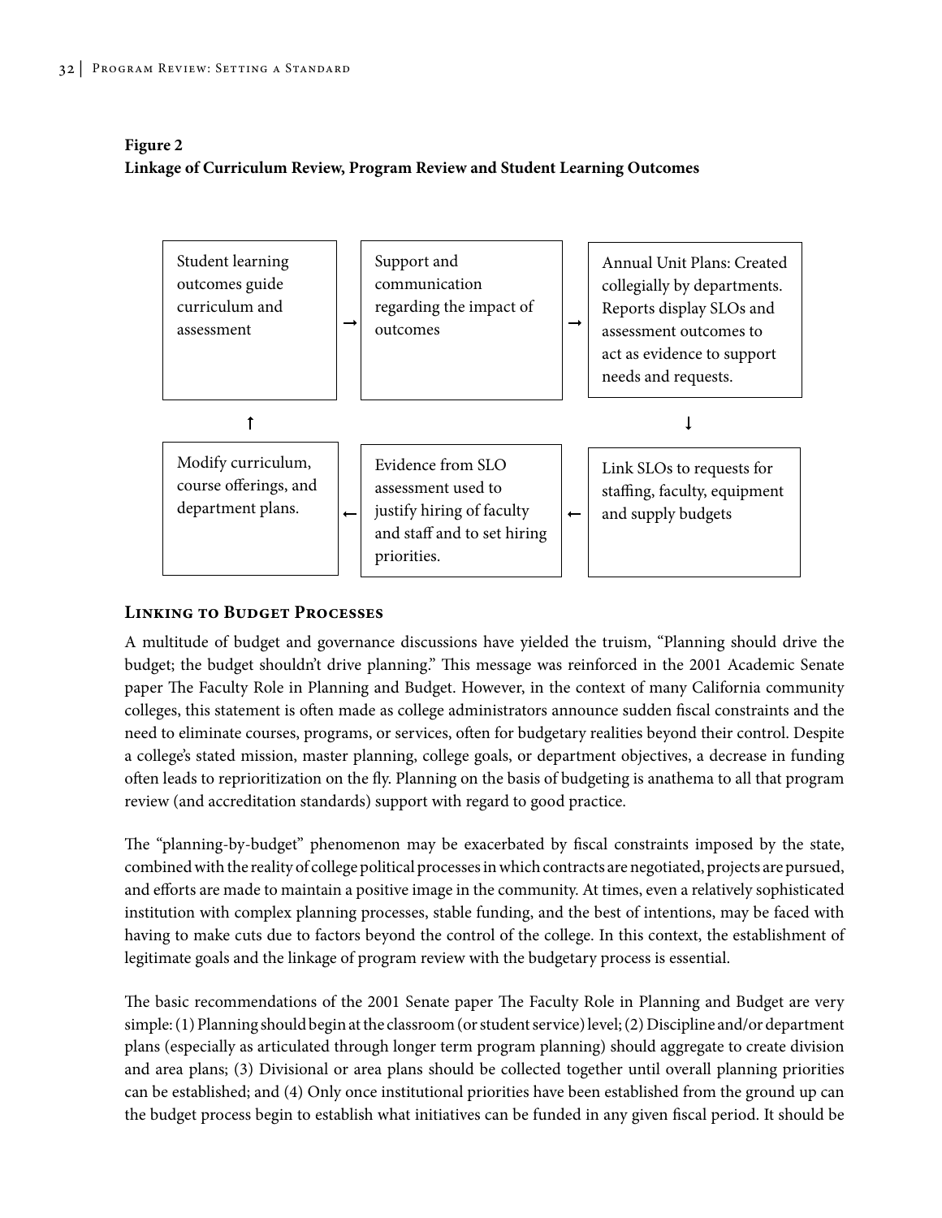**Figure 2**
**Linkage of Curriculum Review, Program Review and Student Learning Outcomes**

| | | | | |
|---|---|---|---|---|
| Student learning outcomes guide curriculum and assessment | → | Support and communication regarding the impact of outcomes | → | Annual Unit Plans: Created collegially by departments. Reports display SLOs and assessment outcomes to act as evidence to support needs and requests. |
| ↑ | | | | ↓ |
| Modify curriculum, course offerings, and department plans. | ← | Evidence from SLO assessment used to justify hiring of faculty and staff and to set hiring priorities. | ← | Link SLOs to requests for staffing, faculty, equipment and supply budgets |

## Linking to Budget Processes

A multitude of budget and governance discussions have yielded the truism, "Planning should drive the budget; the budget shouldn't drive planning." This message was reinforced in the 2001 Academic Senate paper The Faculty Role in Planning and Budget. However, in the context of many California community colleges, this statement is often made as college administrators announce sudden fiscal constraints and the need to eliminate courses, programs, or services, often for budgetary realities beyond their control. Despite a college's stated mission, master planning, college goals, or department objectives, a decrease in funding often leads to reprioritization on the fly. Planning on the basis of budgeting is anathema to all that program review (and accreditation standards) support with regard to good practice.

The "planning-by-budget" phenomenon may be exacerbated by fiscal constraints imposed by the state, combined with the reality of college political processes in which contracts are negotiated, projects are pursued, and efforts are made to maintain a positive image in the community. At times, even a relatively sophisticated institution with complex planning processes, stable funding, and the best of intentions, may be faced with having to make cuts due to factors beyond the control of the college. In this context, the establishment of legitimate goals and the linkage of program review with the budgetary process is essential.

The basic recommendations of the 2001 Senate paper The Faculty Role in Planning and Budget are very simple: (1) Planning should begin at the classroom (or student service) level; (2) Discipline and/or department plans (especially as articulated through longer term program planning) should aggregate to create division and area plans; (3) Divisional or area plans should be collected together until overall planning priorities can be established; and (4) Only once institutional priorities have been established from the ground up can the budget process begin to establish what initiatives can be funded in any given fiscal period. It should be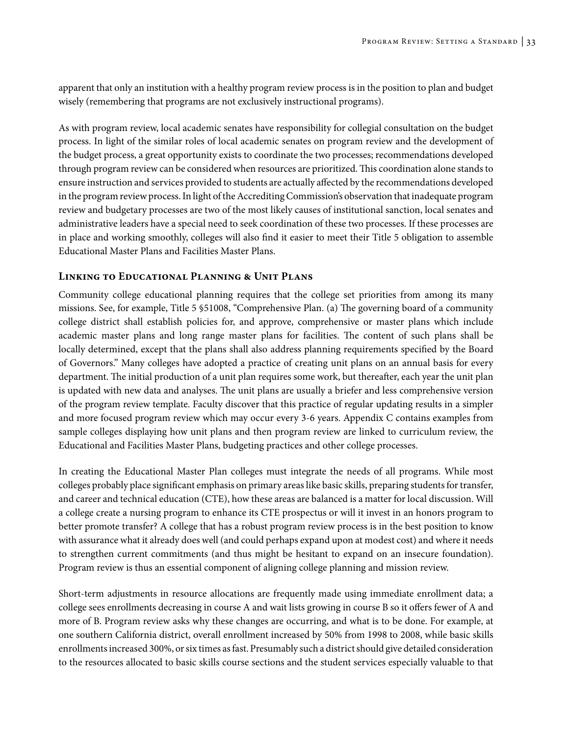apparent that only an institution with a healthy program review process is in the position to plan and budget wisely (remembering that programs are not exclusively instructional programs).

As with program review, local academic senates have responsibility for collegial consultation on the budget process. In light of the similar roles of local academic senates on program review and the development of the budget process, a great opportunity exists to coordinate the two processes; recommendations developed through program review can be considered when resources are prioritized. This coordination alone stands to ensure instruction and services provided to students are actually affected by the recommendations developed in the program review process. In light of the Accrediting Commission's observation that inadequate program review and budgetary processes are two of the most likely causes of institutional sanction, local senates and administrative leaders have a special need to seek coordination of these two processes. If these processes are in place and working smoothly, colleges will also find it easier to meet their Title 5 obligation to assemble Educational Master Plans and Facilities Master Plans.

### Linking to Educational Planning & Unit Plans

Community college educational planning requires that the college set priorities from among its many missions. See, for example, Title 5 §51008, "Comprehensive Plan. (a) The governing board of a community college district shall establish policies for, and approve, comprehensive or master plans which include academic master plans and long range master plans for facilities. The content of such plans shall be locally determined, except that the plans shall also address planning requirements specified by the Board of Governors." Many colleges have adopted a practice of creating unit plans on an annual basis for every department. The initial production of a unit plan requires some work, but thereafter, each year the unit plan is updated with new data and analyses. The unit plans are usually a briefer and less comprehensive version of the program review template. Faculty discover that this practice of regular updating results in a simpler and more focused program review which may occur every 3-6 years. Appendix C contains examples from sample colleges displaying how unit plans and then program review are linked to curriculum review, the Educational and Facilities Master Plans, budgeting practices and other college processes.

In creating the Educational Master Plan colleges must integrate the needs of all programs. While most colleges probably place significant emphasis on primary areas like basic skills, preparing students for transfer, and career and technical education (CTE), how these areas are balanced is a matter for local discussion. Will a college create a nursing program to enhance its CTE prospectus or will it invest in an honors program to better promote transfer? A college that has a robust program review process is in the best position to know with assurance what it already does well (and could perhaps expand upon at modest cost) and where it needs to strengthen current commitments (and thus might be hesitant to expand on an insecure foundation). Program review is thus an essential component of aligning college planning and mission review.

Short-term adjustments in resource allocations are frequently made using immediate enrollment data; a college sees enrollments decreasing in course A and wait lists growing in course B so it offers fewer of A and more of B. Program review asks why these changes are occurring, and what is to be done. For example, at one southern California district, overall enrollment increased by 50% from 1998 to 2008, while basic skills enrollments increased 300%, or six times as fast. Presumably such a district should give detailed consideration to the resources allocated to basic skills course sections and the student services especially valuable to that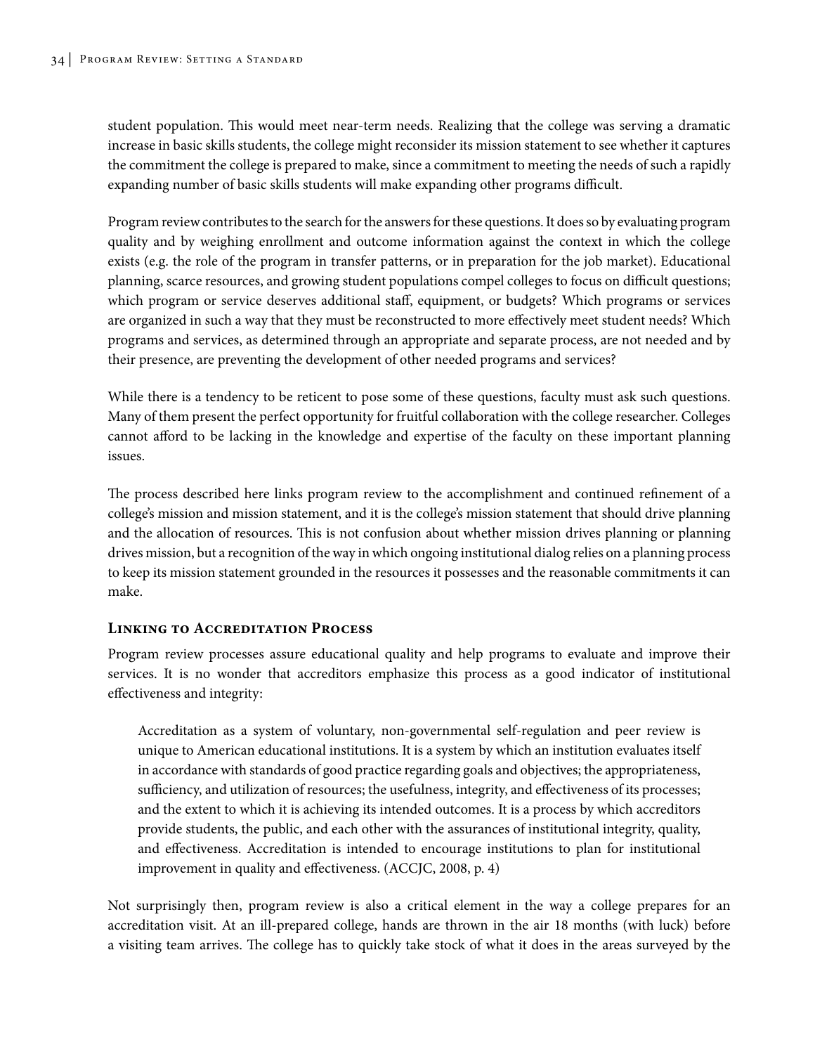student population. This would meet near-term needs. Realizing that the college was serving a dramatic increase in basic skills students, the college might reconsider its mission statement to see whether it captures the commitment the college is prepared to make, since a commitment to meeting the needs of such a rapidly expanding number of basic skills students will make expanding other programs difficult.

Program review contributes to the search for the answers for these questions. It does so by evaluating program quality and by weighing enrollment and outcome information against the context in which the college exists (e.g. the role of the program in transfer patterns, or in preparation for the job market). Educational planning, scarce resources, and growing student populations compel colleges to focus on difficult questions; which program or service deserves additional staff, equipment, or budgets? Which programs or services are organized in such a way that they must be reconstructed to more effectively meet student needs? Which programs and services, as determined through an appropriate and separate process, are not needed and by their presence, are preventing the development of other needed programs and services?

While there is a tendency to be reticent to pose some of these questions, faculty must ask such questions. Many of them present the perfect opportunity for fruitful collaboration with the college researcher. Colleges cannot afford to be lacking in the knowledge and expertise of the faculty on these important planning issues.

The process described here links program review to the accomplishment and continued refinement of a college's mission and mission statement, and it is the college's mission statement that should drive planning and the allocation of resources. This is not confusion about whether mission drives planning or planning drives mission, but a recognition of the way in which ongoing institutional dialog relies on a planning process to keep its mission statement grounded in the resources it possesses and the reasonable commitments it can make.

## Linking to Accreditation Process

Program review processes assure educational quality and help programs to evaluate and improve their services. It is no wonder that accreditors emphasize this process as a good indicator of institutional effectiveness and integrity:

> Accreditation as a system of voluntary, non-governmental self-regulation and peer review is unique to American educational institutions. It is a system by which an institution evaluates itself in accordance with standards of good practice regarding goals and objectives; the appropriateness, sufficiency, and utilization of resources; the usefulness, integrity, and effectiveness of its processes; and the extent to which it is achieving its intended outcomes. It is a process by which accreditors provide students, the public, and each other with the assurances of institutional integrity, quality, and effectiveness. Accreditation is intended to encourage institutions to plan for institutional improvement in quality and effectiveness. (ACCJC, 2008, p. 4)

Not surprisingly then, program review is also a critical element in the way a college prepares for an accreditation visit. At an ill-prepared college, hands are thrown in the air 18 months (with luck) before a visiting team arrives. The college has to quickly take stock of what it does in the areas surveyed by the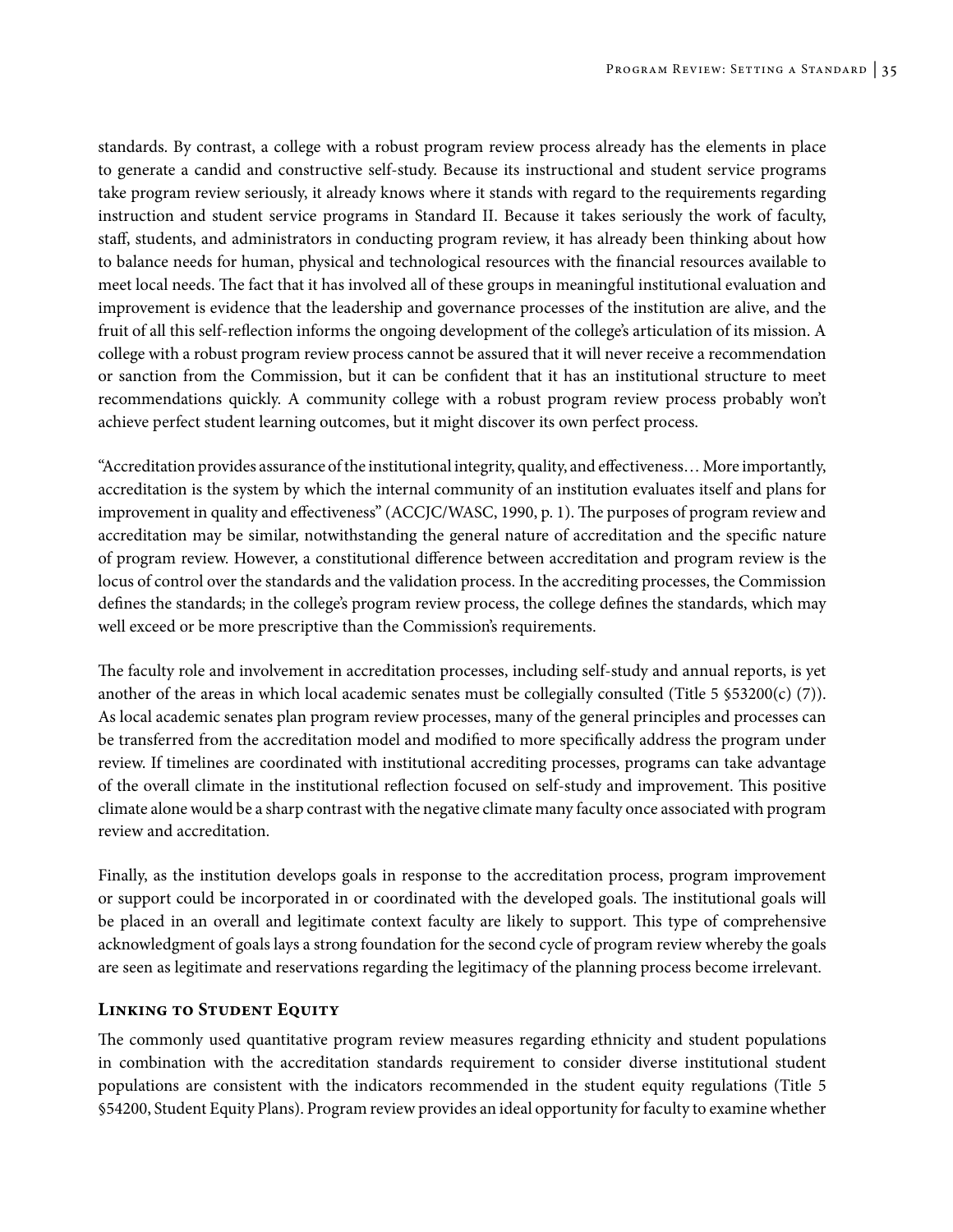standards. By contrast, a college with a robust program review process already has the elements in place to generate a candid and constructive self-study. Because its instructional and student service programs take program review seriously, it already knows where it stands with regard to the requirements regarding instruction and student service programs in Standard II. Because it takes seriously the work of faculty, staff, students, and administrators in conducting program review, it has already been thinking about how to balance needs for human, physical and technological resources with the financial resources available to meet local needs. The fact that it has involved all of these groups in meaningful institutional evaluation and improvement is evidence that the leadership and governance processes of the institution are alive, and the fruit of all this self-reflection informs the ongoing development of the college's articulation of its mission. A college with a robust program review process cannot be assured that it will never receive a recommendation or sanction from the Commission, but it can be confident that it has an institutional structure to meet recommendations quickly. A community college with a robust program review process probably won't achieve perfect student learning outcomes, but it might discover its own perfect process.

"Accreditation provides assurance of the institutional integrity, quality, and effectiveness… More importantly, accreditation is the system by which the internal community of an institution evaluates itself and plans for improvement in quality and effectiveness" (ACCJC/WASC, 1990, p. 1). The purposes of program review and accreditation may be similar, notwithstanding the general nature of accreditation and the specific nature of program review. However, a constitutional difference between accreditation and program review is the locus of control over the standards and the validation process. In the accrediting processes, the Commission defines the standards; in the college's program review process, the college defines the standards, which may well exceed or be more prescriptive than the Commission's requirements.

The faculty role and involvement in accreditation processes, including self-study and annual reports, is yet another of the areas in which local academic senates must be collegially consulted (Title 5 §53200(c) (7)). As local academic senates plan program review processes, many of the general principles and processes can be transferred from the accreditation model and modified to more specifically address the program under review. If timelines are coordinated with institutional accrediting processes, programs can take advantage of the overall climate in the institutional reflection focused on self-study and improvement. This positive climate alone would be a sharp contrast with the negative climate many faculty once associated with program review and accreditation.

Finally, as the institution develops goals in response to the accreditation process, program improvement or support could be incorporated in or coordinated with the developed goals. The institutional goals will be placed in an overall and legitimate context faculty are likely to support. This type of comprehensive acknowledgment of goals lays a strong foundation for the second cycle of program review whereby the goals are seen as legitimate and reservations regarding the legitimacy of the planning process become irrelevant.

### Linking to Student Equity

The commonly used quantitative program review measures regarding ethnicity and student populations in combination with the accreditation standards requirement to consider diverse institutional student populations are consistent with the indicators recommended in the student equity regulations (Title 5 §54200, Student Equity Plans). Program review provides an ideal opportunity for faculty to examine whether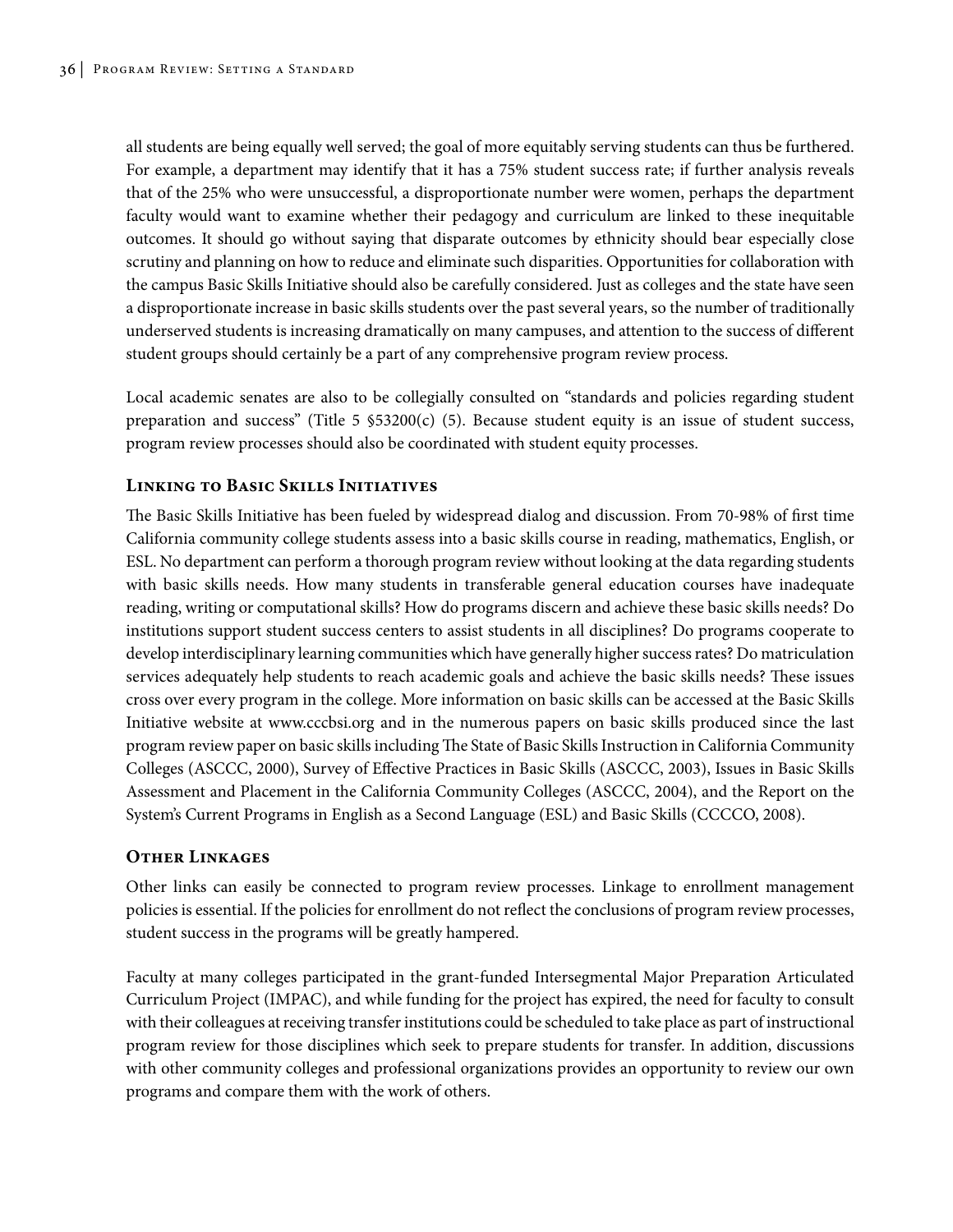all students are being equally well served; the goal of more equitably serving students can thus be furthered. For example, a department may identify that it has a 75% student success rate; if further analysis reveals that of the 25% who were unsuccessful, a disproportionate number were women, perhaps the department faculty would want to examine whether their pedagogy and curriculum are linked to these inequitable outcomes. It should go without saying that disparate outcomes by ethnicity should bear especially close scrutiny and planning on how to reduce and eliminate such disparities. Opportunities for collaboration with the campus Basic Skills Initiative should also be carefully considered. Just as colleges and the state have seen a disproportionate increase in basic skills students over the past several years, so the number of traditionally underserved students is increasing dramatically on many campuses, and attention to the success of different student groups should certainly be a part of any comprehensive program review process.

Local academic senates are also to be collegially consulted on "standards and policies regarding student preparation and success" (Title 5 §53200(c) (5). Because student equity is an issue of student success, program review processes should also be coordinated with student equity processes.

### Linking to Basic Skills Initiatives

The Basic Skills Initiative has been fueled by widespread dialog and discussion. From 70-98% of first time California community college students assess into a basic skills course in reading, mathematics, English, or ESL. No department can perform a thorough program review without looking at the data regarding students with basic skills needs. How many students in transferable general education courses have inadequate reading, writing or computational skills? How do programs discern and achieve these basic skills needs? Do institutions support student success centers to assist students in all disciplines? Do programs cooperate to develop interdisciplinary learning communities which have generally higher success rates? Do matriculation services adequately help students to reach academic goals and achieve the basic skills needs? These issues cross over every program in the college. More information on basic skills can be accessed at the Basic Skills Initiative website at www.cccbsi.org and in the numerous papers on basic skills produced since the last program review paper on basic skills including The State of Basic Skills Instruction in California Community Colleges (ASCCC, 2000), Survey of Effective Practices in Basic Skills (ASCCC, 2003), Issues in Basic Skills Assessment and Placement in the California Community Colleges (ASCCC, 2004), and the Report on the System's Current Programs in English as a Second Language (ESL) and Basic Skills (CCCCO, 2008).

### Other Linkages

Other links can easily be connected to program review processes. Linkage to enrollment management policies is essential. If the policies for enrollment do not reflect the conclusions of program review processes, student success in the programs will be greatly hampered.

Faculty at many colleges participated in the grant-funded Intersegmental Major Preparation Articulated Curriculum Project (IMPAC), and while funding for the project has expired, the need for faculty to consult with their colleagues at receiving transfer institutions could be scheduled to take place as part of instructional program review for those disciplines which seek to prepare students for transfer. In addition, discussions with other community colleges and professional organizations provides an opportunity to review our own programs and compare them with the work of others.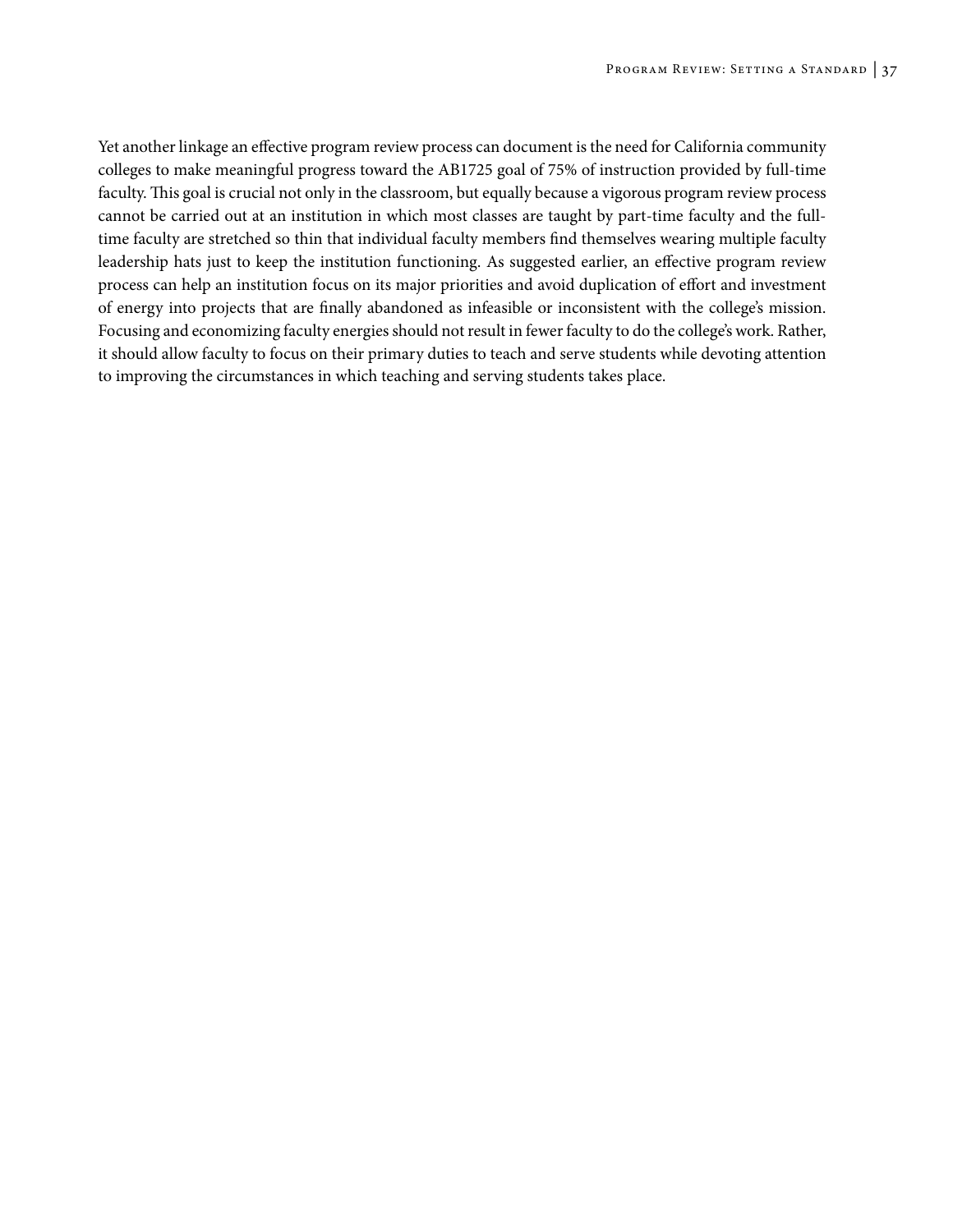Yet another linkage an effective program review process can document is the need for California community colleges to make meaningful progress toward the AB1725 goal of 75% of instruction provided by full-time faculty. This goal is crucial not only in the classroom, but equally because a vigorous program review process cannot be carried out at an institution in which most classes are taught by part-time faculty and the full-time faculty are stretched so thin that individual faculty members find themselves wearing multiple faculty leadership hats just to keep the institution functioning. As suggested earlier, an effective program review process can help an institution focus on its major priorities and avoid duplication of effort and investment of energy into projects that are finally abandoned as infeasible or inconsistent with the college's mission. Focusing and economizing faculty energies should not result in fewer faculty to do the college's work. Rather, it should allow faculty to focus on their primary duties to teach and serve students while devoting attention to improving the circumstances in which teaching and serving students takes place.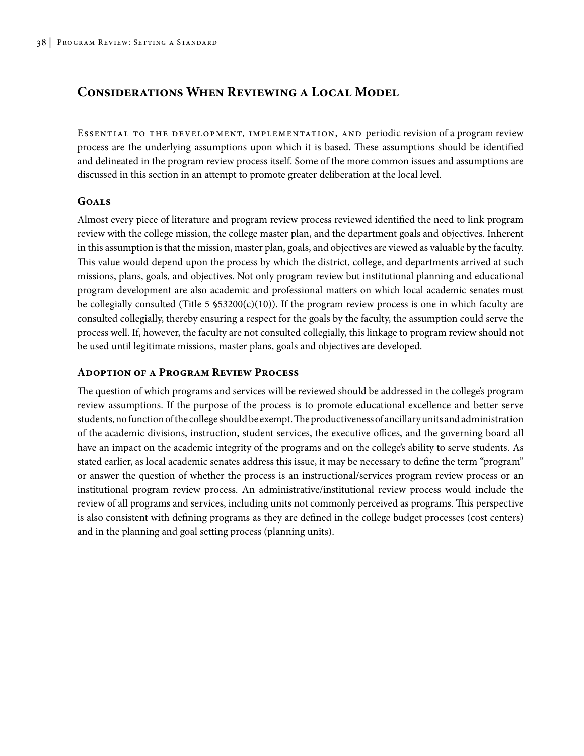## Considerations When Reviewing a Local Model

Essential to the development, implementation, and periodic revision of a program review process are the underlying assumptions upon which it is based. These assumptions should be identified and delineated in the program review process itself. Some of the more common issues and assumptions are discussed in this section in an attempt to promote greater deliberation at the local level.

### Goals

Almost every piece of literature and program review process reviewed identified the need to link program review with the college mission, the college master plan, and the department goals and objectives. Inherent in this assumption is that the mission, master plan, goals, and objectives are viewed as valuable by the faculty. This value would depend upon the process by which the district, college, and departments arrived at such missions, plans, goals, and objectives. Not only program review but institutional planning and educational program development are also academic and professional matters on which local academic senates must be collegially consulted (Title 5 §53200(c)(10)). If the program review process is one in which faculty are consulted collegially, thereby ensuring a respect for the goals by the faculty, the assumption could serve the process well. If, however, the faculty are not consulted collegially, this linkage to program review should not be used until legitimate missions, master plans, goals and objectives are developed.

### Adoption of a Program Review Process

The question of which programs and services will be reviewed should be addressed in the college's program review assumptions. If the purpose of the process is to promote educational excellence and better serve students, no function of the college should be exempt. The productiveness of ancillary units and administration of the academic divisions, instruction, student services, the executive offices, and the governing board all have an impact on the academic integrity of the programs and on the college's ability to serve students. As stated earlier, as local academic senates address this issue, it may be necessary to define the term "program" or answer the question of whether the process is an instructional/services program review process or an institutional program review process. An administrative/institutional review process would include the review of all programs and services, including units not commonly perceived as programs. This perspective is also consistent with defining programs as they are defined in the college budget processes (cost centers) and in the planning and goal setting process (planning units).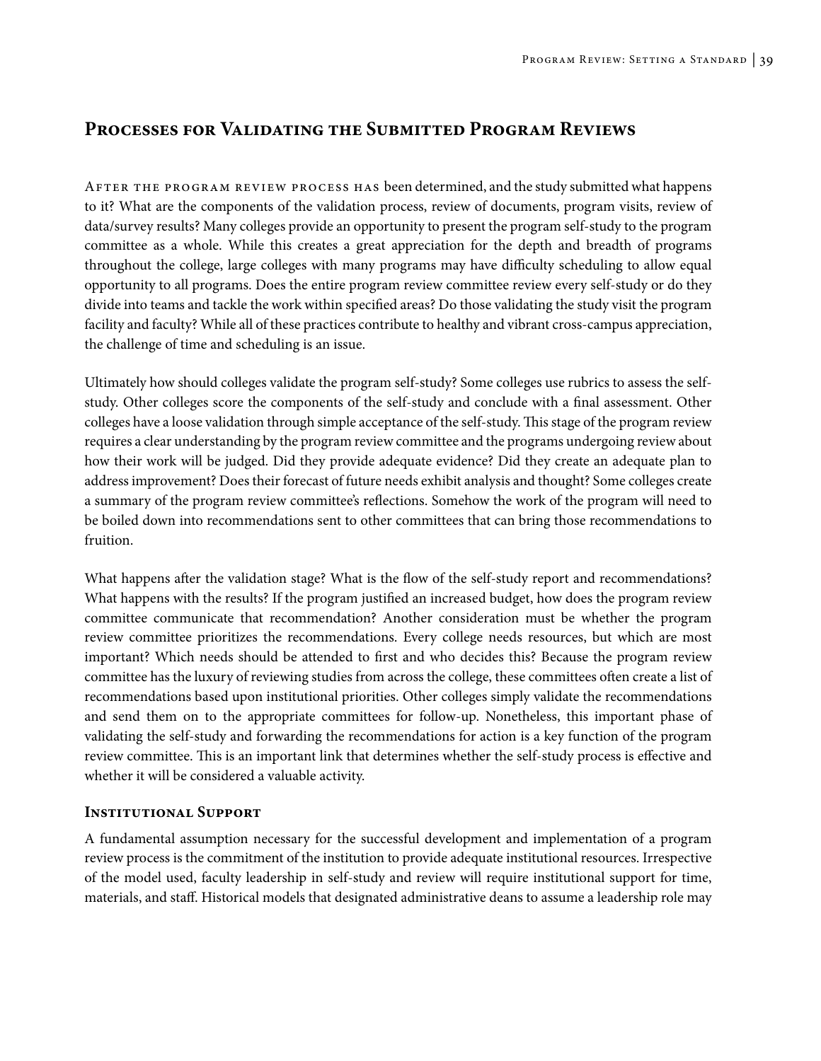## Processes for Validating the Submitted Program Reviews

After the program review process has been determined, and the study submitted what happens to it? What are the components of the validation process, review of documents, program visits, review of data/survey results? Many colleges provide an opportunity to present the program self-study to the program committee as a whole. While this creates a great appreciation for the depth and breadth of programs throughout the college, large colleges with many programs may have difficulty scheduling to allow equal opportunity to all programs. Does the entire program review committee review every self-study or do they divide into teams and tackle the work within specified areas? Do those validating the study visit the program facility and faculty? While all of these practices contribute to healthy and vibrant cross-campus appreciation, the challenge of time and scheduling is an issue.

Ultimately how should colleges validate the program self-study? Some colleges use rubrics to assess the self-study. Other colleges score the components of the self-study and conclude with a final assessment. Other colleges have a loose validation through simple acceptance of the self-study. This stage of the program review requires a clear understanding by the program review committee and the programs undergoing review about how their work will be judged. Did they provide adequate evidence? Did they create an adequate plan to address improvement? Does their forecast of future needs exhibit analysis and thought? Some colleges create a summary of the program review committee's reflections. Somehow the work of the program will need to be boiled down into recommendations sent to other committees that can bring those recommendations to fruition.

What happens after the validation stage? What is the flow of the self-study report and recommendations? What happens with the results? If the program justified an increased budget, how does the program review committee communicate that recommendation? Another consideration must be whether the program review committee prioritizes the recommendations. Every college needs resources, but which are most important? Which needs should be attended to first and who decides this? Because the program review committee has the luxury of reviewing studies from across the college, these committees often create a list of recommendations based upon institutional priorities. Other colleges simply validate the recommendations and send them on to the appropriate committees for follow-up. Nonetheless, this important phase of validating the self-study and forwarding the recommendations for action is a key function of the program review committee. This is an important link that determines whether the self-study process is effective and whether it will be considered a valuable activity.

### Institutional Support

A fundamental assumption necessary for the successful development and implementation of a program review process is the commitment of the institution to provide adequate institutional resources. Irrespective of the model used, faculty leadership in self-study and review will require institutional support for time, materials, and staff. Historical models that designated administrative deans to assume a leadership role may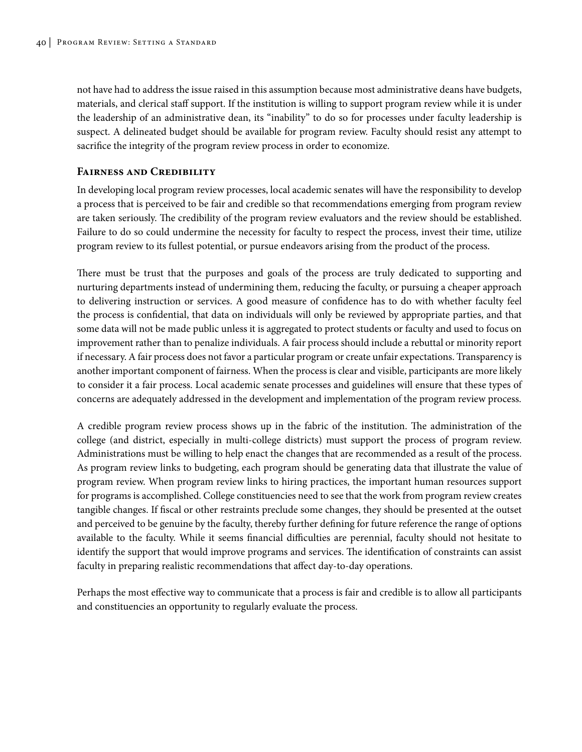not have had to address the issue raised in this assumption because most administrative deans have budgets, materials, and clerical staff support. If the institution is willing to support program review while it is under the leadership of an administrative dean, its "inability" to do so for processes under faculty leadership is suspect. A delineated budget should be available for program review. Faculty should resist any attempt to sacrifice the integrity of the program review process in order to economize.

### Fairness and Credibility

In developing local program review processes, local academic senates will have the responsibility to develop a process that is perceived to be fair and credible so that recommendations emerging from program review are taken seriously. The credibility of the program review evaluators and the review should be established. Failure to do so could undermine the necessity for faculty to respect the process, invest their time, utilize program review to its fullest potential, or pursue endeavors arising from the product of the process.

There must be trust that the purposes and goals of the process are truly dedicated to supporting and nurturing departments instead of undermining them, reducing the faculty, or pursuing a cheaper approach to delivering instruction or services. A good measure of confidence has to do with whether faculty feel the process is confidential, that data on individuals will only be reviewed by appropriate parties, and that some data will not be made public unless it is aggregated to protect students or faculty and used to focus on improvement rather than to penalize individuals. A fair process should include a rebuttal or minority report if necessary. A fair process does not favor a particular program or create unfair expectations. Transparency is another important component of fairness. When the process is clear and visible, participants are more likely to consider it a fair process. Local academic senate processes and guidelines will ensure that these types of concerns are adequately addressed in the development and implementation of the program review process.

A credible program review process shows up in the fabric of the institution. The administration of the college (and district, especially in multi-college districts) must support the process of program review. Administrations must be willing to help enact the changes that are recommended as a result of the process. As program review links to budgeting, each program should be generating data that illustrate the value of program review. When program review links to hiring practices, the important human resources support for programs is accomplished. College constituencies need to see that the work from program review creates tangible changes. If fiscal or other restraints preclude some changes, they should be presented at the outset and perceived to be genuine by the faculty, thereby further defining for future reference the range of options available to the faculty. While it seems financial difficulties are perennial, faculty should not hesitate to identify the support that would improve programs and services. The identification of constraints can assist faculty in preparing realistic recommendations that affect day-to-day operations.

Perhaps the most effective way to communicate that a process is fair and credible is to allow all participants and constituencies an opportunity to regularly evaluate the process.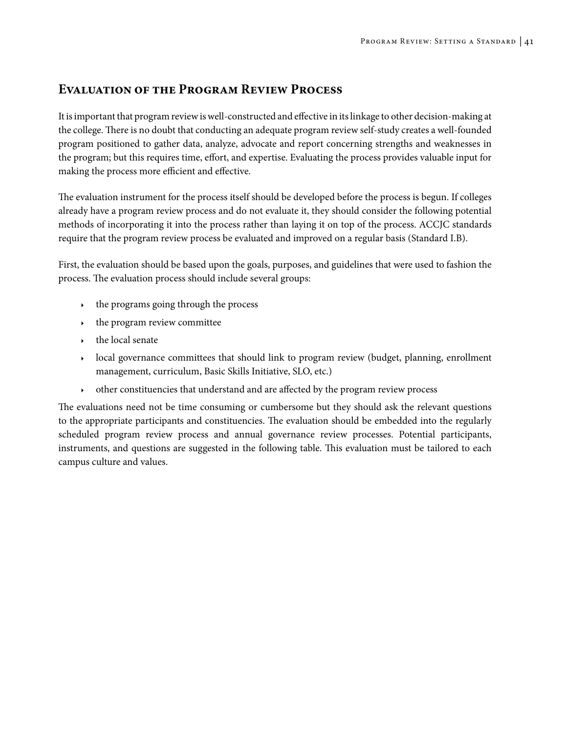## Evaluation of the Program Review Process

It is important that program review is well-constructed and effective in its linkage to other decision-making at the college. There is no doubt that conducting an adequate program review self-study creates a well-founded program positioned to gather data, analyze, advocate and report concerning strengths and weaknesses in the program; but this requires time, effort, and expertise. Evaluating the process provides valuable input for making the process more efficient and effective.

The evaluation instrument for the process itself should be developed before the process is begun. If colleges already have a program review process and do not evaluate it, they should consider the following potential methods of incorporating it into the process rather than laying it on top of the process. ACCJC standards require that the program review process be evaluated and improved on a regular basis (Standard I.B).

First, the evaluation should be based upon the goals, purposes, and guidelines that were used to fashion the process. The evaluation process should include several groups:

- the programs going through the process
- the program review committee
- the local senate
- local governance committees that should link to program review (budget, planning, enrollment management, curriculum, Basic Skills Initiative, SLO, etc.)
- other constituencies that understand and are affected by the program review process

The evaluations need not be time consuming or cumbersome but they should ask the relevant questions to the appropriate participants and constituencies. The evaluation should be embedded into the regularly scheduled program review process and annual governance review processes. Potential participants, instruments, and questions are suggested in the following table. This evaluation must be tailored to each campus culture and values.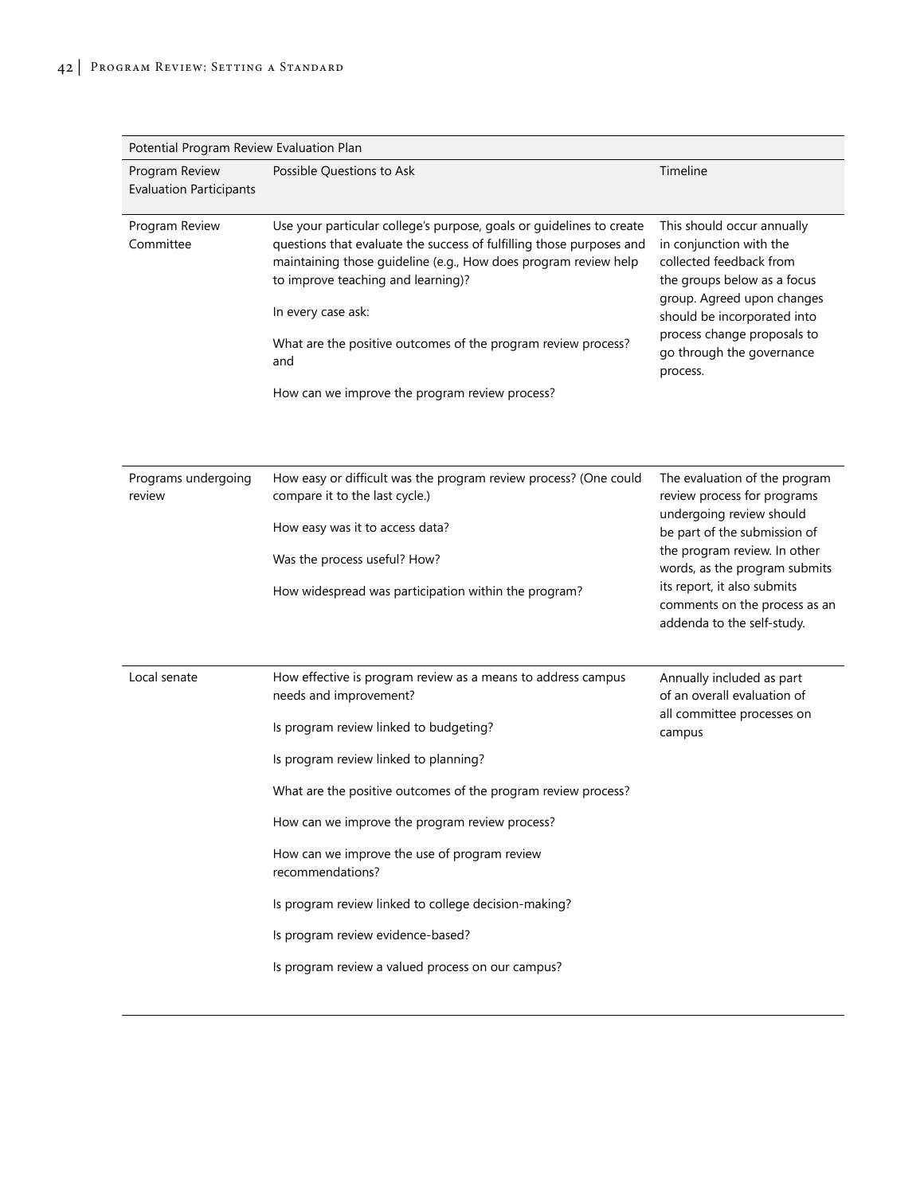| Potential Program Review Evaluation Plan | | |
|---|---|---|
| Program Review Evaluation Participants | Possible Questions to Ask | Timeline |
| Program Review Committee | Use your particular college's purpose, goals or guidelines to create questions that evaluate the success of fulfilling those purposes and maintaining those guideline (e.g., How does program review help to improve teaching and learning)?<br><br>In every case ask:<br><br>What are the positive outcomes of the program review process? and<br><br>How can we improve the program review process? | This should occur annually in conjunction with the collected feedback from the groups below as a focus group. Agreed upon changes should be incorporated into process change proposals to go through the governance process. |
| Programs undergoing review | How easy or difficult was the program review process? (One could compare it to the last cycle.)<br><br>How easy was it to access data?<br><br>Was the process useful? How?<br><br>How widespread was participation within the program? | The evaluation of the program review process for programs undergoing review should be part of the submission of the program review. In other words, as the program submits its report, it also submits comments on the process as an addenda to the self-study. |
| Local senate | How effective is program review as a means to address campus needs and improvement?<br><br>Is program review linked to budgeting?<br><br>Is program review linked to planning?<br><br>What are the positive outcomes of the program review process?<br><br>How can we improve the program review process?<br><br>How can we improve the use of program review recommendations?<br><br>Is program review linked to college decision-making?<br><br>Is program review evidence-based?<br><br>Is program review a valued process on our campus? | Annually included as part of an overall evaluation of all committee processes on campus |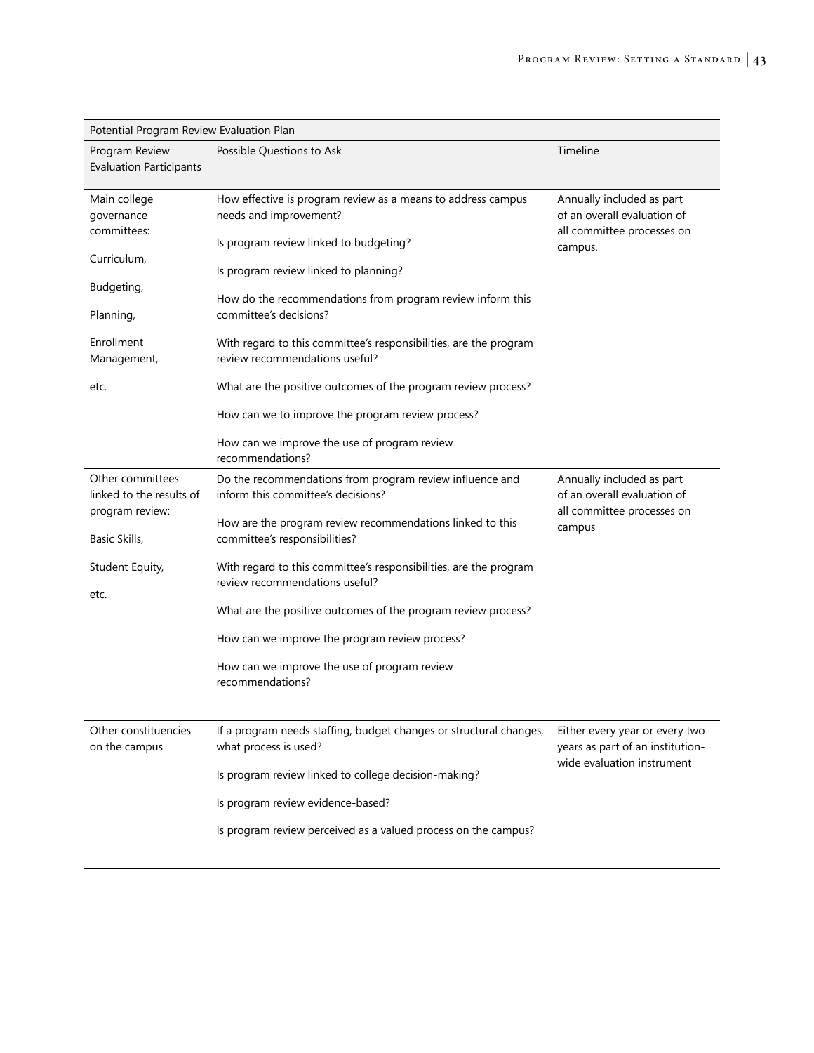| Potential Program Review Evaluation Plan | | |
|---|---|---|
| Program Review Evaluation Participants | Possible Questions to Ask | Timeline |
| Main college governance committees:<br><br>Curriculum,<br><br>Budgeting,<br><br>Planning,<br><br>Enrollment Management,<br><br>etc. | How effective is program review as a means to address campus needs and improvement?<br><br>Is program review linked to budgeting?<br><br>Is program review linked to planning?<br><br>How do the recommendations from program review inform this committee's decisions?<br><br>With regard to this committee's responsibilities, are the program review recommendations useful?<br><br>What are the positive outcomes of the program review process?<br><br>How can we to improve the program review process?<br><br>How can we improve the use of program review recommendations? | Annually included as part of an overall evaluation of all committee processes on campus. |
| Other committees linked to the results of program review:<br><br>Basic Skills,<br><br>Student Equity,<br><br>etc. | Do the recommendations from program review influence and inform this committee's decisions?<br><br>How are the program review recommendations linked to this committee's responsibilities?<br><br>With regard to this committee's responsibilities, are the program review recommendations useful?<br><br>What are the positive outcomes of the program review process?<br><br>How can we improve the program review process?<br><br>How can we improve the use of program review recommendations? | Annually included as part of an overall evaluation of all committee processes on campus |
| Other constituencies on the campus | If a program needs staffing, budget changes or structural changes, what process is used?<br><br>Is program review linked to college decision-making?<br><br>Is program review evidence-based?<br><br>Is program review perceived as a valued process on the campus? | Either every year or every two years as part of an institution-wide evaluation instrument |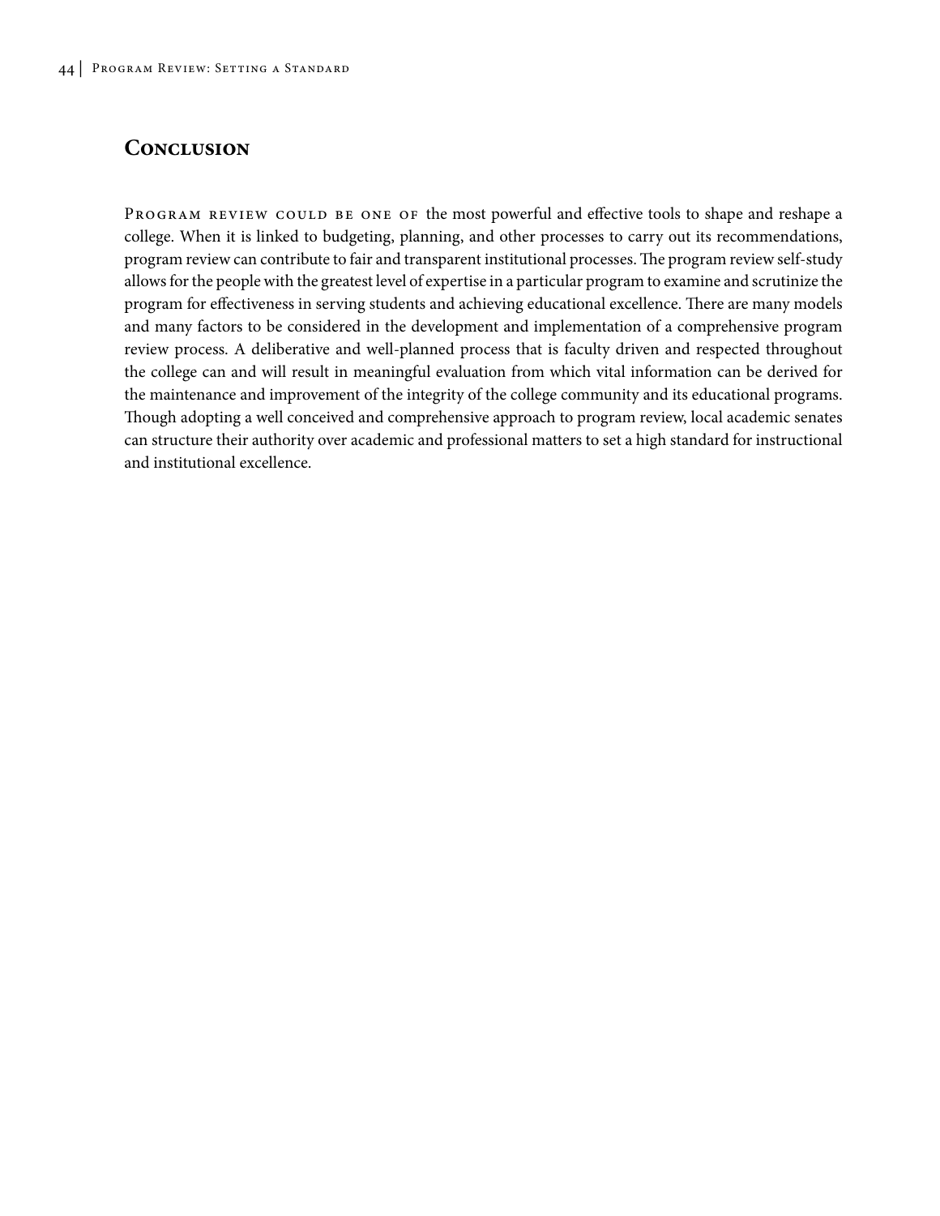## Conclusion

Program review could be one of the most powerful and effective tools to shape and reshape a college. When it is linked to budgeting, planning, and other processes to carry out its recommendations, program review can contribute to fair and transparent institutional processes. The program review self-study allows for the people with the greatest level of expertise in a particular program to examine and scrutinize the program for effectiveness in serving students and achieving educational excellence. There are many models and many factors to be considered in the development and implementation of a comprehensive program review process. A deliberative and well-planned process that is faculty driven and respected throughout the college can and will result in meaningful evaluation from which vital information can be derived for the maintenance and improvement of the integrity of the college community and its educational programs. Though adopting a well conceived and comprehensive approach to program review, local academic senates can structure their authority over academic and professional matters to set a high standard for instructional and institutional excellence.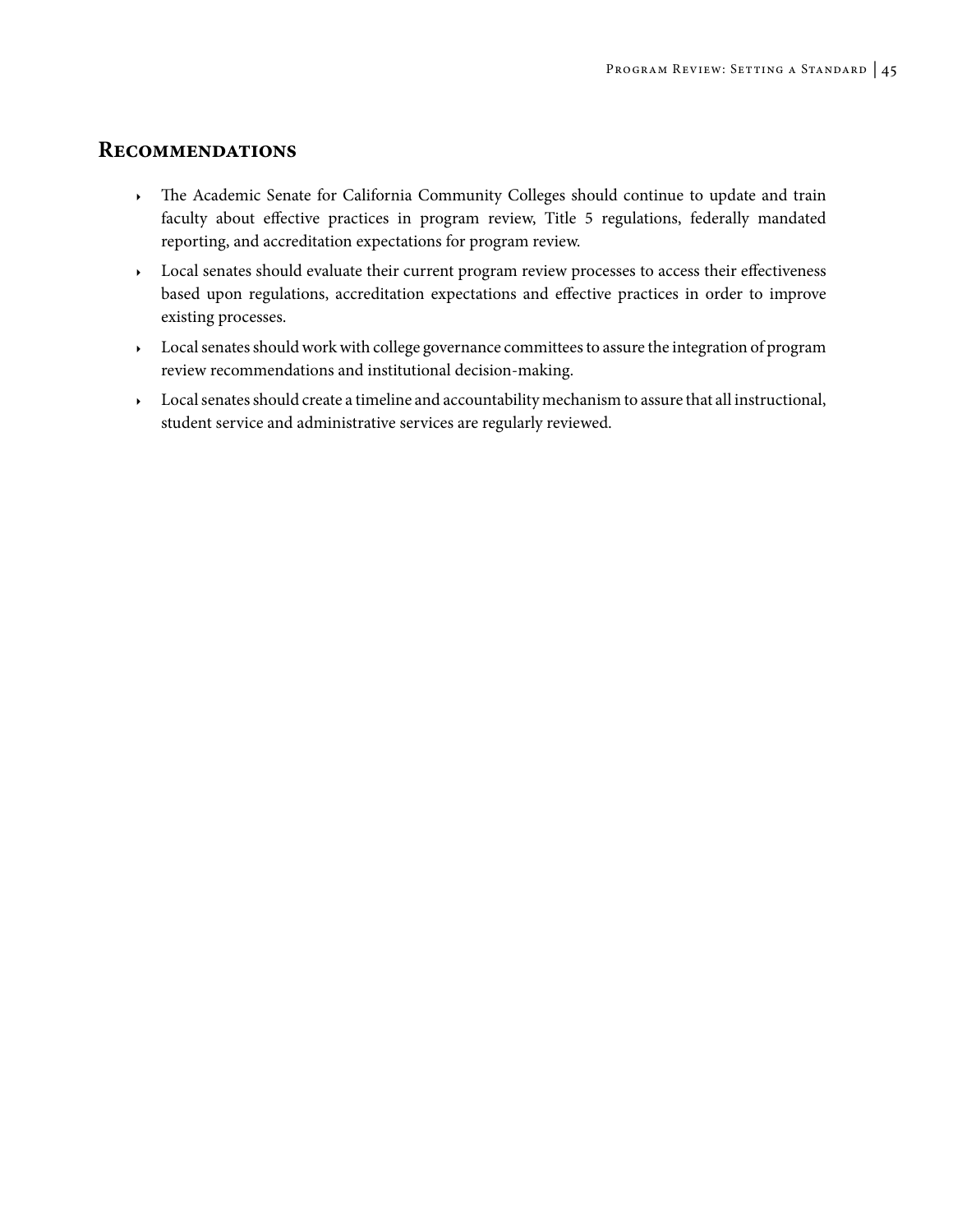## Recommendations

- The Academic Senate for California Community Colleges should continue to update and train faculty about effective practices in program review, Title 5 regulations, federally mandated reporting, and accreditation expectations for program review.
- Local senates should evaluate their current program review processes to access their effectiveness based upon regulations, accreditation expectations and effective practices in order to improve existing processes.
- Local senates should work with college governance committees to assure the integration of program review recommendations and institutional decision-making.
- Local senates should create a timeline and accountability mechanism to assure that all instructional, student service and administrative services are regularly reviewed.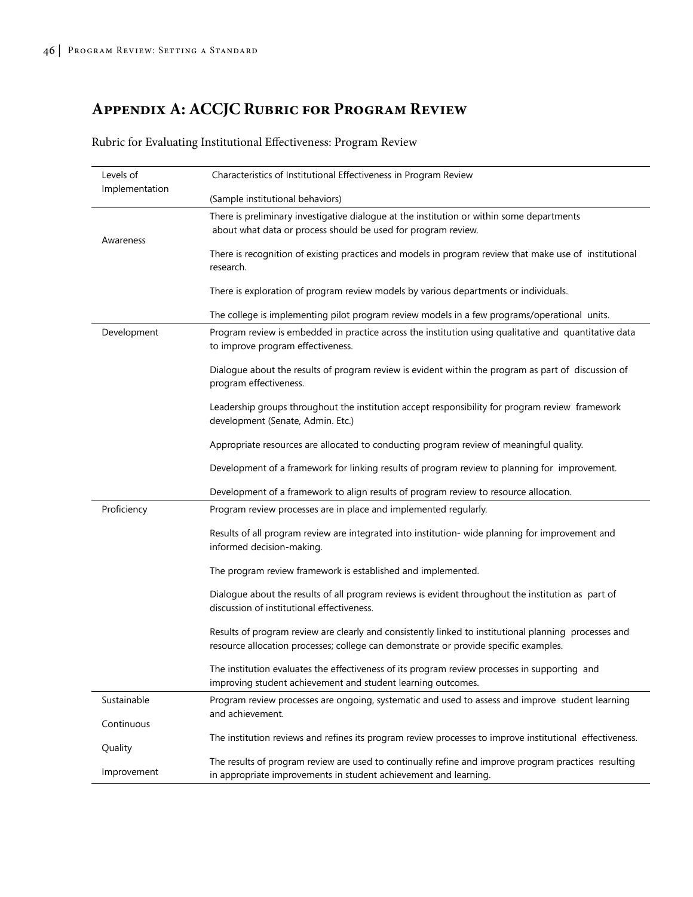# Appendix A: ACCJC Rubric for Program Review

Rubric for Evaluating Institutional Effectiveness: Program Review

| Levels of Implementation | Characteristics of Institutional Effectiveness in Program Review<br><br>(Sample institutional behaviors) |
|---|---|
| Awareness | There is preliminary investigative dialogue at the institution or within some departments about what data or process should be used for program review.<br><br>There is recognition of existing practices and models in program review that make use of institutional research.<br><br>There is exploration of program review models by various departments or individuals.<br><br>The college is implementing pilot program review models in a few programs/operational units. |
| Development | Program review is embedded in practice across the institution using qualitative and quantitative data to improve program effectiveness.<br><br>Dialogue about the results of program review is evident within the program as part of discussion of program effectiveness.<br><br>Leadership groups throughout the institution accept responsibility for program review framework development (Senate, Admin. Etc.)<br><br>Appropriate resources are allocated to conducting program review of meaningful quality.<br><br>Development of a framework for linking results of program review to planning for improvement.<br><br>Development of a framework to align results of program review to resource allocation. |
| Proficiency | Program review processes are in place and implemented regularly.<br><br>Results of all program review are integrated into institution- wide planning for improvement and informed decision-making.<br><br>The program review framework is established and implemented.<br><br>Dialogue about the results of all program reviews is evident throughout the institution as part of discussion of institutional effectiveness.<br><br>Results of program review are clearly and consistently linked to institutional planning processes and resource allocation processes; college can demonstrate or provide specific examples.<br><br>The institution evaluates the effectiveness of its program review processes in supporting and improving student achievement and student learning outcomes. |
| Sustainable Continuous Quality Improvement | Program review processes are ongoing, systematic and used to assess and improve student learning and achievement.<br><br>The institution reviews and refines its program review processes to improve institutional effectiveness.<br><br>The results of program review are used to continually refine and improve program practices resulting in appropriate improvements in student achievement and learning. |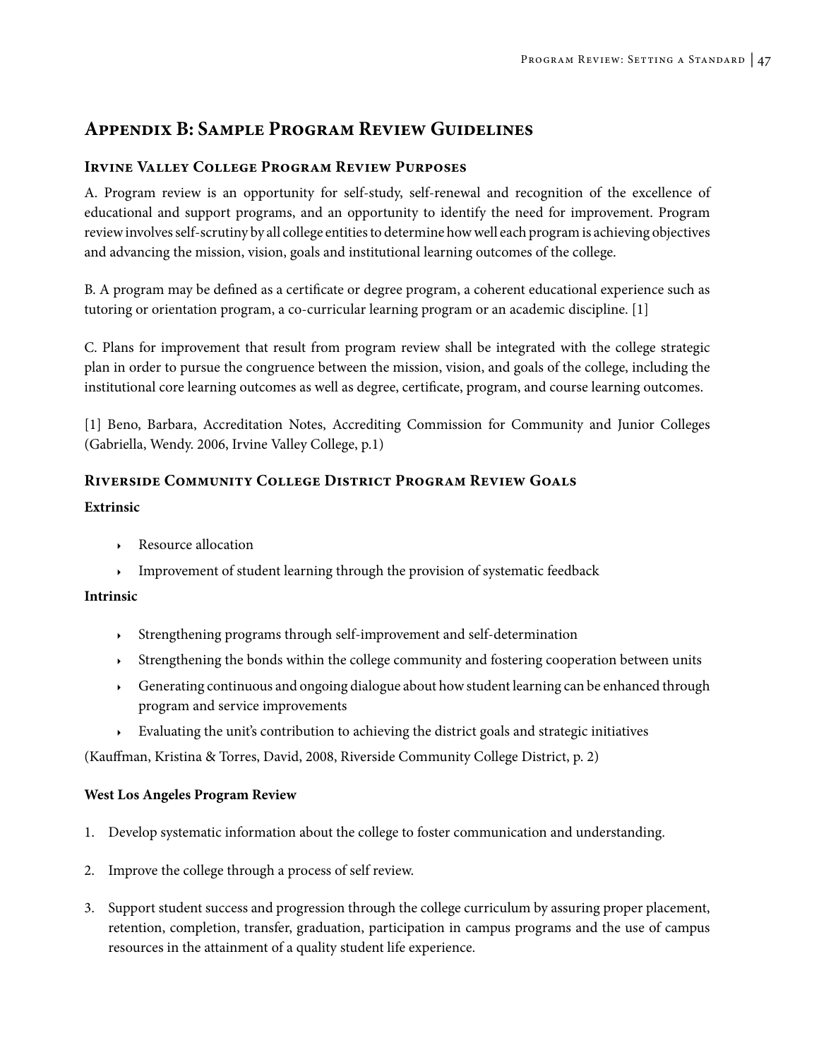## Appendix B: Sample Program Review Guidelines

### Irvine Valley College Program Review Purposes

A. Program review is an opportunity for self-study, self-renewal and recognition of the excellence of educational and support programs, and an opportunity to identify the need for improvement. Program review involves self-scrutiny by all college entities to determine how well each program is achieving objectives and advancing the mission, vision, goals and institutional learning outcomes of the college.

B. A program may be defined as a certificate or degree program, a coherent educational experience such as tutoring or orientation program, a co-curricular learning program or an academic discipline. [1]

C. Plans for improvement that result from program review shall be integrated with the college strategic plan in order to pursue the congruence between the mission, vision, and goals of the college, including the institutional core learning outcomes as well as degree, certificate, program, and course learning outcomes.

[1] Beno, Barbara, Accreditation Notes, Accrediting Commission for Community and Junior Colleges (Gabriella, Wendy. 2006, Irvine Valley College, p.1)

### Riverside Community College District Program Review Goals

**Extrinsic**

- Resource allocation
- Improvement of student learning through the provision of systematic feedback

**Intrinsic**

- Strengthening programs through self-improvement and self-determination
- Strengthening the bonds within the college community and fostering cooperation between units
- Generating continuous and ongoing dialogue about how student learning can be enhanced through program and service improvements
- Evaluating the unit's contribution to achieving the district goals and strategic initiatives

(Kauffman, Kristina & Torres, David, 2008, Riverside Community College District, p. 2)

**West Los Angeles Program Review**

1. Develop systematic information about the college to foster communication and understanding.
2. Improve the college through a process of self review.
3. Support student success and progression through the college curriculum by assuring proper placement, retention, completion, transfer, graduation, participation in campus programs and the use of campus resources in the attainment of a quality student life experience.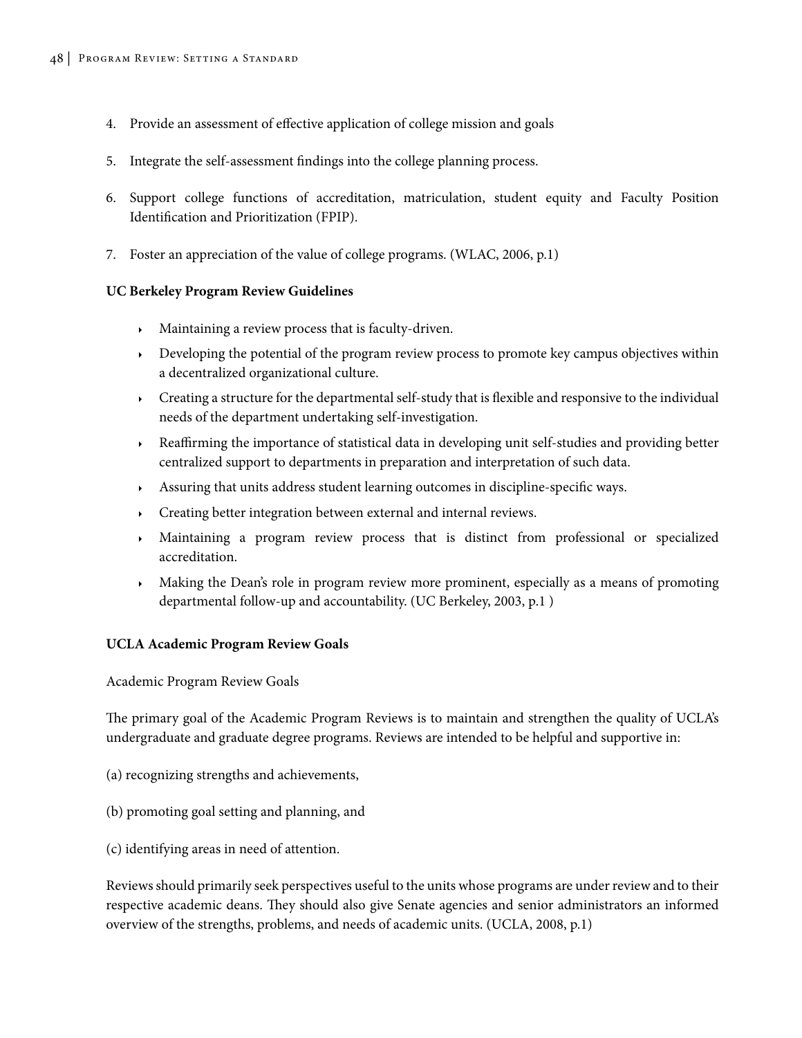4. Provide an assessment of effective application of college mission and goals

5. Integrate the self-assessment findings into the college planning process.

6. Support college functions of accreditation, matriculation, student equity and Faculty Position Identification and Prioritization (FPIP).

7. Foster an appreciation of the value of college programs. (WLAC, 2006, p.1)

**UC Berkeley Program Review Guidelines**

- Maintaining a review process that is faculty-driven.
- Developing the potential of the program review process to promote key campus objectives within a decentralized organizational culture.
- Creating a structure for the departmental self-study that is flexible and responsive to the individual needs of the department undertaking self-investigation.
- Reaffirming the importance of statistical data in developing unit self-studies and providing better centralized support to departments in preparation and interpretation of such data.
- Assuring that units address student learning outcomes in discipline-specific ways.
- Creating better integration between external and internal reviews.
- Maintaining a program review process that is distinct from professional or specialized accreditation.
- Making the Dean's role in program review more prominent, especially as a means of promoting departmental follow-up and accountability. (UC Berkeley, 2003, p.1 )

**UCLA Academic Program Review Goals**

Academic Program Review Goals

The primary goal of the Academic Program Reviews is to maintain and strengthen the quality of UCLA's undergraduate and graduate degree programs. Reviews are intended to be helpful and supportive in:

(a) recognizing strengths and achievements,

(b) promoting goal setting and planning, and

(c) identifying areas in need of attention.

Reviews should primarily seek perspectives useful to the units whose programs are under review and to their respective academic deans. They should also give Senate agencies and senior administrators an informed overview of the strengths, problems, and needs of academic units. (UCLA, 2008, p.1)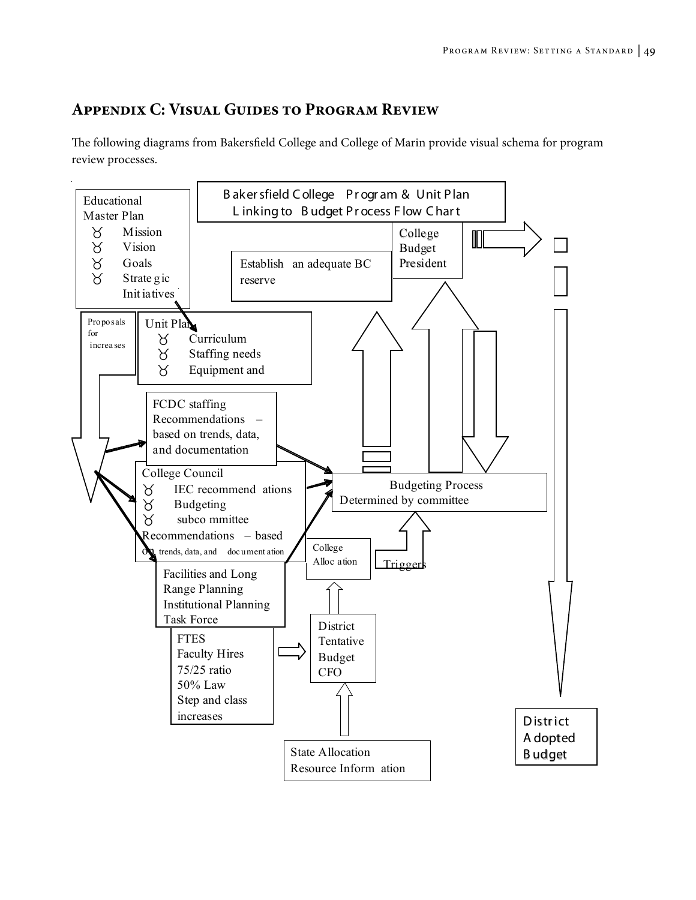## Appendix C: Visual Guides to Program Review

The following diagrams from Bakersfield College and College of Marin provide visual schema for program review processes.

**Bakersfield College Program & Unit Plan Linking to Budget Process Flow Chart**

Educational Master Plan
- Mission
- Vision
- Goals
- Strategic Initiatives

Establish an adequate BC reserve

College Budget President

Proposals for increases

Unit Plan
- Curriculum
- Staffing needs
- Equipment and

FCDC staffing Recommendations – based on trends, data, and documentation

College Council
- IEC recommendations
- Budgeting
- subcommittee

Recommendations – based on trends, data, and documentation

Budgeting Process Determined by committee

College Allocation

Triggers

Facilities and Long Range Planning Institutional Planning Task Force

FTES
Faculty Hires
75/25 ratio
50% Law
Step and class increases

District Tentative Budget CFO

State Allocation Resource Information

District Adopted Budget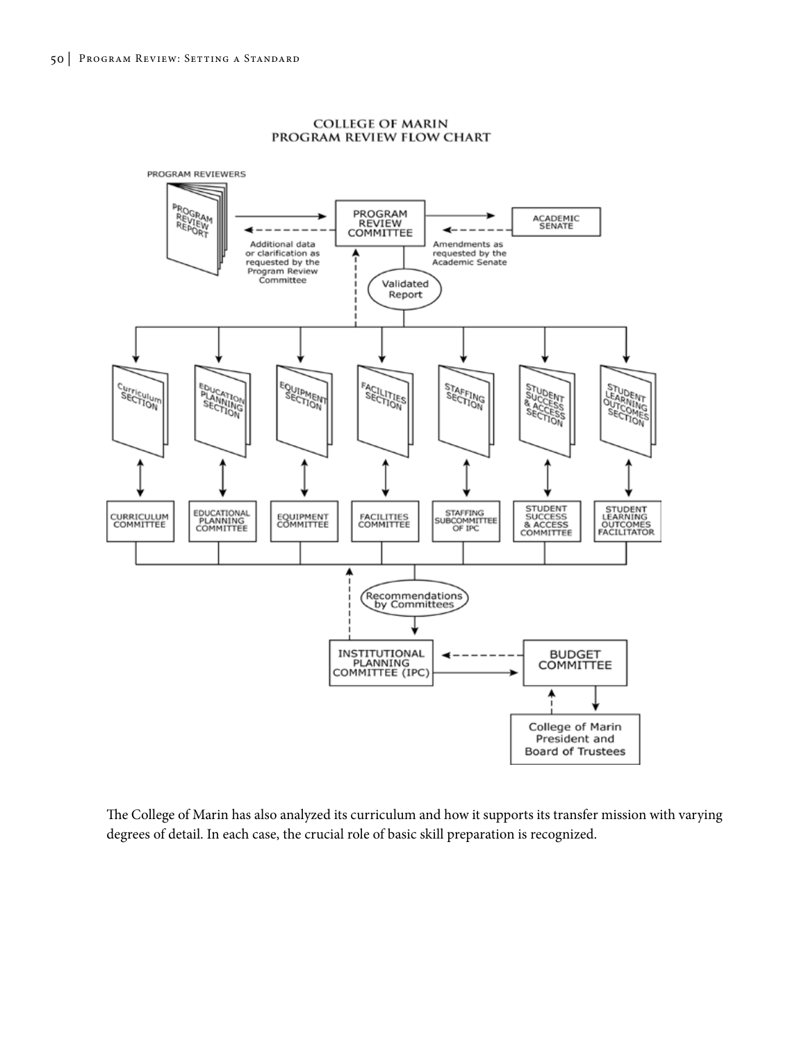**COLLEGE OF MARIN**
**PROGRAM REVIEW FLOW CHART**

PROGRAM REVIEWERS

PROGRAM REVIEW REPORT → PROGRAM REVIEW COMMITTEE → ACADEMIC SENATE

Additional data or clarification as requested by the Program Review Committee

Amendments as requested by the Academic Senate

Validated Report

- Curriculum Section ↔ CURRICULUM COMMITTEE
- Education Planning Section ↔ EDUCATIONAL PLANNING COMMITTEE
- Equipment Section ↔ EQUIPMENT COMMITTEE
- Facilities Section ↔ FACILITIES COMMITTEE
- Staffing Section ↔ STAFFING SUBCOMMITTEE OF IPC
- Student Success & Access Section ↔ STUDENT SUCCESS & ACCESS COMMITTEE
- Student Learning Outcomes Section ↔ STUDENT LEARNING OUTCOMES FACILITATOR

Recommendations by Committees

INSTITUTIONAL PLANNING COMMITTEE (IPC) → BUDGET COMMITTEE

College of Marin President and Board of Trustees

The College of Marin has also analyzed its curriculum and how it supports its transfer mission with varying degrees of detail. In each case, the crucial role of basic skill preparation is recognized.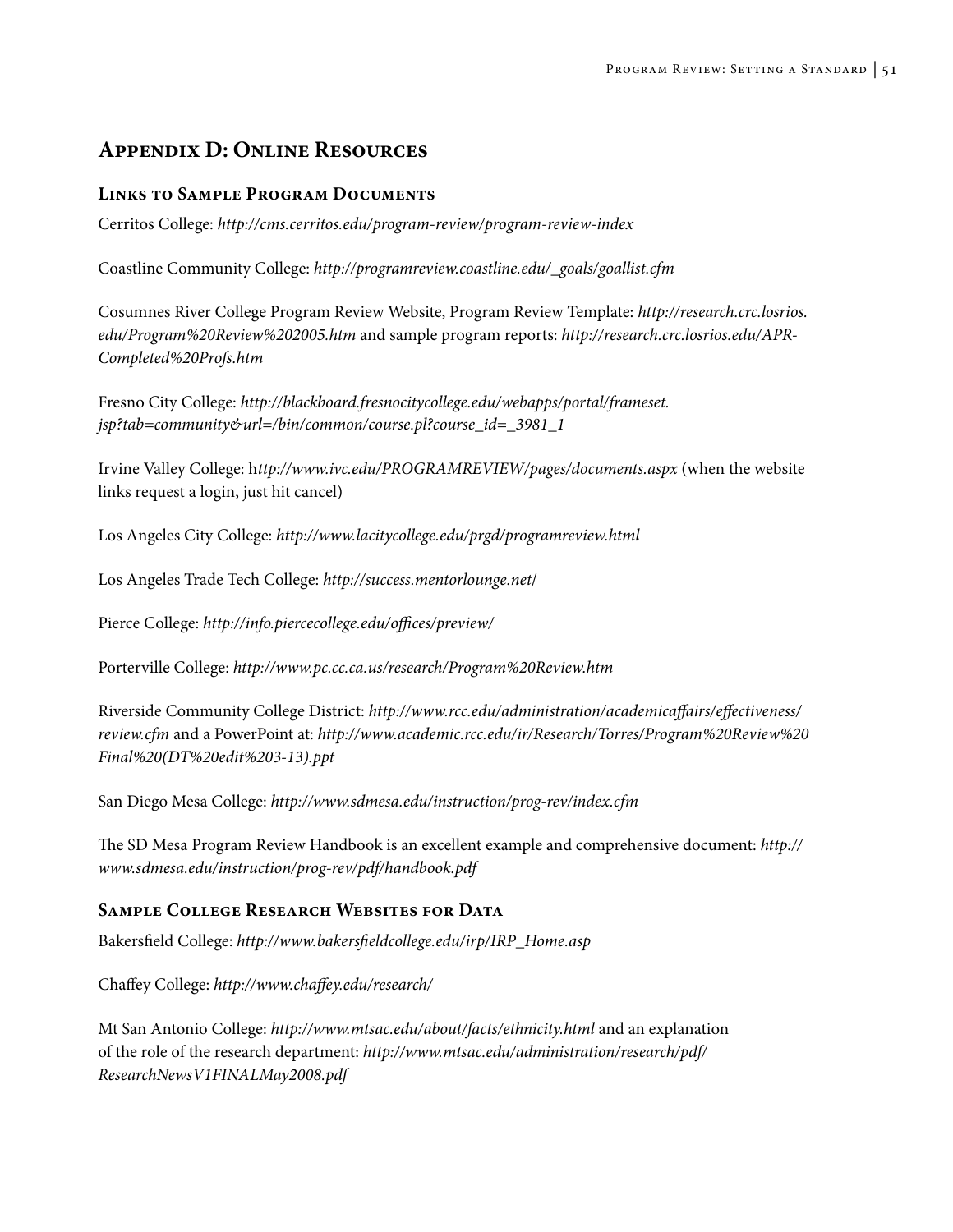## Appendix D: Online Resources

### Links to Sample Program Documents

Cerritos College: *http://cms.cerritos.edu/program-review/program-review-index*

Coastline Community College: *http://programreview.coastline.edu/_goals/goallist.cfm*

Cosumnes River College Program Review Website, Program Review Template: *http://research.crc.losrios.edu/Program%20Review%202005.htm* and sample program reports: *http://research.crc.losrios.edu/APR-Completed%20Profs.htm*

Fresno City College: *http://blackboard.fresnocitycollege.edu/webapps/portal/frameset.jsp?tab=community&url=/bin/common/course.pl?course_id=_3981_1*

Irvine Valley College: h*ttp://www.ivc.edu/PROGRAMREVIEW/pages/documents.aspx* (when the website links request a login, just hit cancel)

Los Angeles City College: *http://www.lacitycollege.edu/prgd/programreview.html*

Los Angeles Trade Tech College: *http://success.mentorlounge.net/*

Pierce College: *http://info.piercecollege.edu/offices/preview/*

Porterville College: *http://www.pc.cc.ca.us/research/Program%20Review.htm*

Riverside Community College District: *http://www.rcc.edu/administration/academicaffairs/effectiveness/review.cfm* and a PowerPoint at: *http://www.academic.rcc.edu/ir/Research/Torres/Program%20Review%20Final%20(DT%20edit%203-13).ppt*

San Diego Mesa College: *http://www.sdmesa.edu/instruction/prog-rev/index.cfm*

The SD Mesa Program Review Handbook is an excellent example and comprehensive document: *http://www.sdmesa.edu/instruction/prog-rev/pdf/handbook.pdf*

### Sample College Research Websites for Data

Bakersfield College: *http://www.bakersfieldcollege.edu/irp/IRP_Home.asp*

Chaffey College: *http://www.chaffey.edu/research/*

Mt San Antonio College: *http://www.mtsac.edu/about/facts/ethnicity.html* and an explanation of the role of the research department: *http://www.mtsac.edu/administration/research/pdf/ResearchNewsV1FINALMay2008.pdf*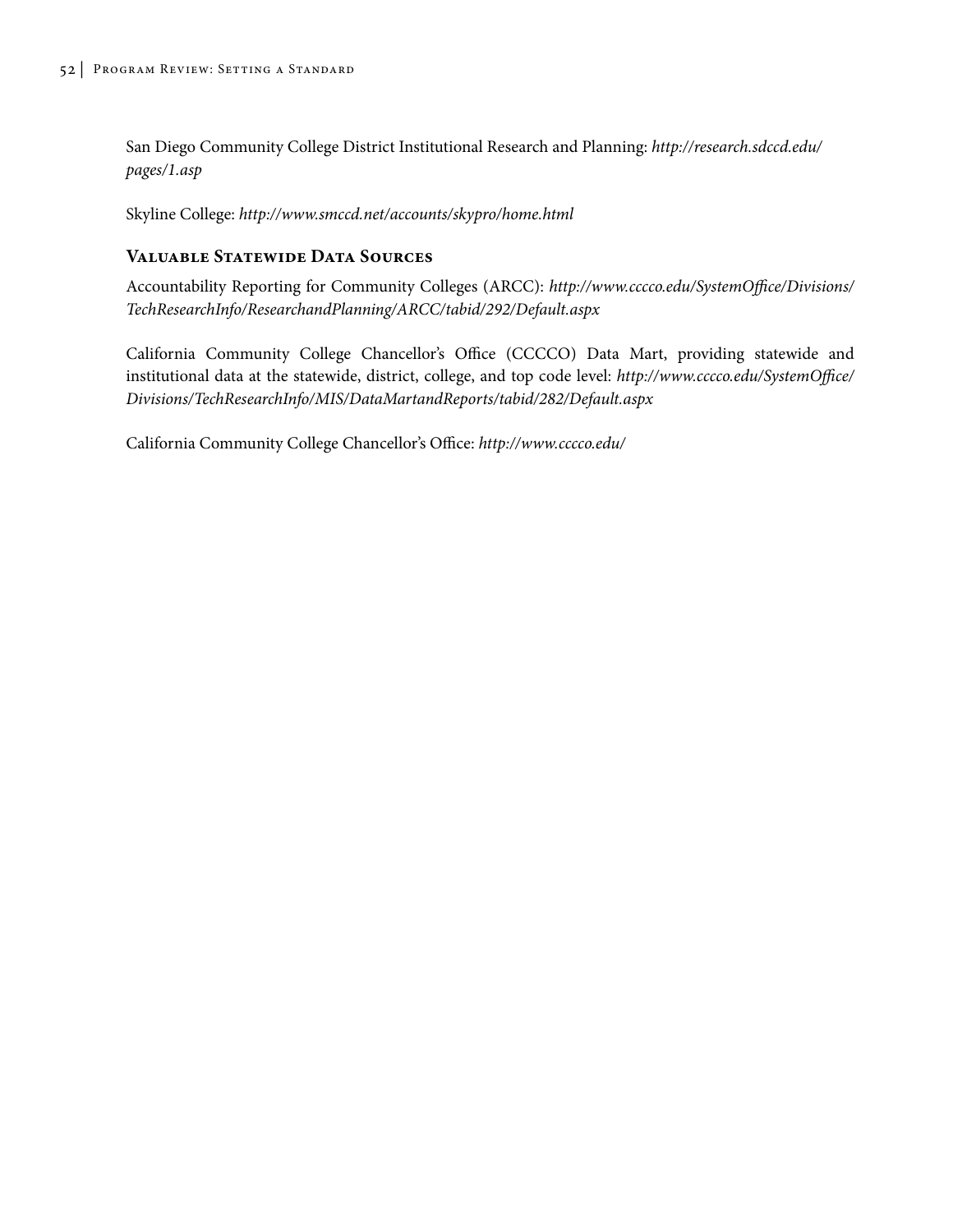San Diego Community College District Institutional Research and Planning: *http://research.sdccd.edu/pages/1.asp*

Skyline College: *http://www.smccd.net/accounts/skypro/home.html*

### Valuable Statewide Data Sources

Accountability Reporting for Community Colleges (ARCC): *http://www.cccco.edu/SystemOffice/Divisions/TechResearchInfo/ResearchandPlanning/ARCC/tabid/292/Default.aspx*

California Community College Chancellor's Office (CCCCO) Data Mart, providing statewide and institutional data at the statewide, district, college, and top code level: *http://www.cccco.edu/SystemOffice/Divisions/TechResearchInfo/MIS/DataMartandReports/tabid/282/Default.aspx*

California Community College Chancellor's Office: *http://www.cccco.edu/*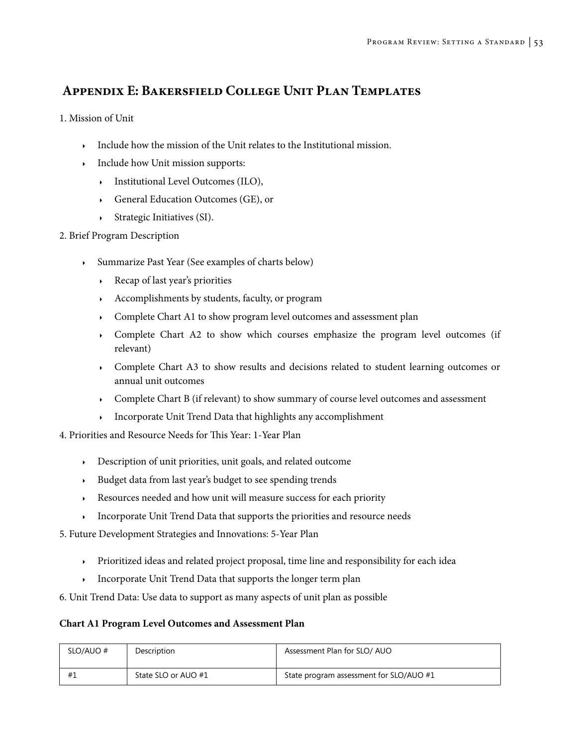## Appendix E: Bakersfield College Unit Plan Templates

1. Mission of Unit

- Include how the mission of the Unit relates to the Institutional mission.
- Include how Unit mission supports:
  - Institutional Level Outcomes (ILO),
  - General Education Outcomes (GE), or
  - Strategic Initiatives (SI).

2. Brief Program Description

- Summarize Past Year (See examples of charts below)
  - Recap of last year's priorities
  - Accomplishments by students, faculty, or program
  - Complete Chart A1 to show program level outcomes and assessment plan
  - Complete Chart A2 to show which courses emphasize the program level outcomes (if relevant)
  - Complete Chart A3 to show results and decisions related to student learning outcomes or annual unit outcomes
  - Complete Chart B (if relevant) to show summary of course level outcomes and assessment
  - Incorporate Unit Trend Data that highlights any accomplishment

4. Priorities and Resource Needs for This Year: 1-Year Plan

- Description of unit priorities, unit goals, and related outcome
- Budget data from last year's budget to see spending trends
- Resources needed and how unit will measure success for each priority
- Incorporate Unit Trend Data that supports the priorities and resource needs

5. Future Development Strategies and Innovations: 5-Year Plan

- Prioritized ideas and related project proposal, time line and responsibility for each idea
- Incorporate Unit Trend Data that supports the longer term plan

6. Unit Trend Data: Use data to support as many aspects of unit plan as possible

**Chart A1 Program Level Outcomes and Assessment Plan**

| SLO/AUO # | Description | Assessment Plan for SLO/ AUO |
|---|---|---|
| #1 | State SLO or AUO #1 | State program assessment for SLO/AUO #1 |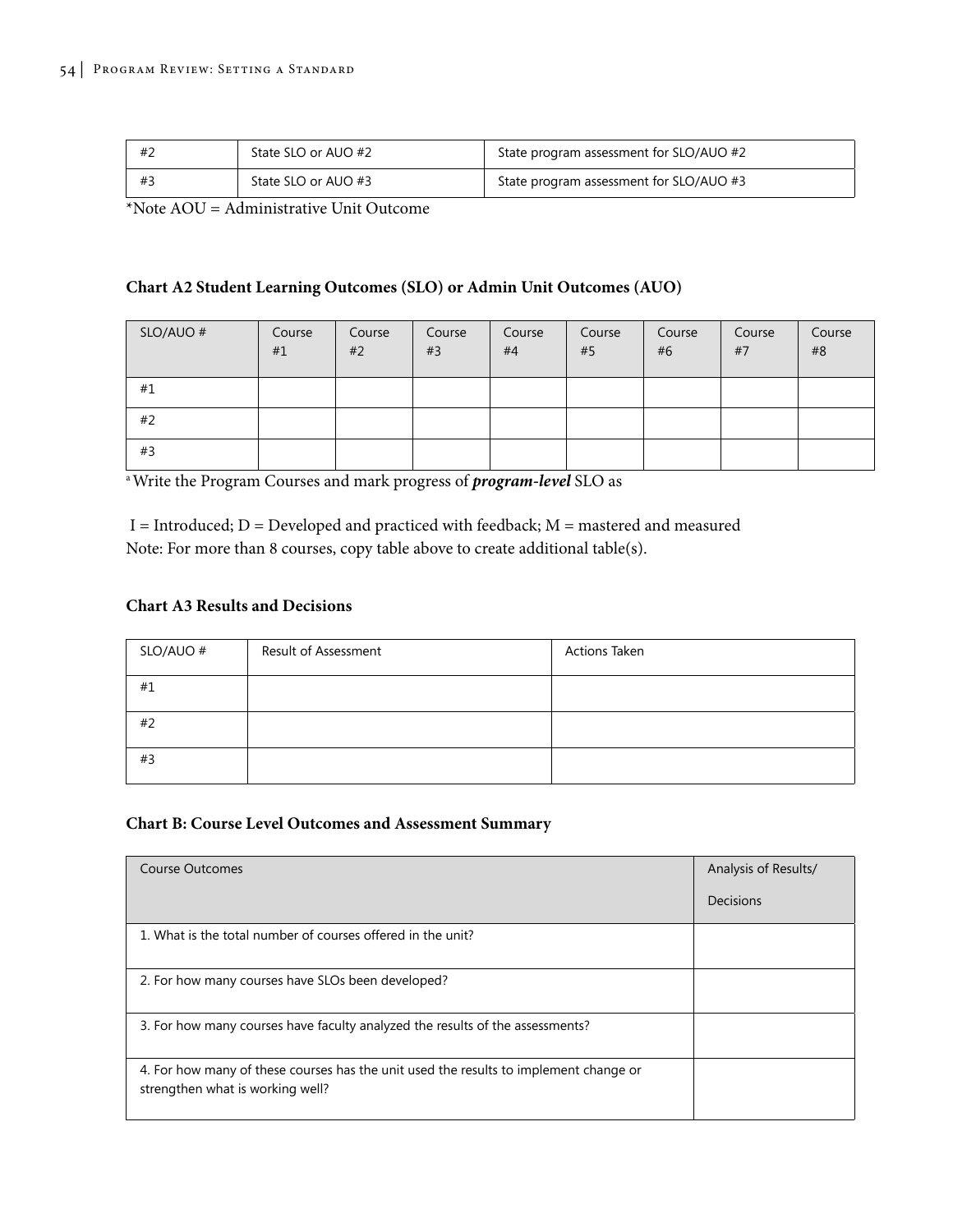| #2 | State SLO or AUO #2 | State program assessment for SLO/AUO #2 |
|---|---|---|
| #3 | State SLO or AUO #3 | State program assessment for SLO/AUO #3 |

*Note AOU = Administrative Unit Outcome

**Chart A2 Student Learning Outcomes (SLO) or Admin Unit Outcomes (AUO)**

| SLO/AUO # | Course #1 | Course #2 | Course #3 | Course #4 | Course #5 | Course #6 | Course #7 | Course #8 |
|---|---|---|---|---|---|---|---|---|
| #1 | | | | | | | | |
| #2 | | | | | | | | |
| #3 | | | | | | | | |

[a] Write the Program Courses and mark progress of ***program-level*** SLO as

I = Introduced; D = Developed and practiced with feedback; M = mastered and measured
Note: For more than 8 courses, copy table above to create additional table(s).

**Chart A3 Results and Decisions**

| SLO/AUO # | Result of Assessment | Actions Taken |
|---|---|---|
| #1 | | |
| #2 | | |
| #3 | | |

**Chart B: Course Level Outcomes and Assessment Summary**

| Course Outcomes | Analysis of Results/ Decisions |
|---|---|
| 1. What is the total number of courses offered in the unit? | |
| 2. For how many courses have SLOs been developed? | |
| 3. For how many courses have faculty analyzed the results of the assessments? | |
| 4. For how many of these courses has the unit used the results to implement change or strengthen what is working well? | |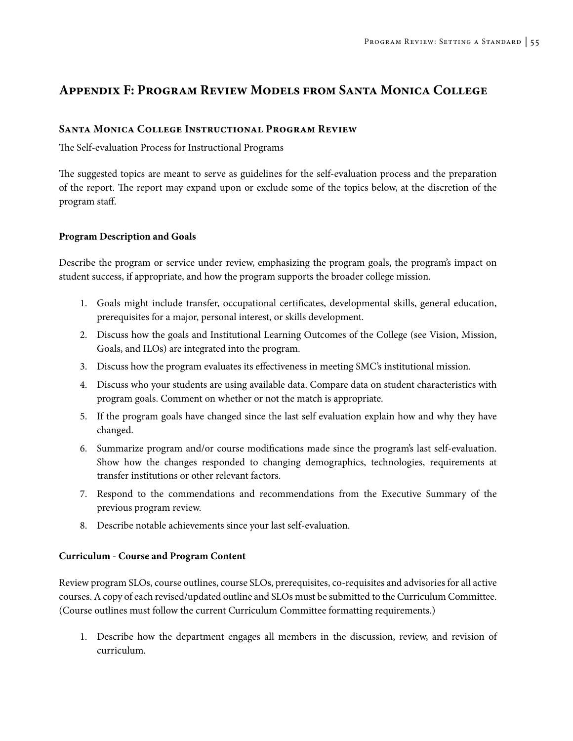## Appendix F: Program Review Models from Santa Monica College

### Santa Monica College Instructional Program Review

The Self-evaluation Process for Instructional Programs

The suggested topics are meant to serve as guidelines for the self-evaluation process and the preparation of the report. The report may expand upon or exclude some of the topics below, at the discretion of the program staff.

**Program Description and Goals**

Describe the program or service under review, emphasizing the program goals, the program's impact on student success, if appropriate, and how the program supports the broader college mission.

1. Goals might include transfer, occupational certificates, developmental skills, general education, prerequisites for a major, personal interest, or skills development.
2. Discuss how the goals and Institutional Learning Outcomes of the College (see Vision, Mission, Goals, and ILOs) are integrated into the program.
3. Discuss how the program evaluates its effectiveness in meeting SMC's institutional mission.
4. Discuss who your students are using available data. Compare data on student characteristics with program goals. Comment on whether or not the match is appropriate.
5. If the program goals have changed since the last self evaluation explain how and why they have changed.
6. Summarize program and/or course modifications made since the program's last self-evaluation. Show how the changes responded to changing demographics, technologies, requirements at transfer institutions or other relevant factors.
7. Respond to the commendations and recommendations from the Executive Summary of the previous program review.
8. Describe notable achievements since your last self-evaluation.

**Curriculum - Course and Program Content**

Review program SLOs, course outlines, course SLOs, prerequisites, co-requisites and advisories for all active courses. A copy of each revised/updated outline and SLOs must be submitted to the Curriculum Committee. (Course outlines must follow the current Curriculum Committee formatting requirements.)

1. Describe how the department engages all members in the discussion, review, and revision of curriculum.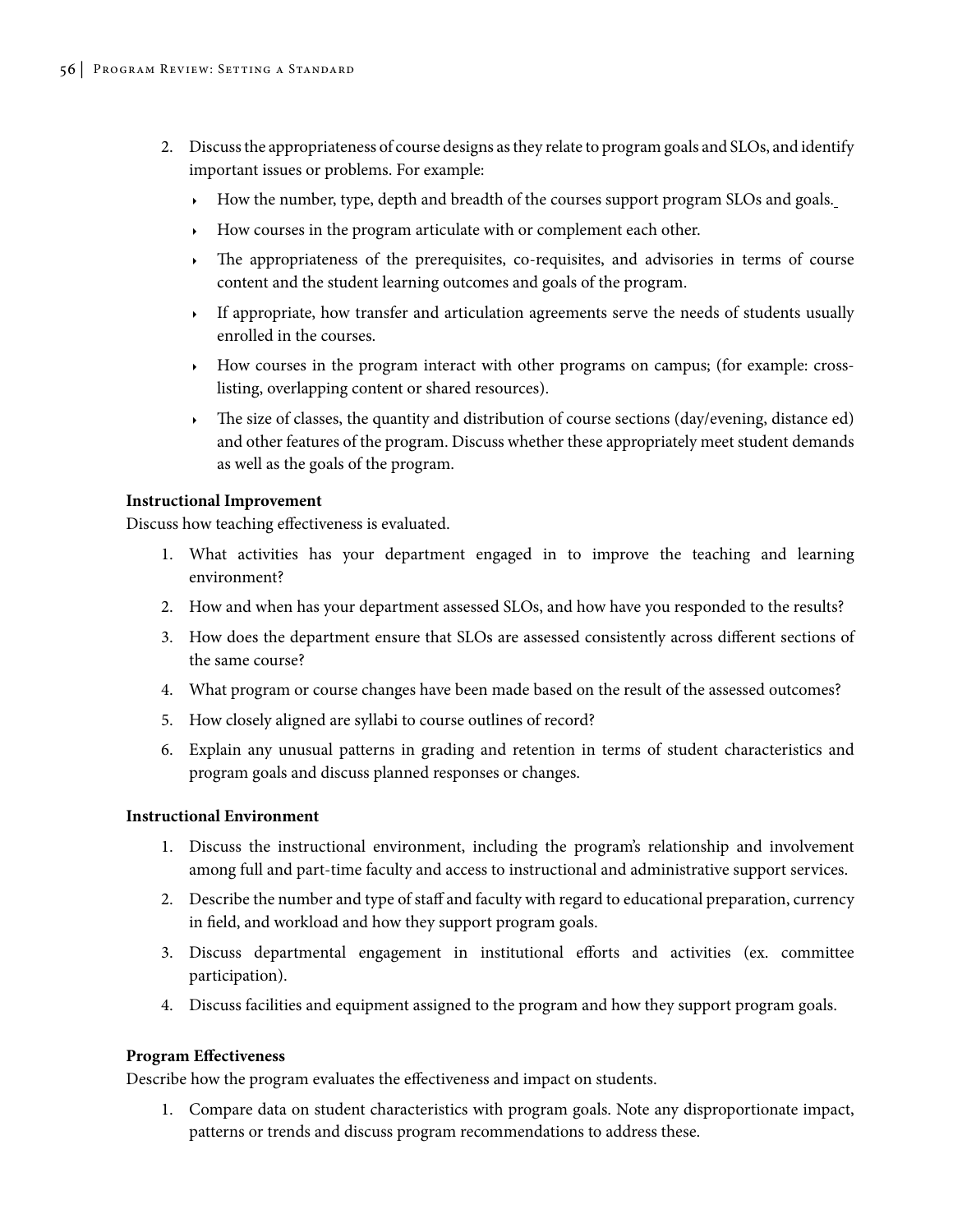2. Discuss the appropriateness of course designs as they relate to program goals and SLOs, and identify important issues or problems. For example:
   - How the number, type, depth and breadth of the courses support program SLOs and goals.
   - How courses in the program articulate with or complement each other.
   - The appropriateness of the prerequisites, co-requisites, and advisories in terms of course content and the student learning outcomes and goals of the program.
   - If appropriate, how transfer and articulation agreements serve the needs of students usually enrolled in the courses.
   - How courses in the program interact with other programs on campus; (for example: cross-listing, overlapping content or shared resources).
   - The size of classes, the quantity and distribution of course sections (day/evening, distance ed) and other features of the program. Discuss whether these appropriately meet student demands as well as the goals of the program.

**Instructional Improvement**

Discuss how teaching effectiveness is evaluated.

1. What activities has your department engaged in to improve the teaching and learning environment?
2. How and when has your department assessed SLOs, and how have you responded to the results?
3. How does the department ensure that SLOs are assessed consistently across different sections of the same course?
4. What program or course changes have been made based on the result of the assessed outcomes?
5. How closely aligned are syllabi to course outlines of record?
6. Explain any unusual patterns in grading and retention in terms of student characteristics and program goals and discuss planned responses or changes.

**Instructional Environment**

1. Discuss the instructional environment, including the program's relationship and involvement among full and part-time faculty and access to instructional and administrative support services.
2. Describe the number and type of staff and faculty with regard to educational preparation, currency in field, and workload and how they support program goals.
3. Discuss departmental engagement in institutional efforts and activities (ex. committee participation).
4. Discuss facilities and equipment assigned to the program and how they support program goals.

**Program Effectiveness**

Describe how the program evaluates the effectiveness and impact on students.

1. Compare data on student characteristics with program goals. Note any disproportionate impact, patterns or trends and discuss program recommendations to address these.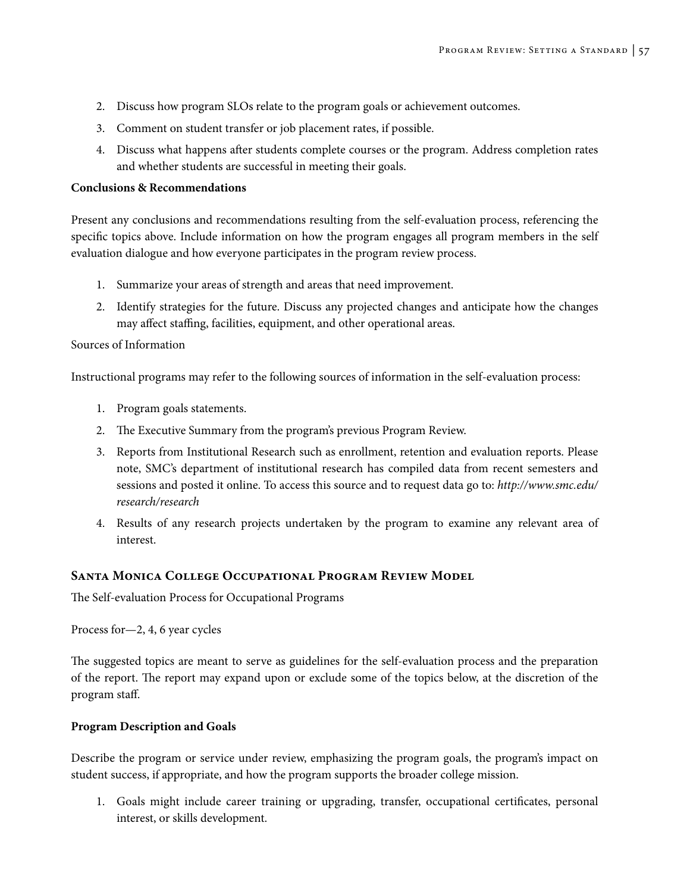2. Discuss how program SLOs relate to the program goals or achievement outcomes.
3. Comment on student transfer or job placement rates, if possible.
4. Discuss what happens after students complete courses or the program. Address completion rates and whether students are successful in meeting their goals.

**Conclusions & Recommendations**

Present any conclusions and recommendations resulting from the self-evaluation process, referencing the specific topics above. Include information on how the program engages all program members in the self evaluation dialogue and how everyone participates in the program review process.

1. Summarize your areas of strength and areas that need improvement.
2. Identify strategies for the future. Discuss any projected changes and anticipate how the changes may affect staffing, facilities, equipment, and other operational areas.

Sources of Information

Instructional programs may refer to the following sources of information in the self-evaluation process:

1. Program goals statements.
2. The Executive Summary from the program's previous Program Review.
3. Reports from Institutional Research such as enrollment, retention and evaluation reports. Please note, SMC's department of institutional research has compiled data from recent semesters and sessions and posted it online. To access this source and to request data go to: *http://www.smc.edu/research/research*
4. Results of any research projects undertaken by the program to examine any relevant area of interest.

### Santa Monica College Occupational Program Review Model

The Self-evaluation Process for Occupational Programs

Process for—2, 4, 6 year cycles

The suggested topics are meant to serve as guidelines for the self-evaluation process and the preparation of the report. The report may expand upon or exclude some of the topics below, at the discretion of the program staff.

**Program Description and Goals**

Describe the program or service under review, emphasizing the program goals, the program's impact on student success, if appropriate, and how the program supports the broader college mission.

1. Goals might include career training or upgrading, transfer, occupational certificates, personal interest, or skills development.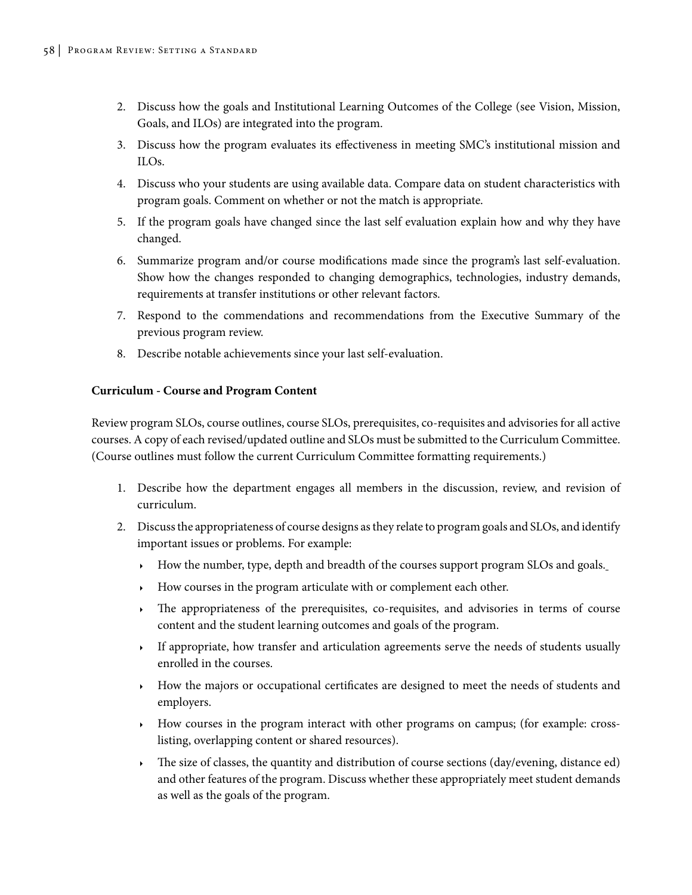2. Discuss how the goals and Institutional Learning Outcomes of the College (see Vision, Mission, Goals, and ILOs) are integrated into the program.
3. Discuss how the program evaluates its effectiveness in meeting SMC's institutional mission and ILOs.
4. Discuss who your students are using available data. Compare data on student characteristics with program goals. Comment on whether or not the match is appropriate.
5. If the program goals have changed since the last self evaluation explain how and why they have changed.
6. Summarize program and/or course modifications made since the program's last self-evaluation. Show how the changes responded to changing demographics, technologies, industry demands, requirements at transfer institutions or other relevant factors.
7. Respond to the commendations and recommendations from the Executive Summary of the previous program review.
8. Describe notable achievements since your last self-evaluation.

**Curriculum - Course and Program Content**

Review program SLOs, course outlines, course SLOs, prerequisites, co-requisites and advisories for all active courses. A copy of each revised/updated outline and SLOs must be submitted to the Curriculum Committee. (Course outlines must follow the current Curriculum Committee formatting requirements.)

1. Describe how the department engages all members in the discussion, review, and revision of curriculum.
2. Discuss the appropriateness of course designs as they relate to program goals and SLOs, and identify important issues or problems. For example:
   - How the number, type, depth and breadth of the courses support program SLOs and goals.
   - How courses in the program articulate with or complement each other.
   - The appropriateness of the prerequisites, co-requisites, and advisories in terms of course content and the student learning outcomes and goals of the program.
   - If appropriate, how transfer and articulation agreements serve the needs of students usually enrolled in the courses.
   - How the majors or occupational certificates are designed to meet the needs of students and employers.
   - How courses in the program interact with other programs on campus; (for example: cross-listing, overlapping content or shared resources).
   - The size of classes, the quantity and distribution of course sections (day/evening, distance ed) and other features of the program. Discuss whether these appropriately meet student demands as well as the goals of the program.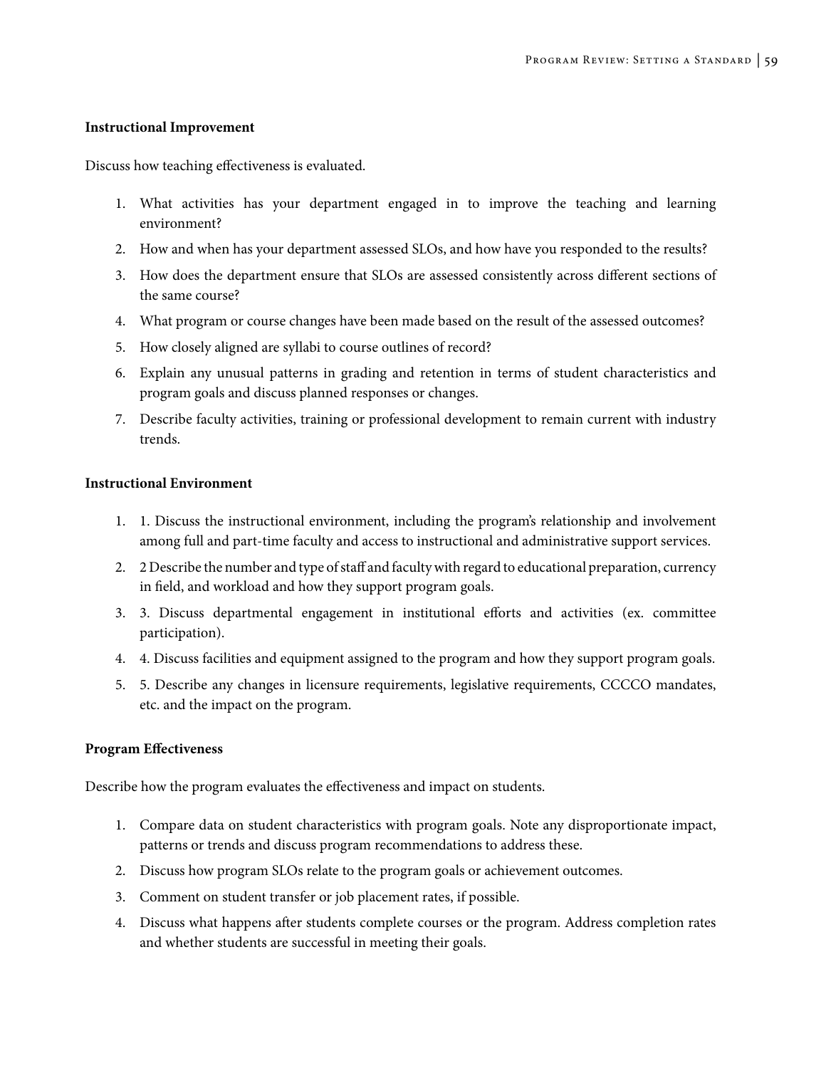**Instructional Improvement**

Discuss how teaching effectiveness is evaluated.

1. What activities has your department engaged in to improve the teaching and learning environment?
2. How and when has your department assessed SLOs, and how have you responded to the results?
3. How does the department ensure that SLOs are assessed consistently across different sections of the same course?
4. What program or course changes have been made based on the result of the assessed outcomes?
5. How closely aligned are syllabi to course outlines of record?
6. Explain any unusual patterns in grading and retention in terms of student characteristics and program goals and discuss planned responses or changes.
7. Describe faculty activities, training or professional development to remain current with industry trends.

**Instructional Environment**

1. 1. Discuss the instructional environment, including the program's relationship and involvement among full and part-time faculty and access to instructional and administrative support services.
2. 2 Describe the number and type of staff and faculty with regard to educational preparation, currency in field, and workload and how they support program goals.
3. 3. Discuss departmental engagement in institutional efforts and activities (ex. committee participation).
4. 4. Discuss facilities and equipment assigned to the program and how they support program goals.
5. 5. Describe any changes in licensure requirements, legislative requirements, CCCCO mandates, etc. and the impact on the program.

**Program Effectiveness**

Describe how the program evaluates the effectiveness and impact on students.

1. Compare data on student characteristics with program goals. Note any disproportionate impact, patterns or trends and discuss program recommendations to address these.
2. Discuss how program SLOs relate to the program goals or achievement outcomes.
3. Comment on student transfer or job placement rates, if possible.
4. Discuss what happens after students complete courses or the program. Address completion rates and whether students are successful in meeting their goals.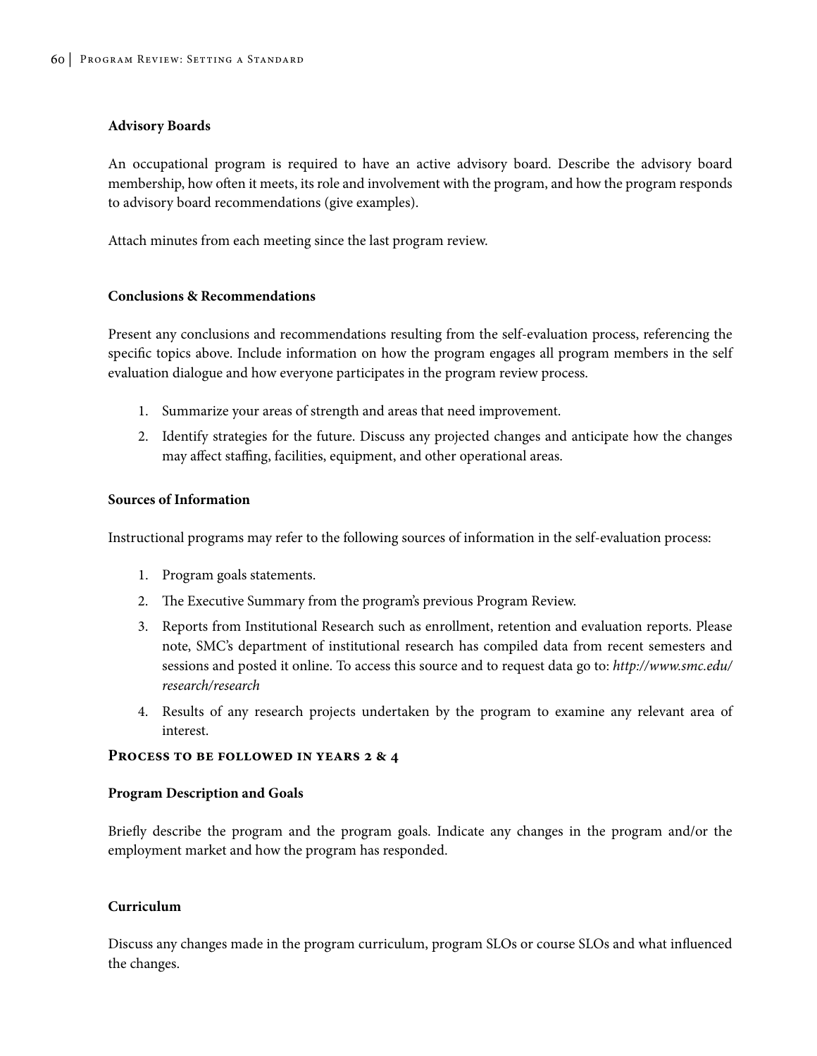**Advisory Boards**

An occupational program is required to have an active advisory board. Describe the advisory board membership, how often it meets, its role and involvement with the program, and how the program responds to advisory board recommendations (give examples).

Attach minutes from each meeting since the last program review.

**Conclusions & Recommendations**

Present any conclusions and recommendations resulting from the self-evaluation process, referencing the specific topics above. Include information on how the program engages all program members in the self evaluation dialogue and how everyone participates in the program review process.

1. Summarize your areas of strength and areas that need improvement.
2. Identify strategies for the future. Discuss any projected changes and anticipate how the changes may affect staffing, facilities, equipment, and other operational areas.

**Sources of Information**

Instructional programs may refer to the following sources of information in the self-evaluation process:

1. Program goals statements.
2. The Executive Summary from the program's previous Program Review.
3. Reports from Institutional Research such as enrollment, retention and evaluation reports. Please note, SMC's department of institutional research has compiled data from recent semesters and sessions and posted it online. To access this source and to request data go to: *http://www.smc.edu/research/research*
4. Results of any research projects undertaken by the program to examine any relevant area of interest.

## Process to be followed in years 2 & 4

**Program Description and Goals**

Briefly describe the program and the program goals. Indicate any changes in the program and/or the employment market and how the program has responded.

**Curriculum**

Discuss any changes made in the program curriculum, program SLOs or course SLOs and what influenced the changes.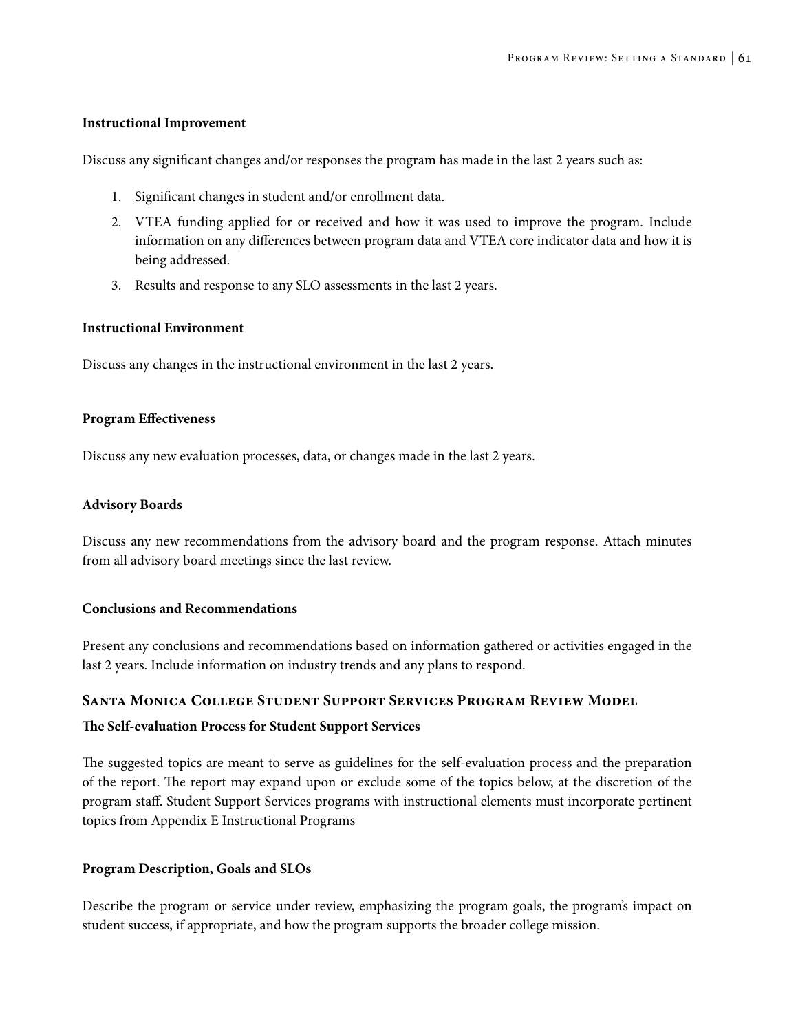**Instructional Improvement**

Discuss any significant changes and/or responses the program has made in the last 2 years such as:

1. Significant changes in student and/or enrollment data.
2. VTEA funding applied for or received and how it was used to improve the program. Include information on any differences between program data and VTEA core indicator data and how it is being addressed.
3. Results and response to any SLO assessments in the last 2 years.

**Instructional Environment**

Discuss any changes in the instructional environment in the last 2 years.

**Program Effectiveness**

Discuss any new evaluation processes, data, or changes made in the last 2 years.

**Advisory Boards**

Discuss any new recommendations from the advisory board and the program response. Attach minutes from all advisory board meetings since the last review.

**Conclusions and Recommendations**

Present any conclusions and recommendations based on information gathered or activities engaged in the last 2 years. Include information on industry trends and any plans to respond.

## Santa Monica College Student Support Services Program Review Model

**The Self-evaluation Process for Student Support Services**

The suggested topics are meant to serve as guidelines for the self-evaluation process and the preparation of the report. The report may expand upon or exclude some of the topics below, at the discretion of the program staff. Student Support Services programs with instructional elements must incorporate pertinent topics from Appendix E Instructional Programs

**Program Description, Goals and SLOs**

Describe the program or service under review, emphasizing the program goals, the program's impact on student success, if appropriate, and how the program supports the broader college mission.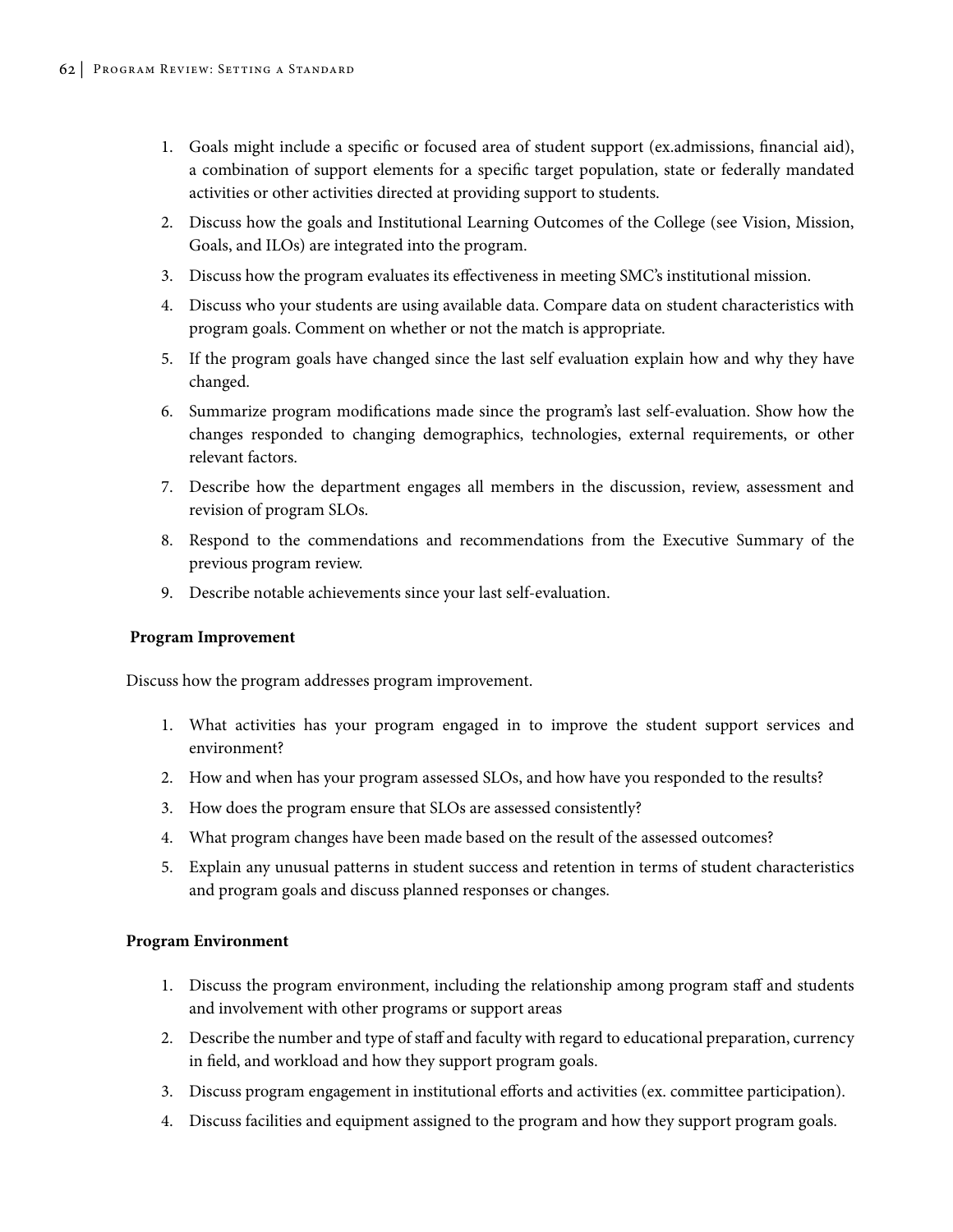1. Goals might include a specific or focused area of student support (ex.admissions, financial aid), a combination of support elements for a specific target population, state or federally mandated activities or other activities directed at providing support to students.
2. Discuss how the goals and Institutional Learning Outcomes of the College (see Vision, Mission, Goals, and ILOs) are integrated into the program.
3. Discuss how the program evaluates its effectiveness in meeting SMC's institutional mission.
4. Discuss who your students are using available data. Compare data on student characteristics with program goals. Comment on whether or not the match is appropriate.
5. If the program goals have changed since the last self evaluation explain how and why they have changed.
6. Summarize program modifications made since the program's last self-evaluation. Show how the changes responded to changing demographics, technologies, external requirements, or other relevant factors.
7. Describe how the department engages all members in the discussion, review, assessment and revision of program SLOs.
8. Respond to the commendations and recommendations from the Executive Summary of the previous program review.
9. Describe notable achievements since your last self-evaluation.

**Program Improvement**

Discuss how the program addresses program improvement.

1. What activities has your program engaged in to improve the student support services and environment?
2. How and when has your program assessed SLOs, and how have you responded to the results?
3. How does the program ensure that SLOs are assessed consistently?
4. What program changes have been made based on the result of the assessed outcomes?
5. Explain any unusual patterns in student success and retention in terms of student characteristics and program goals and discuss planned responses or changes.

**Program Environment**

1. Discuss the program environment, including the relationship among program staff and students and involvement with other programs or support areas
2. Describe the number and type of staff and faculty with regard to educational preparation, currency in field, and workload and how they support program goals.
3. Discuss program engagement in institutional efforts and activities (ex. committee participation).
4. Discuss facilities and equipment assigned to the program and how they support program goals.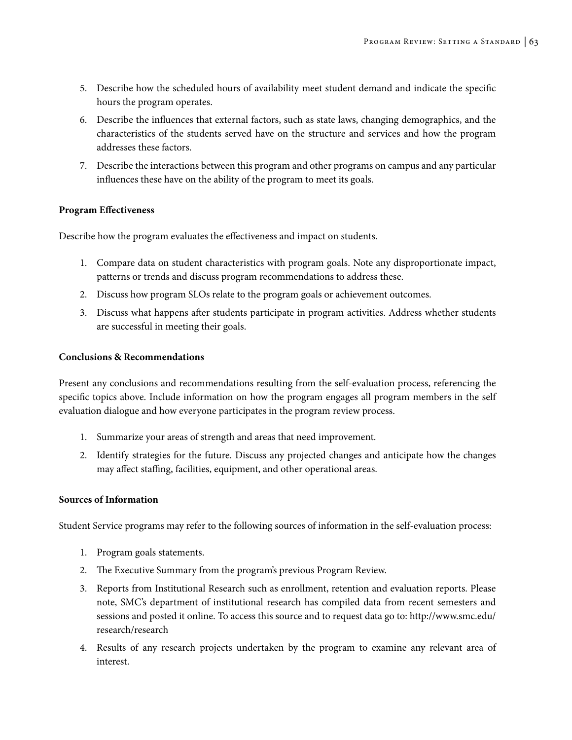5. Describe how the scheduled hours of availability meet student demand and indicate the specific hours the program operates.
6. Describe the influences that external factors, such as state laws, changing demographics, and the characteristics of the students served have on the structure and services and how the program addresses these factors.
7. Describe the interactions between this program and other programs on campus and any particular influences these have on the ability of the program to meet its goals.

**Program Effectiveness**

Describe how the program evaluates the effectiveness and impact on students.

1. Compare data on student characteristics with program goals. Note any disproportionate impact, patterns or trends and discuss program recommendations to address these.
2. Discuss how program SLOs relate to the program goals or achievement outcomes.
3. Discuss what happens after students participate in program activities. Address whether students are successful in meeting their goals.

**Conclusions & Recommendations**

Present any conclusions and recommendations resulting from the self-evaluation process, referencing the specific topics above. Include information on how the program engages all program members in the self evaluation dialogue and how everyone participates in the program review process.

1. Summarize your areas of strength and areas that need improvement.
2. Identify strategies for the future. Discuss any projected changes and anticipate how the changes may affect staffing, facilities, equipment, and other operational areas.

**Sources of Information**

Student Service programs may refer to the following sources of information in the self-evaluation process:

1. Program goals statements.
2. The Executive Summary from the program's previous Program Review.
3. Reports from Institutional Research such as enrollment, retention and evaluation reports. Please note, SMC's department of institutional research has compiled data from recent semesters and sessions and posted it online. To access this source and to request data go to: http://www.smc.edu/research/research
4. Results of any research projects undertaken by the program to examine any relevant area of interest.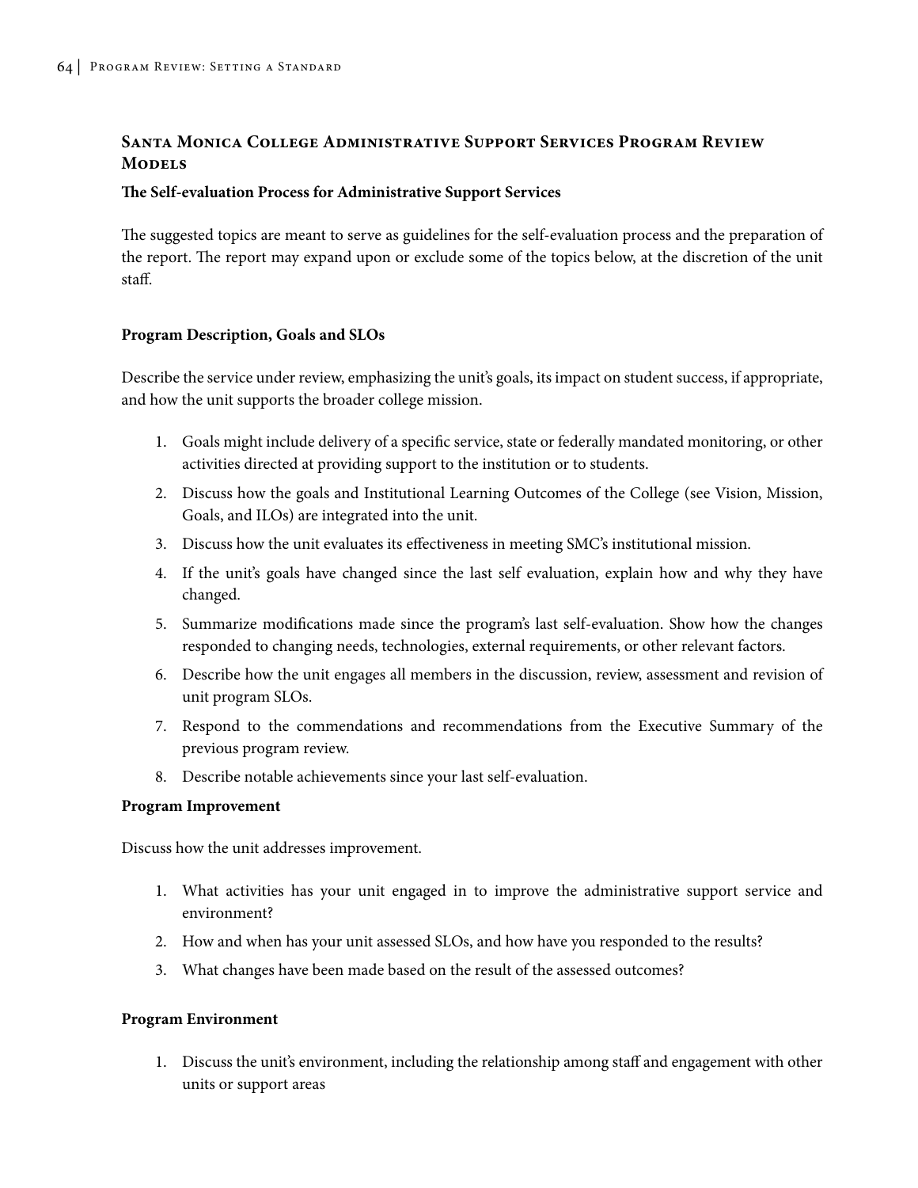## Santa Monica College Administrative Support Services Program Review Models

### The Self-evaluation Process for Administrative Support Services

The suggested topics are meant to serve as guidelines for the self-evaluation process and the preparation of the report. The report may expand upon or exclude some of the topics below, at the discretion of the unit staff.

**Program Description, Goals and SLOs**

Describe the service under review, emphasizing the unit's goals, its impact on student success, if appropriate, and how the unit supports the broader college mission.

1. Goals might include delivery of a specific service, state or federally mandated monitoring, or other activities directed at providing support to the institution or to students.
2. Discuss how the goals and Institutional Learning Outcomes of the College (see Vision, Mission, Goals, and ILOs) are integrated into the unit.
3. Discuss how the unit evaluates its effectiveness in meeting SMC's institutional mission.
4. If the unit's goals have changed since the last self evaluation, explain how and why they have changed.
5. Summarize modifications made since the program's last self-evaluation. Show how the changes responded to changing needs, technologies, external requirements, or other relevant factors.
6. Describe how the unit engages all members in the discussion, review, assessment and revision of unit program SLOs.
7. Respond to the commendations and recommendations from the Executive Summary of the previous program review.
8. Describe notable achievements since your last self-evaluation.

**Program Improvement**

Discuss how the unit addresses improvement.

1. What activities has your unit engaged in to improve the administrative support service and environment?
2. How and when has your unit assessed SLOs, and how have you responded to the results?
3. What changes have been made based on the result of the assessed outcomes?

**Program Environment**

1. Discuss the unit's environment, including the relationship among staff and engagement with other units or support areas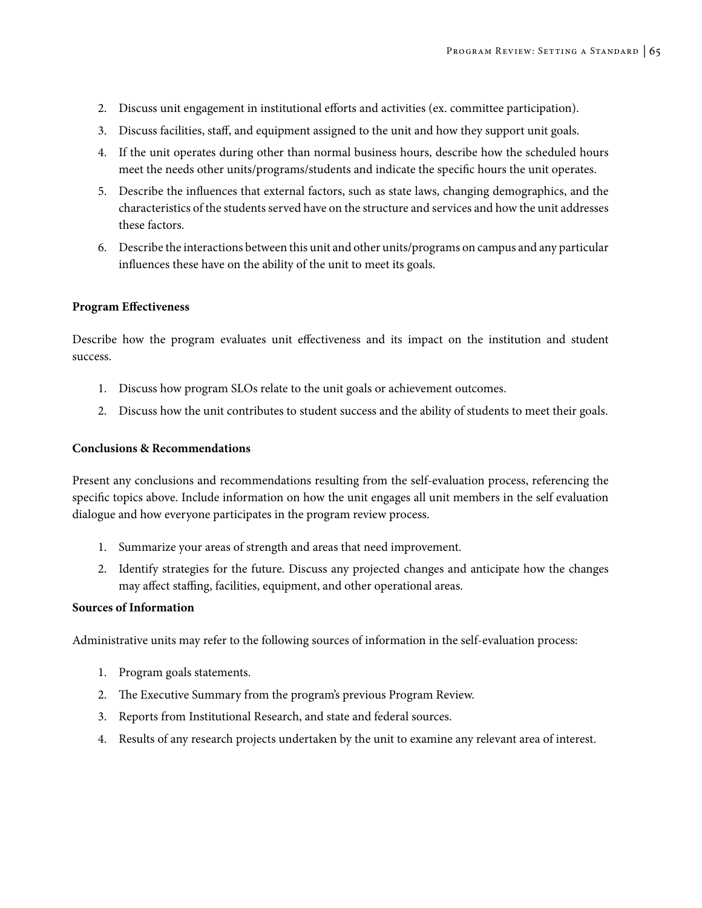2. Discuss unit engagement in institutional efforts and activities (ex. committee participation).
3. Discuss facilities, staff, and equipment assigned to the unit and how they support unit goals.
4. If the unit operates during other than normal business hours, describe how the scheduled hours meet the needs other units/programs/students and indicate the specific hours the unit operates.
5. Describe the influences that external factors, such as state laws, changing demographics, and the characteristics of the students served have on the structure and services and how the unit addresses these factors.
6. Describe the interactions between this unit and other units/programs on campus and any particular influences these have on the ability of the unit to meet its goals.

**Program Effectiveness**

Describe how the program evaluates unit effectiveness and its impact on the institution and student success.

1. Discuss how program SLOs relate to the unit goals or achievement outcomes.
2. Discuss how the unit contributes to student success and the ability of students to meet their goals.

**Conclusions & Recommendations**

Present any conclusions and recommendations resulting from the self-evaluation process, referencing the specific topics above. Include information on how the unit engages all unit members in the self evaluation dialogue and how everyone participates in the program review process.

1. Summarize your areas of strength and areas that need improvement.
2. Identify strategies for the future. Discuss any projected changes and anticipate how the changes may affect staffing, facilities, equipment, and other operational areas.

**Sources of Information**

Administrative units may refer to the following sources of information in the self-evaluation process:

1. Program goals statements.
2. The Executive Summary from the program's previous Program Review.
3. Reports from Institutional Research, and state and federal sources.
4. Results of any research projects undertaken by the unit to examine any relevant area of interest.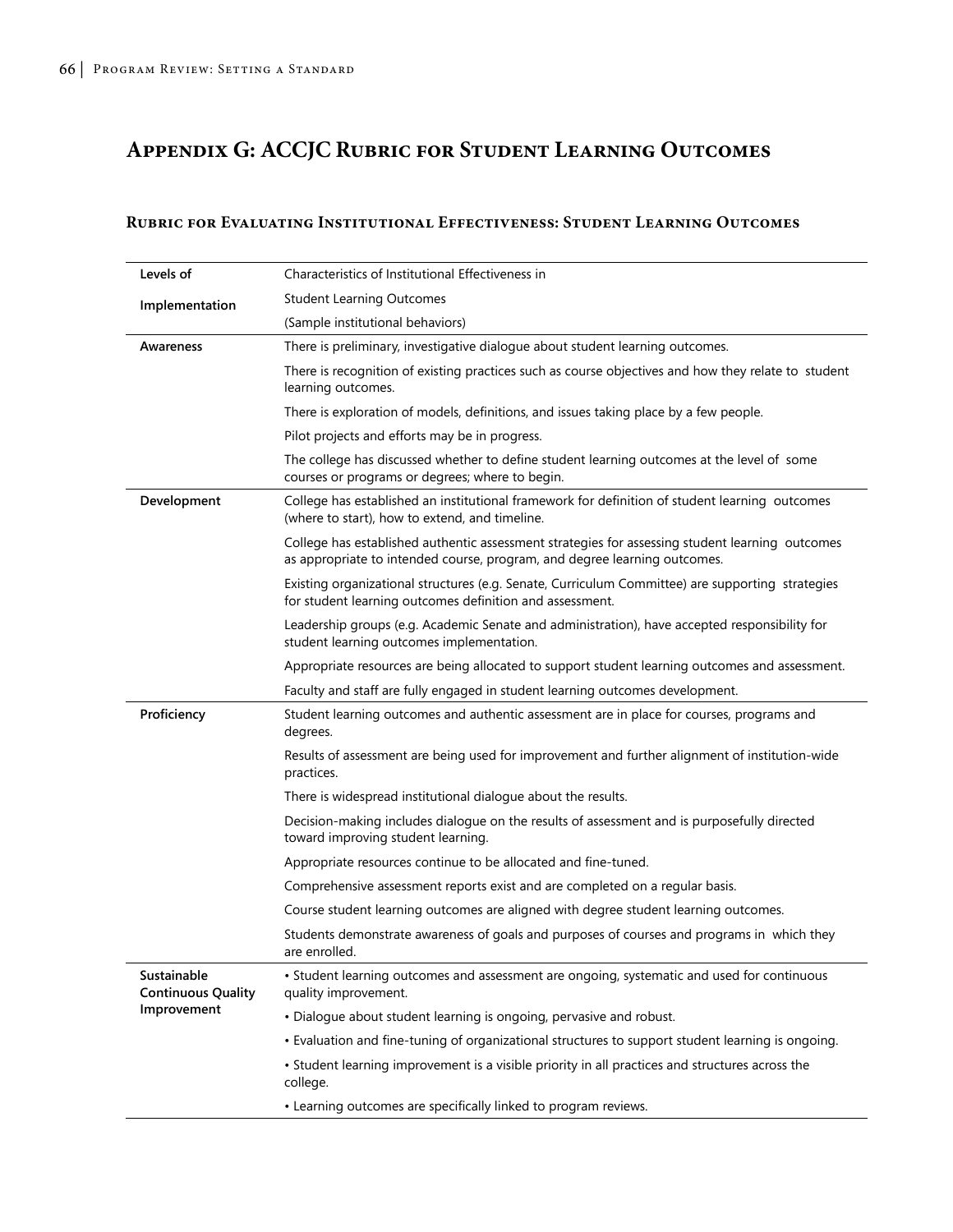# Appendix G: ACCJC Rubric for Student Learning Outcomes

## Rubric for Evaluating Institutional Effectiveness: Student Learning Outcomes

| Levels of Implementation | Characteristics of Institutional Effectiveness in Student Learning Outcomes (Sample institutional behaviors) |
|---|---|
| **Awareness** | There is preliminary, investigative dialogue about student learning outcomes. |
| | There is recognition of existing practices such as course objectives and how they relate to student learning outcomes. |
| | There is exploration of models, definitions, and issues taking place by a few people. |
| | Pilot projects and efforts may be in progress. |
| | The college has discussed whether to define student learning outcomes at the level of some courses or programs or degrees; where to begin. |
| **Development** | College has established an institutional framework for definition of student learning outcomes (where to start), how to extend, and timeline. |
| | College has established authentic assessment strategies for assessing student learning outcomes as appropriate to intended course, program, and degree learning outcomes. |
| | Existing organizational structures (e.g. Senate, Curriculum Committee) are supporting strategies for student learning outcomes definition and assessment. |
| | Leadership groups (e.g. Academic Senate and administration), have accepted responsibility for student learning outcomes implementation. |
| | Appropriate resources are being allocated to support student learning outcomes and assessment. |
| | Faculty and staff are fully engaged in student learning outcomes development. |
| **Proficiency** | Student learning outcomes and authentic assessment are in place for courses, programs and degrees. |
| | Results of assessment are being used for improvement and further alignment of institution-wide practices. |
| | There is widespread institutional dialogue about the results. |
| | Decision-making includes dialogue on the results of assessment and is purposefully directed toward improving student learning. |
| | Appropriate resources continue to be allocated and fine-tuned. |
| | Comprehensive assessment reports exist and are completed on a regular basis. |
| | Course student learning outcomes are aligned with degree student learning outcomes. |
| | Students demonstrate awareness of goals and purposes of courses and programs in which they are enrolled. |
| **Sustainable Continuous Quality Improvement** | • Student learning outcomes and assessment are ongoing, systematic and used for continuous quality improvement. |
| | • Dialogue about student learning is ongoing, pervasive and robust. |
| | • Evaluation and fine-tuning of organizational structures to support student learning is ongoing. |
| | • Student learning improvement is a visible priority in all practices and structures across the college. |
| | • Learning outcomes are specifically linked to program reviews. |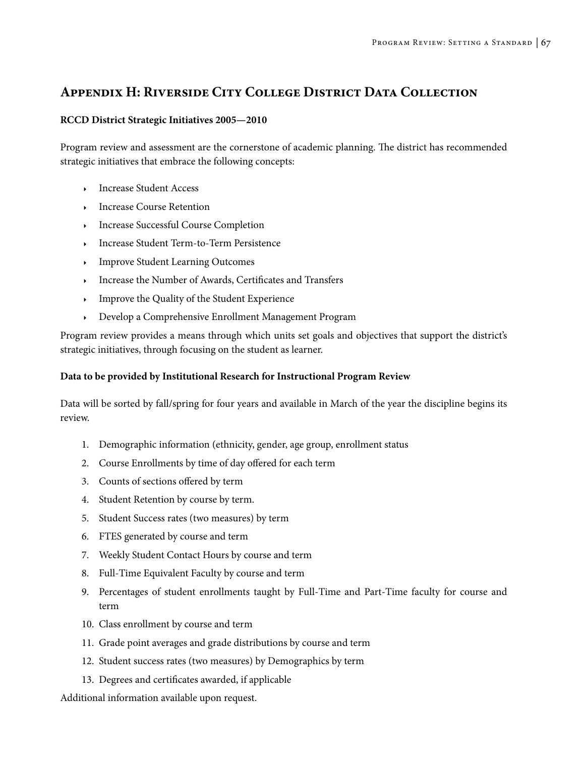# Appendix H: Riverside City College District Data Collection

**RCCD District Strategic Initiatives 2005—2010**

Program review and assessment are the cornerstone of academic planning. The district has recommended strategic initiatives that embrace the following concepts:

- Increase Student Access
- Increase Course Retention
- Increase Successful Course Completion
- Increase Student Term-to-Term Persistence
- Improve Student Learning Outcomes
- Increase the Number of Awards, Certificates and Transfers
- Improve the Quality of the Student Experience
- Develop a Comprehensive Enrollment Management Program

Program review provides a means through which units set goals and objectives that support the district's strategic initiatives, through focusing on the student as learner.

**Data to be provided by Institutional Research for Instructional Program Review**

Data will be sorted by fall/spring for four years and available in March of the year the discipline begins its review.

1. Demographic information (ethnicity, gender, age group, enrollment status
2. Course Enrollments by time of day offered for each term
3. Counts of sections offered by term
4. Student Retention by course by term.
5. Student Success rates (two measures) by term
6. FTES generated by course and term
7. Weekly Student Contact Hours by course and term
8. Full-Time Equivalent Faculty by course and term
9. Percentages of student enrollments taught by Full-Time and Part-Time faculty for course and term
10. Class enrollment by course and term
11. Grade point averages and grade distributions by course and term
12. Student success rates (two measures) by Demographics by term
13. Degrees and certificates awarded, if applicable

Additional information available upon request.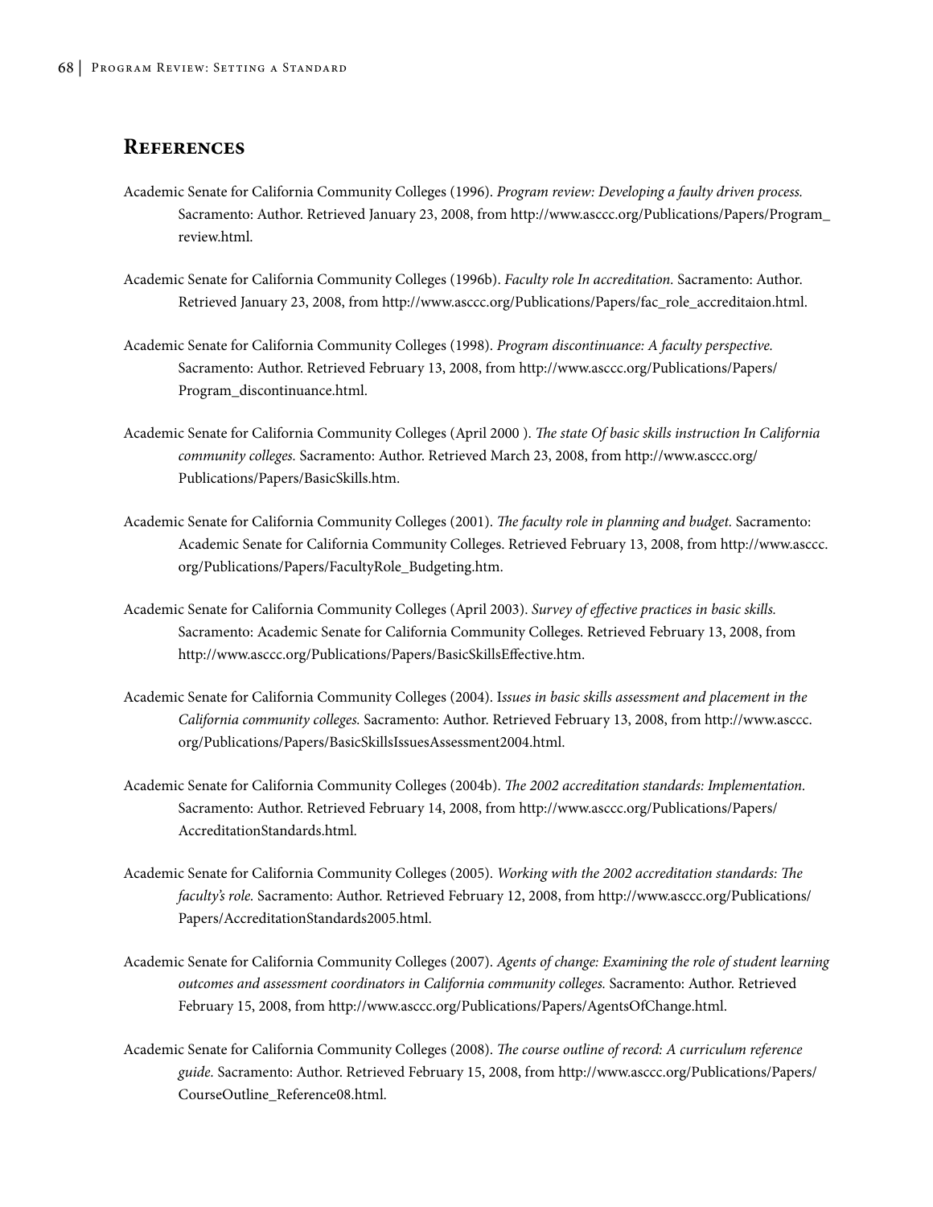## References

Academic Senate for California Community Colleges (1996). *Program review: Developing a faulty driven process.* Sacramento: Author. Retrieved January 23, 2008, from http://www.asccc.org/Publications/Papers/Program_review.html.

Academic Senate for California Community Colleges (1996b). *Faculty role In accreditation.* Sacramento: Author. Retrieved January 23, 2008, from http://www.asccc.org/Publications/Papers/fac_role_accreditaion.html.

Academic Senate for California Community Colleges (1998). *Program discontinuance: A faculty perspective.* Sacramento: Author. Retrieved February 13, 2008, from http://www.asccc.org/Publications/Papers/Program_discontinuance.html.

Academic Senate for California Community Colleges (April 2000 ). *The state Of basic skills instruction In California community colleges.* Sacramento: Author. Retrieved March 23, 2008, from http://www.asccc.org/Publications/Papers/BasicSkills.htm.

Academic Senate for California Community Colleges (2001). *The faculty role in planning and budget.* Sacramento: Academic Senate for California Community Colleges. Retrieved February 13, 2008, from http://www.asccc.org/Publications/Papers/FacultyRole_Budgeting.htm.

Academic Senate for California Community Colleges (April 2003). *Survey of effective practices in basic skills.* Sacramento: Academic Senate for California Community Colleges. Retrieved February 13, 2008, from http://www.asccc.org/Publications/Papers/BasicSkillsEffective.htm.

Academic Senate for California Community Colleges (2004). I*ssues in basic skills assessment and placement in the California community colleges.* Sacramento: Author. Retrieved February 13, 2008, from http://www.asccc.org/Publications/Papers/BasicSkillsIssuesAssessment2004.html.

Academic Senate for California Community Colleges (2004b). *The 2002 accreditation standards: Implementation.* Sacramento: Author. Retrieved February 14, 2008, from http://www.asccc.org/Publications/Papers/AccreditationStandards.html.

Academic Senate for California Community Colleges (2005). *Working with the 2002 accreditation standards: The faculty's role.* Sacramento: Author. Retrieved February 12, 2008, from http://www.asccc.org/Publications/Papers/AccreditationStandards2005.html.

Academic Senate for California Community Colleges (2007). *Agents of change: Examining the role of student learning outcomes and assessment coordinators in California community colleges.* Sacramento: Author. Retrieved February 15, 2008, from http://www.asccc.org/Publications/Papers/AgentsOfChange.html.

Academic Senate for California Community Colleges (2008). *The course outline of record: A curriculum reference guide.* Sacramento: Author. Retrieved February 15, 2008, from http://www.asccc.org/Publications/Papers/CourseOutline_Reference08.html.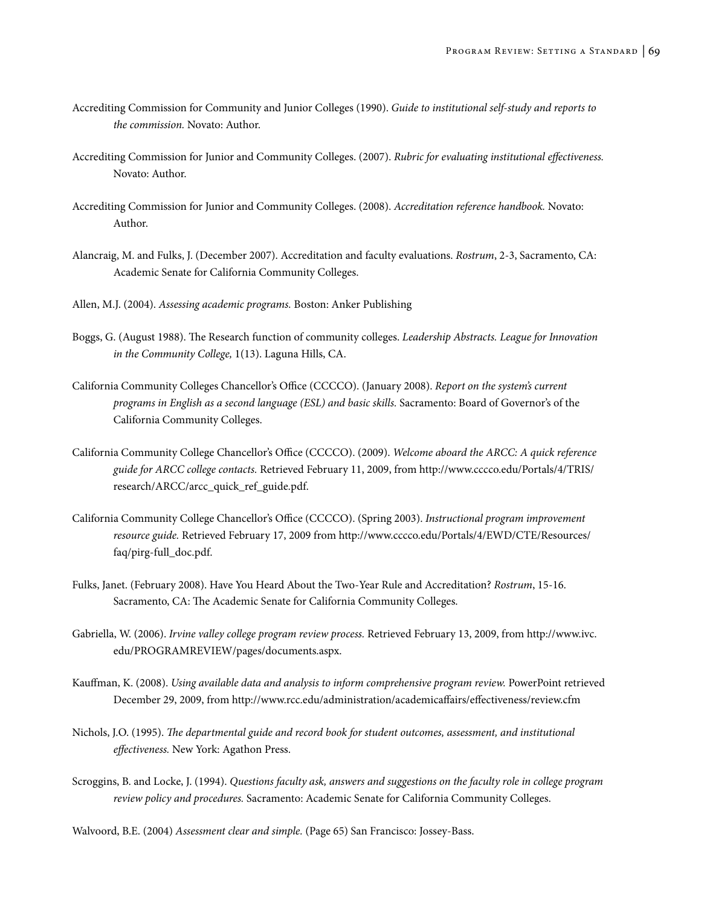Accrediting Commission for Community and Junior Colleges (1990). *Guide to institutional self-study and reports to the commission.* Novato: Author.

Accrediting Commission for Junior and Community Colleges. (2007). *Rubric for evaluating institutional effectiveness.* Novato: Author.

Accrediting Commission for Junior and Community Colleges. (2008). *Accreditation reference handbook.* Novato: Author.

Alancraig, M. and Fulks, J. (December 2007). Accreditation and faculty evaluations. *Rostrum*, 2-3, Sacramento, CA: Academic Senate for California Community Colleges.

Allen, M.J. (2004). *Assessing academic programs.* Boston: Anker Publishing

Boggs, G. (August 1988). The Research function of community colleges. *Leadership Abstracts. League for Innovation in the Community College,* 1(13). Laguna Hills, CA.

California Community Colleges Chancellor's Office (CCCCO). (January 2008). *Report on the system's current programs in English as a second language (ESL) and basic skills.* Sacramento: Board of Governor's of the California Community Colleges.

California Community College Chancellor's Office (CCCCO). (2009). *Welcome aboard the ARCC: A quick reference guide for ARCC college contacts.* Retrieved February 11, 2009, from http://www.cccco.edu/Portals/4/TRIS/research/ARCC/arcc_quick_ref_guide.pdf.

California Community College Chancellor's Office (CCCCO). (Spring 2003). *Instructional program improvement resource guide.* Retrieved February 17, 2009 from http://www.cccco.edu/Portals/4/EWD/CTE/Resources/faq/pirg-full_doc.pdf.

Fulks, Janet. (February 2008). Have You Heard About the Two-Year Rule and Accreditation? *Rostrum*, 15-16. Sacramento, CA: The Academic Senate for California Community Colleges.

Gabriella, W. (2006). *Irvine valley college program review process.* Retrieved February 13, 2009, from http://www.ivc.edu/PROGRAMREVIEW/pages/documents.aspx.

Kauffman, K. (2008). *Using available data and analysis to inform comprehensive program review.* PowerPoint retrieved December 29, 2009, from http://www.rcc.edu/administration/academicaffairs/effectiveness/review.cfm

Nichols, J.O. (1995). *The departmental guide and record book for student outcomes, assessment, and institutional effectiveness.* New York: Agathon Press.

Scroggins, B. and Locke, J. (1994). *Questions faculty ask, answers and suggestions on the faculty role in college program review policy and procedures.* Sacramento: Academic Senate for California Community Colleges.

Walvoord, B.E. (2004) *Assessment clear and simple.* (Page 65) San Francisco: Jossey-Bass.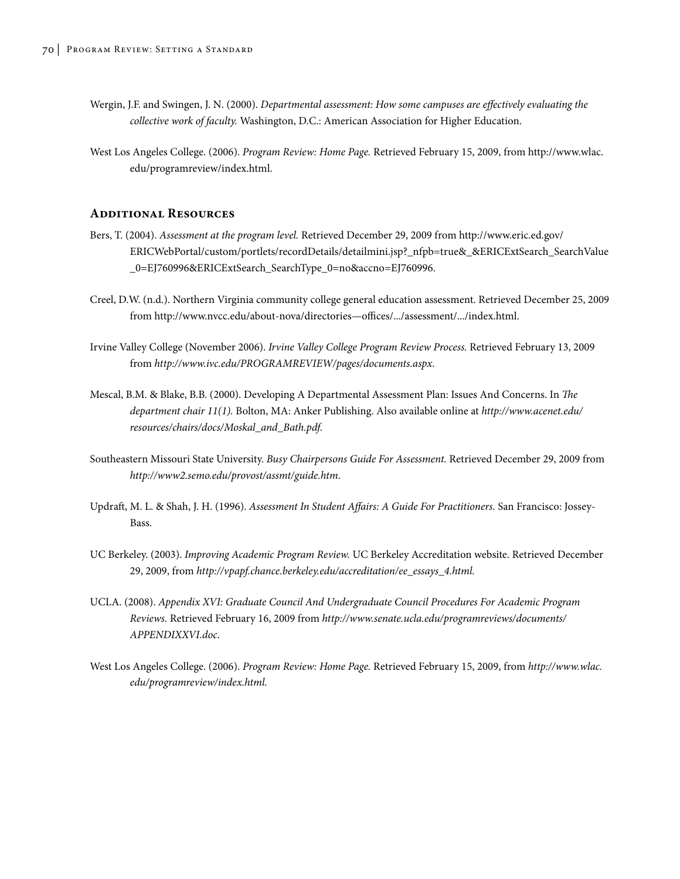Wergin, J.F. and Swingen, J. N. (2000). *Departmental assessment: How some campuses are effectively evaluating the collective work of faculty.* Washington, D.C.: American Association for Higher Education.

West Los Angeles College. (2006). *Program Review: Home Page.* Retrieved February 15, 2009, from http://www.wlac.edu/programreview/index.html.

## Additional Resources

Bers, T. (2004). *Assessment at the program level.* Retrieved December 29, 2009 from http://www.eric.ed.gov/ERICWebPortal/custom/portlets/recordDetails/detailmini.jsp?_nfpb=true&_&ERICExtSearch_SearchValue_0=EJ760996&ERICExtSearch_SearchType_0=no&accno=EJ760996.

Creel, D.W. (n.d.). Northern Virginia community college general education assessment. Retrieved December 25, 2009 from http://www.nvcc.edu/about-nova/directories—offices/.../assessment/.../index.html.

Irvine Valley College (November 2006). *Irvine Valley College Program Review Process.* Retrieved February 13, 2009 from *http://www.ivc.edu/PROGRAMREVIEW/pages/documents.aspx*.

Mescal, B.M. & Blake, B.B. (2000). Developing A Departmental Assessment Plan: Issues And Concerns. In *The department chair 11(1).* Bolton, MA: Anker Publishing. Also available online at *http://www.acenet.edu/resources/chairs/docs/Moskal_and_Bath.pdf.*

Southeastern Missouri State University. *Busy Chairpersons Guide For Assessment.* Retrieved December 29, 2009 from *http://www2.semo.edu/provost/assmt/guide.htm*.

Updraft, M. L. & Shah, J. H. (1996). *Assessment In Student Affairs: A Guide For Practitioners.* San Francisco: Jossey-Bass.

UC Berkeley. (2003). *Improving Academic Program Review.* UC Berkeley Accreditation website. Retrieved December 29, 2009, from *http://vpapf.chance.berkeley.edu/accreditation/ee_essays_4.html.*

UCLA. (2008). *Appendix XVI: Graduate Council And Undergraduate Council Procedures For Academic Program Reviews.* Retrieved February 16, 2009 from *http://www.senate.ucla.edu/programreviews/documents/APPENDIXXVI.doc.*

West Los Angeles College. (2006). *Program Review: Home Page.* Retrieved February 15, 2009, from *http://www.wlac.edu/programreview/index.html.*